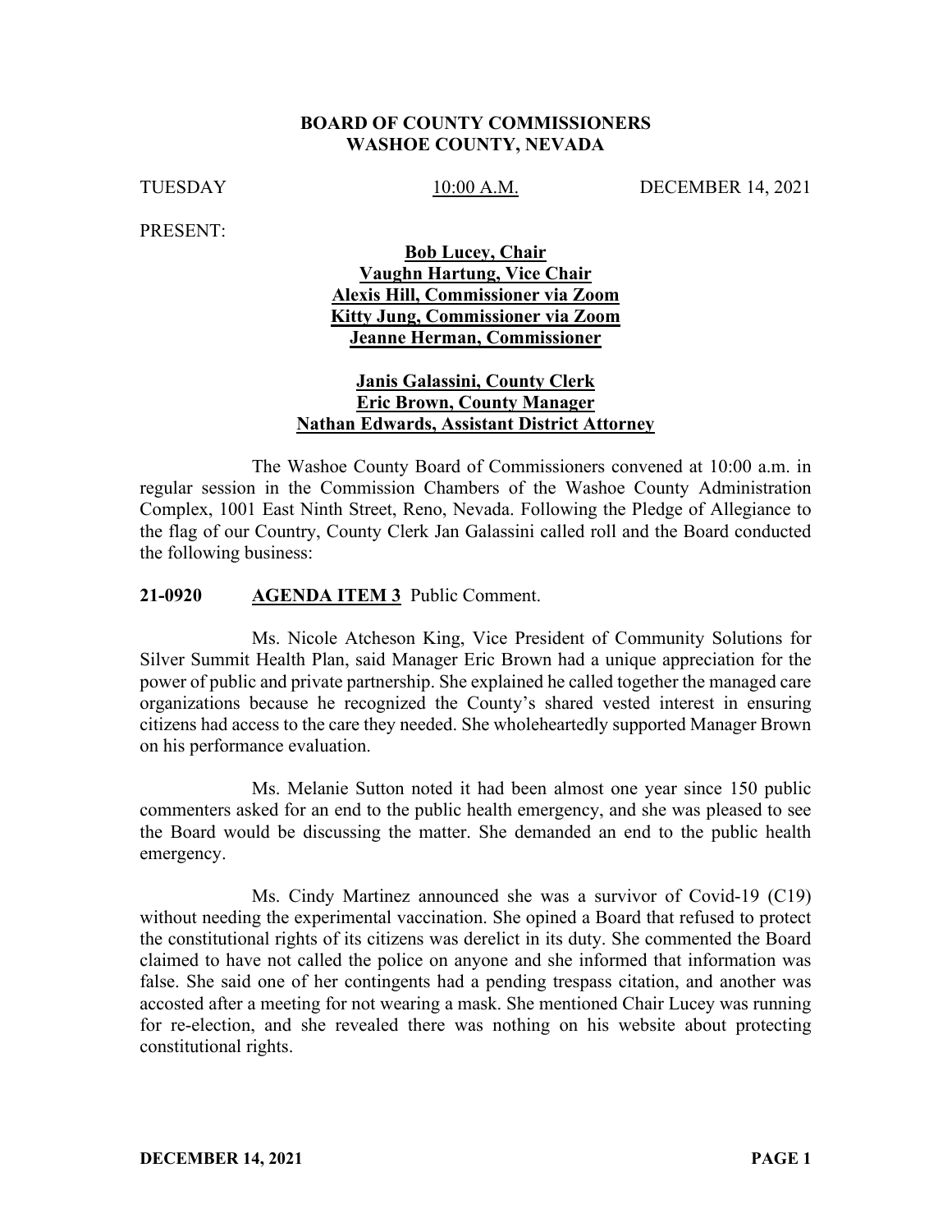**BOARD OF COUNTY COMMISSIONERS**
**WASHOE COUNTY, NEVADA**

TUESDAY 10:00 A.M. DECEMBER 14, 2021

PRESENT:

**Bob Lucey, Chair**
**Vaughn Hartung, Vice Chair**
**Alexis Hill, Commissioner via Zoom**
**Kitty Jung, Commissioner via Zoom**
**Jeanne Herman, Commissioner**

**Janis Galassini, County Clerk**
**Eric Brown, County Manager**
**Nathan Edwards, Assistant District Attorney**

The Washoe County Board of Commissioners convened at 10:00 a.m. in regular session in the Commission Chambers of the Washoe County Administration Complex, 1001 East Ninth Street, Reno, Nevada. Following the Pledge of Allegiance to the flag of our Country, County Clerk Jan Galassini called roll and the Board conducted the following business:

**21-0920 AGENDA ITEM 3** Public Comment.

Ms. Nicole Atcheson King, Vice President of Community Solutions for Silver Summit Health Plan, said Manager Eric Brown had a unique appreciation for the power of public and private partnership. She explained he called together the managed care organizations because he recognized the County's shared vested interest in ensuring citizens had access to the care they needed. She wholeheartedly supported Manager Brown on his performance evaluation.

Ms. Melanie Sutton noted it had been almost one year since 150 public commenters asked for an end to the public health emergency, and she was pleased to see the Board would be discussing the matter. She demanded an end to the public health emergency.

Ms. Cindy Martinez announced she was a survivor of Covid-19 (C19) without needing the experimental vaccination. She opined a Board that refused to protect the constitutional rights of its citizens was derelict in its duty. She commented the Board claimed to have not called the police on anyone and she informed that information was false. She said one of her contingents had a pending trespass citation, and another was accosted after a meeting for not wearing a mask. She mentioned Chair Lucey was running for re-election, and she revealed there was nothing on his website about protecting constitutional rights.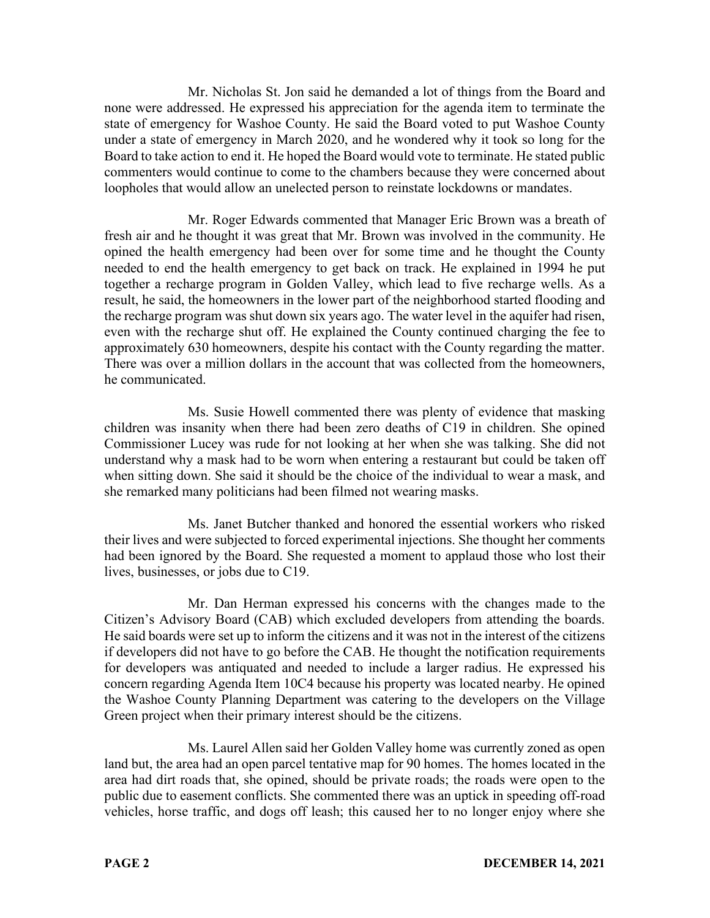Mr. Nicholas St. Jon said he demanded a lot of things from the Board and none were addressed. He expressed his appreciation for the agenda item to terminate the state of emergency for Washoe County. He said the Board voted to put Washoe County under a state of emergency in March 2020, and he wondered why it took so long for the Board to take action to end it. He hoped the Board would vote to terminate. He stated public commenters would continue to come to the chambers because they were concerned about loopholes that would allow an unelected person to reinstate lockdowns or mandates.

Mr. Roger Edwards commented that Manager Eric Brown was a breath of fresh air and he thought it was great that Mr. Brown was involved in the community. He opined the health emergency had been over for some time and he thought the County needed to end the health emergency to get back on track. He explained in 1994 he put together a recharge program in Golden Valley, which lead to five recharge wells. As a result, he said, the homeowners in the lower part of the neighborhood started flooding and the recharge program was shut down six years ago. The water level in the aquifer had risen, even with the recharge shut off. He explained the County continued charging the fee to approximately 630 homeowners, despite his contact with the County regarding the matter. There was over a million dollars in the account that was collected from the homeowners, he communicated.

Ms. Susie Howell commented there was plenty of evidence that masking children was insanity when there had been zero deaths of C19 in children. She opined Commissioner Lucey was rude for not looking at her when she was talking. She did not understand why a mask had to be worn when entering a restaurant but could be taken off when sitting down. She said it should be the choice of the individual to wear a mask, and she remarked many politicians had been filmed not wearing masks.

Ms. Janet Butcher thanked and honored the essential workers who risked their lives and were subjected to forced experimental injections. She thought her comments had been ignored by the Board. She requested a moment to applaud those who lost their lives, businesses, or jobs due to C19.

Mr. Dan Herman expressed his concerns with the changes made to the Citizen's Advisory Board (CAB) which excluded developers from attending the boards. He said boards were set up to inform the citizens and it was not in the interest of the citizens if developers did not have to go before the CAB. He thought the notification requirements for developers was antiquated and needed to include a larger radius. He expressed his concern regarding Agenda Item 10C4 because his property was located nearby. He opined the Washoe County Planning Department was catering to the developers on the Village Green project when their primary interest should be the citizens.

Ms. Laurel Allen said her Golden Valley home was currently zoned as open land but, the area had an open parcel tentative map for 90 homes. The homes located in the area had dirt roads that, she opined, should be private roads; the roads were open to the public due to easement conflicts. She commented there was an uptick in speeding off-road vehicles, horse traffic, and dogs off leash; this caused her to no longer enjoy where she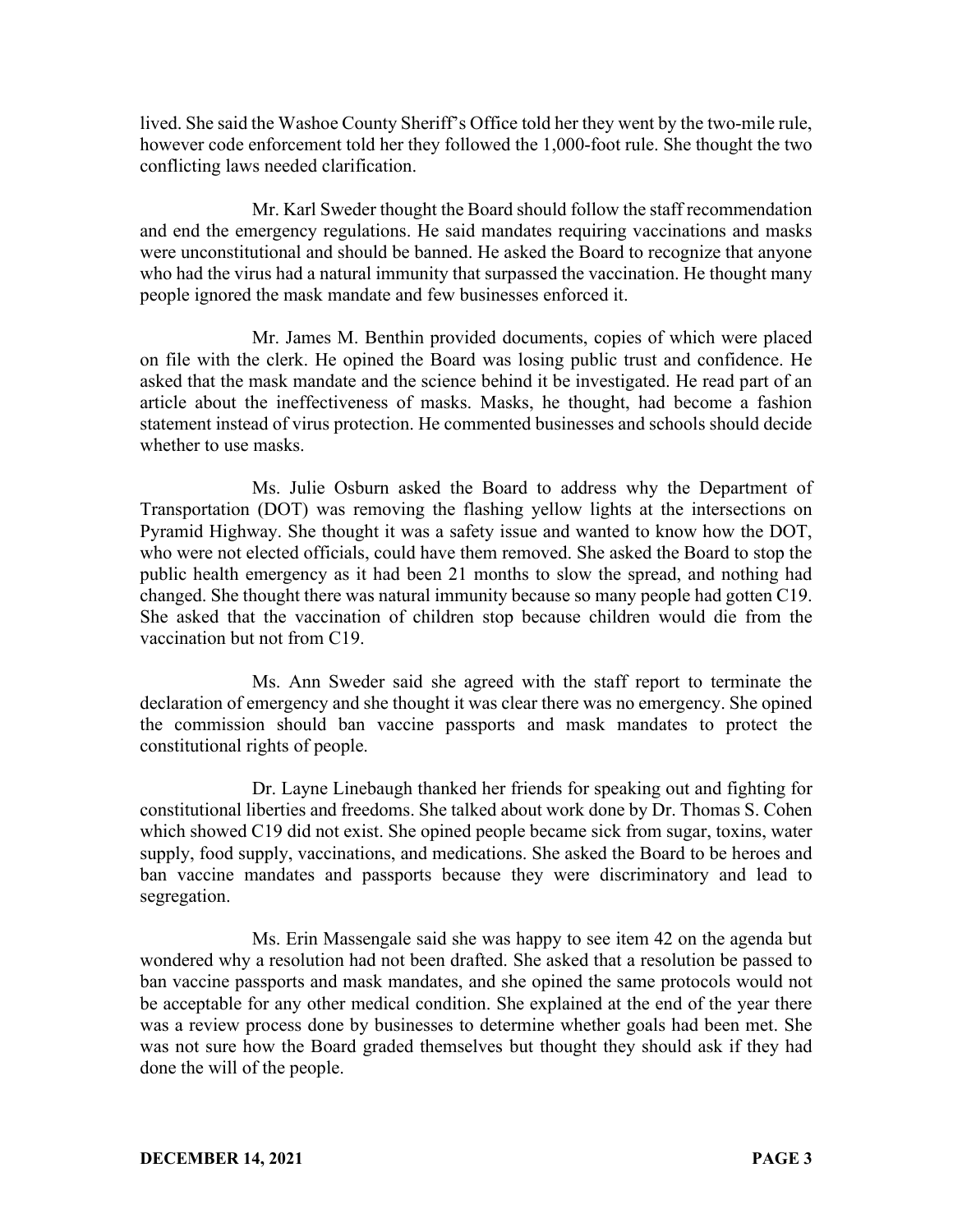lived. She said the Washoe County Sheriff's Office told her they went by the two-mile rule, however code enforcement told her they followed the 1,000-foot rule. She thought the two conflicting laws needed clarification.

Mr. Karl Sweder thought the Board should follow the staff recommendation and end the emergency regulations. He said mandates requiring vaccinations and masks were unconstitutional and should be banned. He asked the Board to recognize that anyone who had the virus had a natural immunity that surpassed the vaccination. He thought many people ignored the mask mandate and few businesses enforced it.

Mr. James M. Benthin provided documents, copies of which were placed on file with the clerk. He opined the Board was losing public trust and confidence. He asked that the mask mandate and the science behind it be investigated. He read part of an article about the ineffectiveness of masks. Masks, he thought, had become a fashion statement instead of virus protection. He commented businesses and schools should decide whether to use masks.

Ms. Julie Osburn asked the Board to address why the Department of Transportation (DOT) was removing the flashing yellow lights at the intersections on Pyramid Highway. She thought it was a safety issue and wanted to know how the DOT, who were not elected officials, could have them removed. She asked the Board to stop the public health emergency as it had been 21 months to slow the spread, and nothing had changed. She thought there was natural immunity because so many people had gotten C19. She asked that the vaccination of children stop because children would die from the vaccination but not from C19.

Ms. Ann Sweder said she agreed with the staff report to terminate the declaration of emergency and she thought it was clear there was no emergency. She opined the commission should ban vaccine passports and mask mandates to protect the constitutional rights of people.

Dr. Layne Linebaugh thanked her friends for speaking out and fighting for constitutional liberties and freedoms. She talked about work done by Dr. Thomas S. Cohen which showed C19 did not exist. She opined people became sick from sugar, toxins, water supply, food supply, vaccinations, and medications. She asked the Board to be heroes and ban vaccine mandates and passports because they were discriminatory and lead to segregation.

Ms. Erin Massengale said she was happy to see item 42 on the agenda but wondered why a resolution had not been drafted. She asked that a resolution be passed to ban vaccine passports and mask mandates, and she opined the same protocols would not be acceptable for any other medical condition. She explained at the end of the year there was a review process done by businesses to determine whether goals had been met. She was not sure how the Board graded themselves but thought they should ask if they had done the will of the people.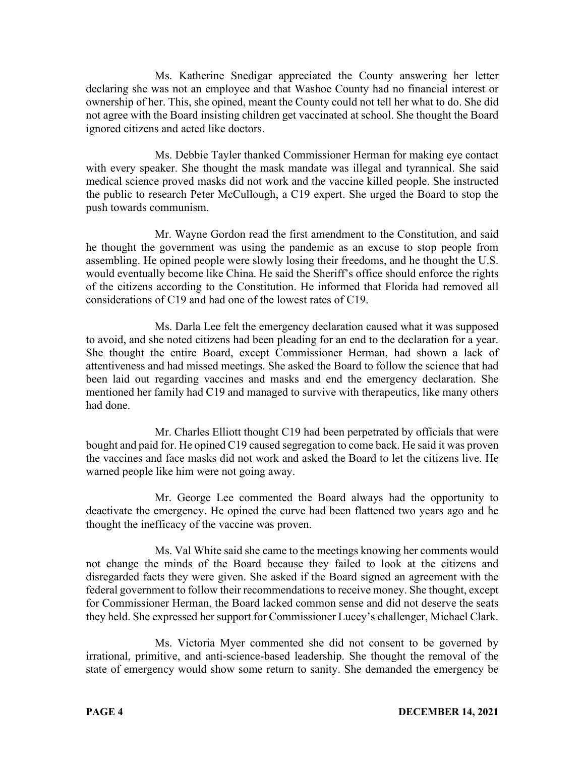Ms. Katherine Snedigar appreciated the County answering her letter declaring she was not an employee and that Washoe County had no financial interest or ownership of her. This, she opined, meant the County could not tell her what to do. She did not agree with the Board insisting children get vaccinated at school. She thought the Board ignored citizens and acted like doctors.

Ms. Debbie Tayler thanked Commissioner Herman for making eye contact with every speaker. She thought the mask mandate was illegal and tyrannical. She said medical science proved masks did not work and the vaccine killed people. She instructed the public to research Peter McCullough, a C19 expert. She urged the Board to stop the push towards communism.

Mr. Wayne Gordon read the first amendment to the Constitution, and said he thought the government was using the pandemic as an excuse to stop people from assembling. He opined people were slowly losing their freedoms, and he thought the U.S. would eventually become like China. He said the Sheriff's office should enforce the rights of the citizens according to the Constitution. He informed that Florida had removed all considerations of C19 and had one of the lowest rates of C19.

Ms. Darla Lee felt the emergency declaration caused what it was supposed to avoid, and she noted citizens had been pleading for an end to the declaration for a year. She thought the entire Board, except Commissioner Herman, had shown a lack of attentiveness and had missed meetings. She asked the Board to follow the science that had been laid out regarding vaccines and masks and end the emergency declaration. She mentioned her family had C19 and managed to survive with therapeutics, like many others had done.

Mr. Charles Elliott thought C19 had been perpetrated by officials that were bought and paid for. He opined C19 caused segregation to come back. He said it was proven the vaccines and face masks did not work and asked the Board to let the citizens live. He warned people like him were not going away.

Mr. George Lee commented the Board always had the opportunity to deactivate the emergency. He opined the curve had been flattened two years ago and he thought the inefficacy of the vaccine was proven.

Ms. Val White said she came to the meetings knowing her comments would not change the minds of the Board because they failed to look at the citizens and disregarded facts they were given. She asked if the Board signed an agreement with the federal government to follow their recommendations to receive money. She thought, except for Commissioner Herman, the Board lacked common sense and did not deserve the seats they held. She expressed her support for Commissioner Lucey's challenger, Michael Clark.

Ms. Victoria Myer commented she did not consent to be governed by irrational, primitive, and anti-science-based leadership. She thought the removal of the state of emergency would show some return to sanity. She demanded the emergency be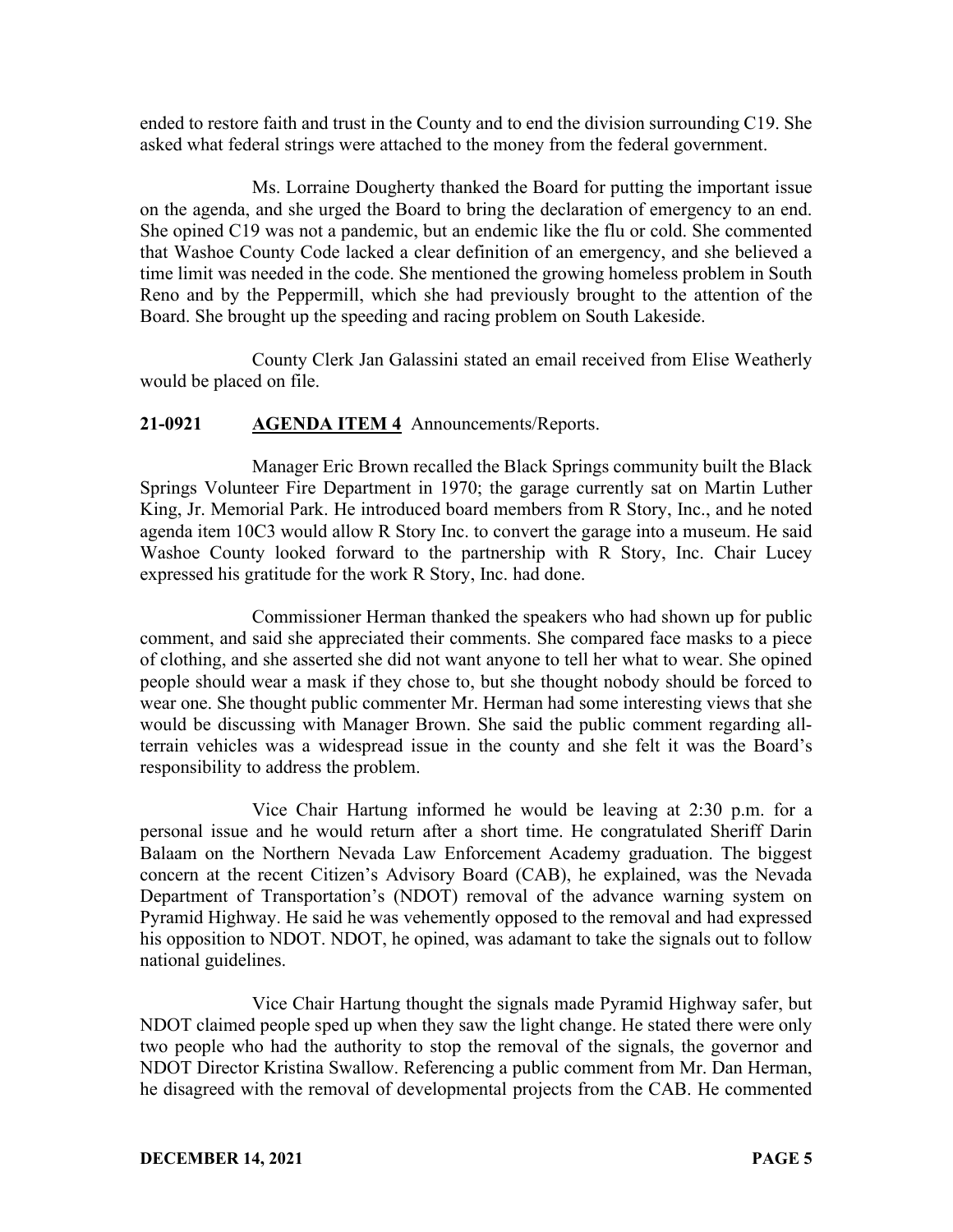ended to restore faith and trust in the County and to end the division surrounding C19. She asked what federal strings were attached to the money from the federal government.

Ms. Lorraine Dougherty thanked the Board for putting the important issue on the agenda, and she urged the Board to bring the declaration of emergency to an end. She opined C19 was not a pandemic, but an endemic like the flu or cold. She commented that Washoe County Code lacked a clear definition of an emergency, and she believed a time limit was needed in the code. She mentioned the growing homeless problem in South Reno and by the Peppermill, which she had previously brought to the attention of the Board. She brought up the speeding and racing problem on South Lakeside.

County Clerk Jan Galassini stated an email received from Elise Weatherly would be placed on file.

**21-0921 AGENDA ITEM 4** Announcements/Reports.

Manager Eric Brown recalled the Black Springs community built the Black Springs Volunteer Fire Department in 1970; the garage currently sat on Martin Luther King, Jr. Memorial Park. He introduced board members from R Story, Inc., and he noted agenda item 10C3 would allow R Story Inc. to convert the garage into a museum. He said Washoe County looked forward to the partnership with R Story, Inc. Chair Lucey expressed his gratitude for the work R Story, Inc. had done.

Commissioner Herman thanked the speakers who had shown up for public comment, and said she appreciated their comments. She compared face masks to a piece of clothing, and she asserted she did not want anyone to tell her what to wear. She opined people should wear a mask if they chose to, but she thought nobody should be forced to wear one. She thought public commenter Mr. Herman had some interesting views that she would be discussing with Manager Brown. She said the public comment regarding all-terrain vehicles was a widespread issue in the county and she felt it was the Board's responsibility to address the problem.

Vice Chair Hartung informed he would be leaving at 2:30 p.m. for a personal issue and he would return after a short time. He congratulated Sheriff Darin Balaam on the Northern Nevada Law Enforcement Academy graduation. The biggest concern at the recent Citizen's Advisory Board (CAB), he explained, was the Nevada Department of Transportation's (NDOT) removal of the advance warning system on Pyramid Highway. He said he was vehemently opposed to the removal and had expressed his opposition to NDOT. NDOT, he opined, was adamant to take the signals out to follow national guidelines.

Vice Chair Hartung thought the signals made Pyramid Highway safer, but NDOT claimed people sped up when they saw the light change. He stated there were only two people who had the authority to stop the removal of the signals, the governor and NDOT Director Kristina Swallow. Referencing a public comment from Mr. Dan Herman, he disagreed with the removal of developmental projects from the CAB. He commented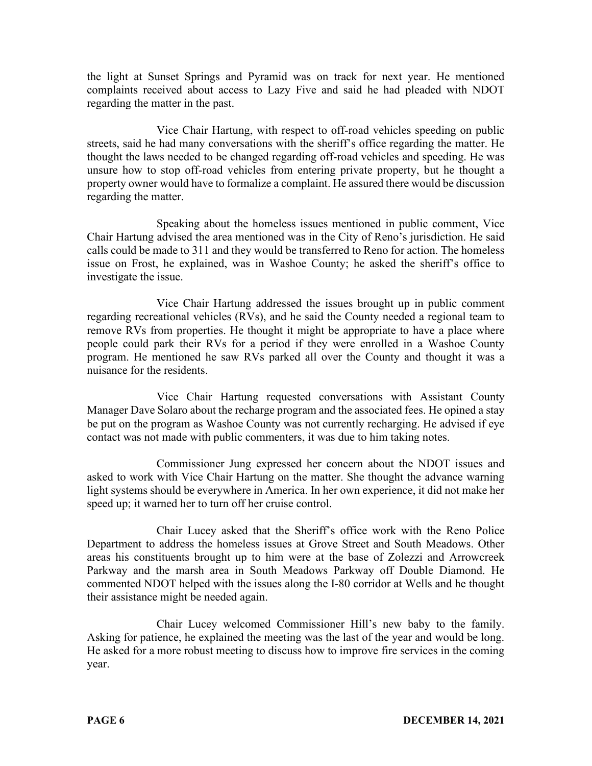the light at Sunset Springs and Pyramid was on track for next year. He mentioned complaints received about access to Lazy Five and said he had pleaded with NDOT regarding the matter in the past.

Vice Chair Hartung, with respect to off-road vehicles speeding on public streets, said he had many conversations with the sheriff's office regarding the matter. He thought the laws needed to be changed regarding off-road vehicles and speeding. He was unsure how to stop off-road vehicles from entering private property, but he thought a property owner would have to formalize a complaint. He assured there would be discussion regarding the matter.

Speaking about the homeless issues mentioned in public comment, Vice Chair Hartung advised the area mentioned was in the City of Reno's jurisdiction. He said calls could be made to 311 and they would be transferred to Reno for action. The homeless issue on Frost, he explained, was in Washoe County; he asked the sheriff's office to investigate the issue.

Vice Chair Hartung addressed the issues brought up in public comment regarding recreational vehicles (RVs), and he said the County needed a regional team to remove RVs from properties. He thought it might be appropriate to have a place where people could park their RVs for a period if they were enrolled in a Washoe County program. He mentioned he saw RVs parked all over the County and thought it was a nuisance for the residents.

Vice Chair Hartung requested conversations with Assistant County Manager Dave Solaro about the recharge program and the associated fees. He opined a stay be put on the program as Washoe County was not currently recharging. He advised if eye contact was not made with public commenters, it was due to him taking notes.

Commissioner Jung expressed her concern about the NDOT issues and asked to work with Vice Chair Hartung on the matter. She thought the advance warning light systems should be everywhere in America. In her own experience, it did not make her speed up; it warned her to turn off her cruise control.

Chair Lucey asked that the Sheriff's office work with the Reno Police Department to address the homeless issues at Grove Street and South Meadows. Other areas his constituents brought up to him were at the base of Zolezzi and Arrowcreek Parkway and the marsh area in South Meadows Parkway off Double Diamond. He commented NDOT helped with the issues along the I-80 corridor at Wells and he thought their assistance might be needed again.

Chair Lucey welcomed Commissioner Hill's new baby to the family. Asking for patience, he explained the meeting was the last of the year and would be long. He asked for a more robust meeting to discuss how to improve fire services in the coming year.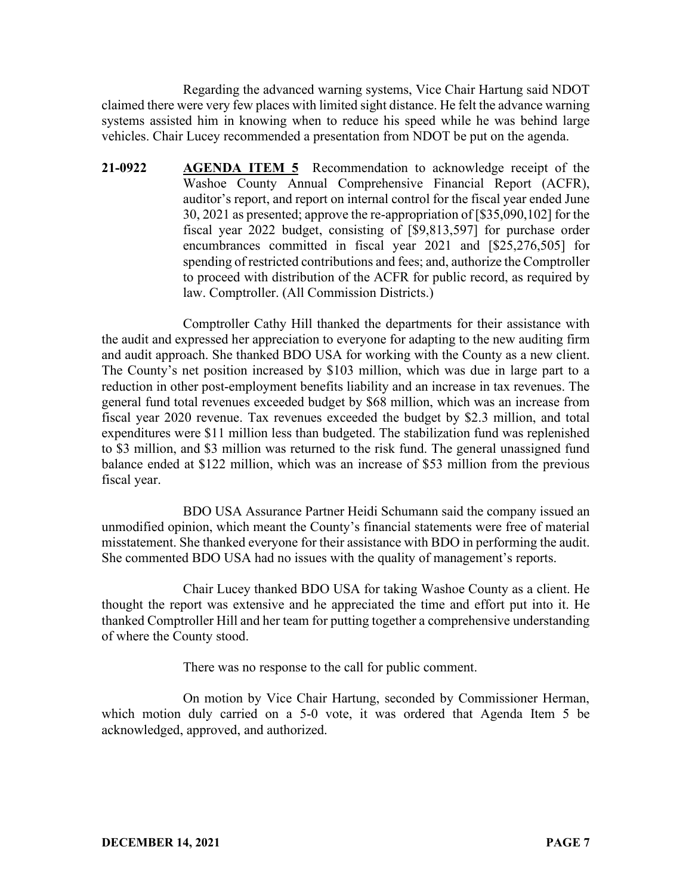Regarding the advanced warning systems, Vice Chair Hartung said NDOT claimed there were very few places with limited sight distance. He felt the advance warning systems assisted him in knowing when to reduce his speed while he was behind large vehicles. Chair Lucey recommended a presentation from NDOT be put on the agenda.

**21-0922** **AGENDA ITEM 5** Recommendation to acknowledge receipt of the Washoe County Annual Comprehensive Financial Report (ACFR), auditor's report, and report on internal control for the fiscal year ended June 30, 2021 as presented; approve the re-appropriation of [$35,090,102] for the fiscal year 2022 budget, consisting of [$9,813,597] for purchase order encumbrances committed in fiscal year 2021 and [$25,276,505] for spending of restricted contributions and fees; and, authorize the Comptroller to proceed with distribution of the ACFR for public record, as required by law. Comptroller. (All Commission Districts.)

Comptroller Cathy Hill thanked the departments for their assistance with the audit and expressed her appreciation to everyone for adapting to the new auditing firm and audit approach. She thanked BDO USA for working with the County as a new client. The County's net position increased by $103 million, which was due in large part to a reduction in other post-employment benefits liability and an increase in tax revenues. The general fund total revenues exceeded budget by $68 million, which was an increase from fiscal year 2020 revenue. Tax revenues exceeded the budget by $2.3 million, and total expenditures were $11 million less than budgeted. The stabilization fund was replenished to $3 million, and $3 million was returned to the risk fund. The general unassigned fund balance ended at $122 million, which was an increase of $53 million from the previous fiscal year.

BDO USA Assurance Partner Heidi Schumann said the company issued an unmodified opinion, which meant the County's financial statements were free of material misstatement. She thanked everyone for their assistance with BDO in performing the audit. She commented BDO USA had no issues with the quality of management's reports.

Chair Lucey thanked BDO USA for taking Washoe County as a client. He thought the report was extensive and he appreciated the time and effort put into it. He thanked Comptroller Hill and her team for putting together a comprehensive understanding of where the County stood.

There was no response to the call for public comment.

On motion by Vice Chair Hartung, seconded by Commissioner Herman, which motion duly carried on a 5-0 vote, it was ordered that Agenda Item 5 be acknowledged, approved, and authorized.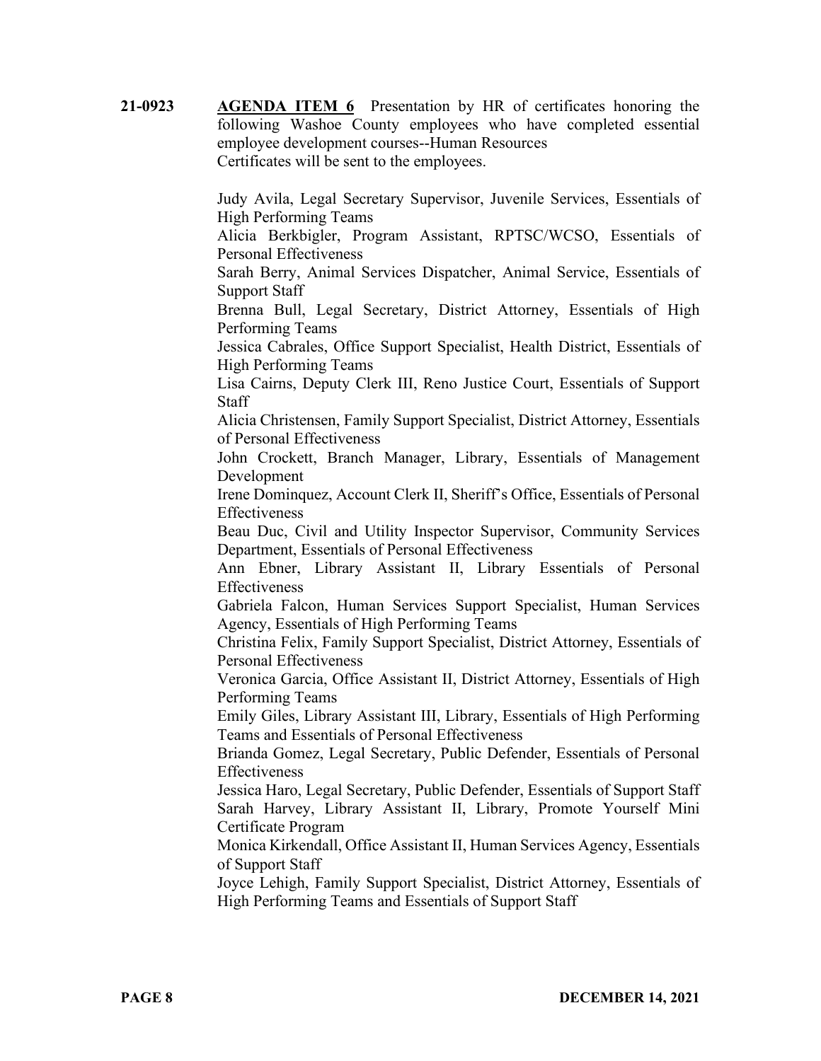**21-0923** **AGENDA ITEM 6** Presentation by HR of certificates honoring the following Washoe County employees who have completed essential employee development courses--Human Resources
Certificates will be sent to the employees.

Judy Avila, Legal Secretary Supervisor, Juvenile Services, Essentials of High Performing Teams
Alicia Berkbigler, Program Assistant, RPTSC/WCSO, Essentials of Personal Effectiveness
Sarah Berry, Animal Services Dispatcher, Animal Service, Essentials of Support Staff
Brenna Bull, Legal Secretary, District Attorney, Essentials of High Performing Teams
Jessica Cabrales, Office Support Specialist, Health District, Essentials of High Performing Teams
Lisa Cairns, Deputy Clerk III, Reno Justice Court, Essentials of Support Staff
Alicia Christensen, Family Support Specialist, District Attorney, Essentials of Personal Effectiveness
John Crockett, Branch Manager, Library, Essentials of Management Development
Irene Dominquez, Account Clerk II, Sheriff's Office, Essentials of Personal Effectiveness
Beau Duc, Civil and Utility Inspector Supervisor, Community Services Department, Essentials of Personal Effectiveness
Ann Ebner, Library Assistant II, Library Essentials of Personal Effectiveness
Gabriela Falcon, Human Services Support Specialist, Human Services Agency, Essentials of High Performing Teams
Christina Felix, Family Support Specialist, District Attorney, Essentials of Personal Effectiveness
Veronica Garcia, Office Assistant II, District Attorney, Essentials of High Performing Teams
Emily Giles, Library Assistant III, Library, Essentials of High Performing Teams and Essentials of Personal Effectiveness
Brianda Gomez, Legal Secretary, Public Defender, Essentials of Personal Effectiveness
Jessica Haro, Legal Secretary, Public Defender, Essentials of Support Staff
Sarah Harvey, Library Assistant II, Library, Promote Yourself Mini Certificate Program
Monica Kirkendall, Office Assistant II, Human Services Agency, Essentials of Support Staff
Joyce Lehigh, Family Support Specialist, District Attorney, Essentials of High Performing Teams and Essentials of Support Staff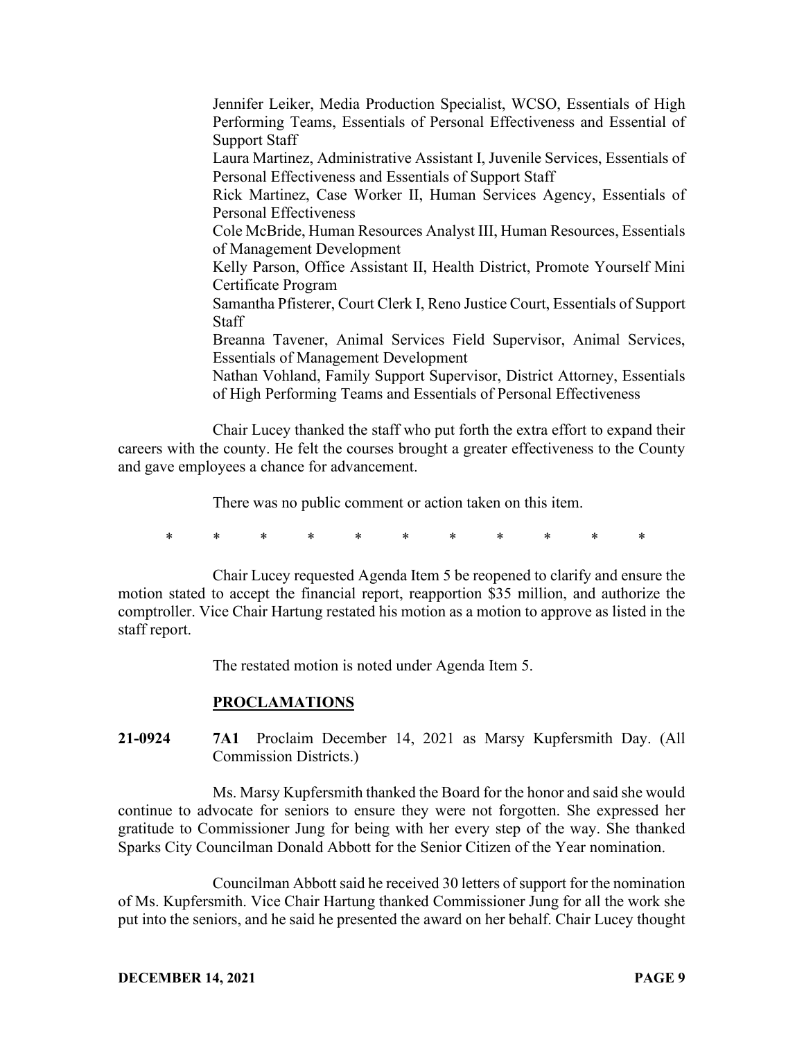Jennifer Leiker, Media Production Specialist, WCSO, Essentials of High Performing Teams, Essentials of Personal Effectiveness and Essential of Support Staff

Laura Martinez, Administrative Assistant I, Juvenile Services, Essentials of Personal Effectiveness and Essentials of Support Staff

Rick Martinez, Case Worker II, Human Services Agency, Essentials of Personal Effectiveness

Cole McBride, Human Resources Analyst III, Human Resources, Essentials of Management Development

Kelly Parson, Office Assistant II, Health District, Promote Yourself Mini Certificate Program

Samantha Pfisterer, Court Clerk I, Reno Justice Court, Essentials of Support Staff

Breanna Tavener, Animal Services Field Supervisor, Animal Services, Essentials of Management Development

Nathan Vohland, Family Support Supervisor, District Attorney, Essentials of High Performing Teams and Essentials of Personal Effectiveness

Chair Lucey thanked the staff who put forth the extra effort to expand their careers with the county. He felt the courses brought a greater effectiveness to the County and gave employees a chance for advancement.

There was no public comment or action taken on this item.

\* \* \* \* \* \* \* \* \* \* \*

Chair Lucey requested Agenda Item 5 be reopened to clarify and ensure the motion stated to accept the financial report, reapportion $35 million, and authorize the comptroller. Vice Chair Hartung restated his motion as a motion to approve as listed in the staff report.

The restated motion is noted under Agenda Item 5.

## **PROCLAMATIONS**

**21-0924** **7A1** Proclaim December 14, 2021 as Marsy Kupfersmith Day. (All Commission Districts.)

Ms. Marsy Kupfersmith thanked the Board for the honor and said she would continue to advocate for seniors to ensure they were not forgotten. She expressed her gratitude to Commissioner Jung for being with her every step of the way. She thanked Sparks City Councilman Donald Abbott for the Senior Citizen of the Year nomination.

Councilman Abbott said he received 30 letters of support for the nomination of Ms. Kupfersmith. Vice Chair Hartung thanked Commissioner Jung for all the work she put into the seniors, and he said he presented the award on her behalf. Chair Lucey thought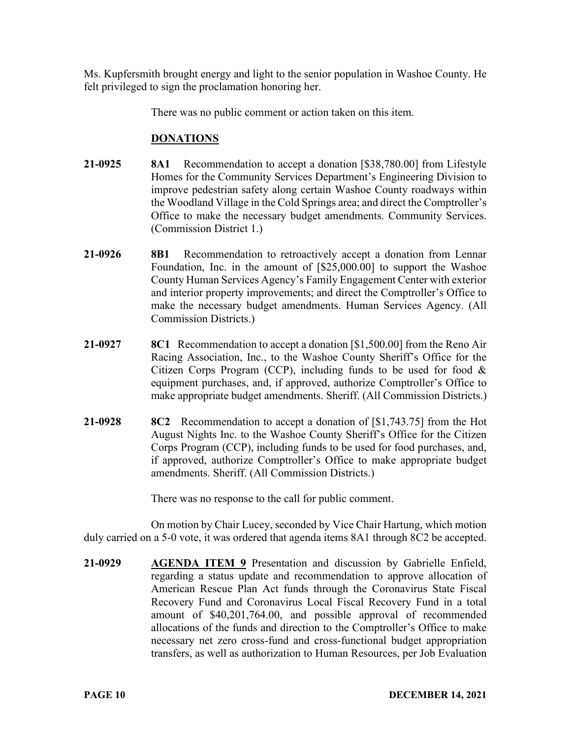Ms. Kupfersmith brought energy and light to the senior population in Washoe County. He felt privileged to sign the proclamation honoring her.

There was no public comment or action taken on this item.

**DONATIONS**

**21-0925** **8A1** Recommendation to accept a donation [$38,780.00] from Lifestyle Homes for the Community Services Department's Engineering Division to improve pedestrian safety along certain Washoe County roadways within the Woodland Village in the Cold Springs area; and direct the Comptroller's Office to make the necessary budget amendments. Community Services. (Commission District 1.)

**21-0926** **8B1** Recommendation to retroactively accept a donation from Lennar Foundation, Inc. in the amount of [$25,000.00] to support the Washoe County Human Services Agency's Family Engagement Center with exterior and interior property improvements; and direct the Comptroller's Office to make the necessary budget amendments. Human Services Agency. (All Commission Districts.)

**21-0927** **8C1** Recommendation to accept a donation [$1,500.00] from the Reno Air Racing Association, Inc., to the Washoe County Sheriff's Office for the Citizen Corps Program (CCP), including funds to be used for food & equipment purchases, and, if approved, authorize Comptroller's Office to make appropriate budget amendments. Sheriff. (All Commission Districts.)

**21-0928** **8C2** Recommendation to accept a donation of [$1,743.75] from the Hot August Nights Inc. to the Washoe County Sheriff's Office for the Citizen Corps Program (CCP), including funds to be used for food purchases, and, if approved, authorize Comptroller's Office to make appropriate budget amendments. Sheriff. (All Commission Districts.)

There was no response to the call for public comment.

On motion by Chair Lucey, seconded by Vice Chair Hartung, which motion duly carried on a 5-0 vote, it was ordered that agenda items 8A1 through 8C2 be accepted.

**21-0929** **AGENDA ITEM 9** Presentation and discussion by Gabrielle Enfield, regarding a status update and recommendation to approve allocation of American Rescue Plan Act funds through the Coronavirus State Fiscal Recovery Fund and Coronavirus Local Fiscal Recovery Fund in a total amount of $40,201,764.00, and possible approval of recommended allocations of the funds and direction to the Comptroller's Office to make necessary net zero cross-fund and cross-functional budget appropriation transfers, as well as authorization to Human Resources, per Job Evaluation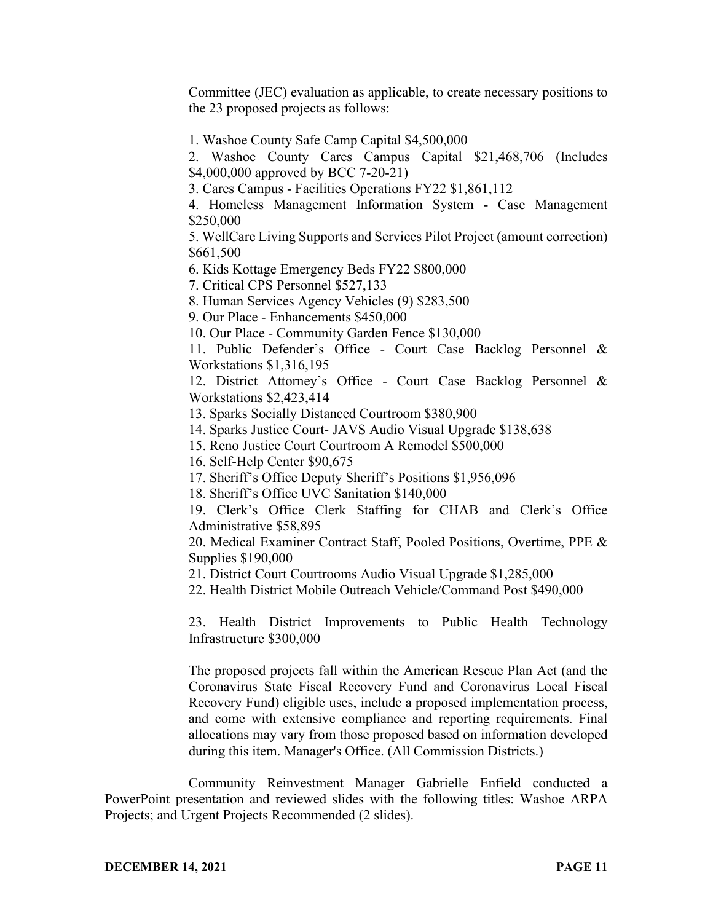Committee (JEC) evaluation as applicable, to create necessary positions to the 23 proposed projects as follows:

1. Washoe County Safe Camp Capital $4,500,000
2. Washoe County Cares Campus Capital $21,468,706 (Includes $4,000,000 approved by BCC 7-20-21)
3. Cares Campus - Facilities Operations FY22 $1,861,112
4. Homeless Management Information System - Case Management $250,000
5. WellCare Living Supports and Services Pilot Project (amount correction) $661,500
6. Kids Kottage Emergency Beds FY22 $800,000
7. Critical CPS Personnel $527,133
8. Human Services Agency Vehicles (9) $283,500
9. Our Place - Enhancements $450,000
10. Our Place - Community Garden Fence $130,000
11. Public Defender's Office - Court Case Backlog Personnel & Workstations $1,316,195
12. District Attorney's Office - Court Case Backlog Personnel & Workstations $2,423,414
13. Sparks Socially Distanced Courtroom $380,900
14. Sparks Justice Court- JAVS Audio Visual Upgrade $138,638
15. Reno Justice Court Courtroom A Remodel $500,000
16. Self-Help Center $90,675
17. Sheriff's Office Deputy Sheriff's Positions $1,956,096
18. Sheriff's Office UVC Sanitation $140,000
19. Clerk's Office Clerk Staffing for CHAB and Clerk's Office Administrative $58,895
20. Medical Examiner Contract Staff, Pooled Positions, Overtime, PPE & Supplies $190,000
21. District Court Courtrooms Audio Visual Upgrade $1,285,000
22. Health District Mobile Outreach Vehicle/Command Post $490,000
23. Health District Improvements to Public Health Technology Infrastructure $300,000

The proposed projects fall within the American Rescue Plan Act (and the Coronavirus State Fiscal Recovery Fund and Coronavirus Local Fiscal Recovery Fund) eligible uses, include a proposed implementation process, and come with extensive compliance and reporting requirements. Final allocations may vary from those proposed based on information developed during this item. Manager's Office. (All Commission Districts.)

Community Reinvestment Manager Gabrielle Enfield conducted a PowerPoint presentation and reviewed slides with the following titles: Washoe ARPA Projects; and Urgent Projects Recommended (2 slides).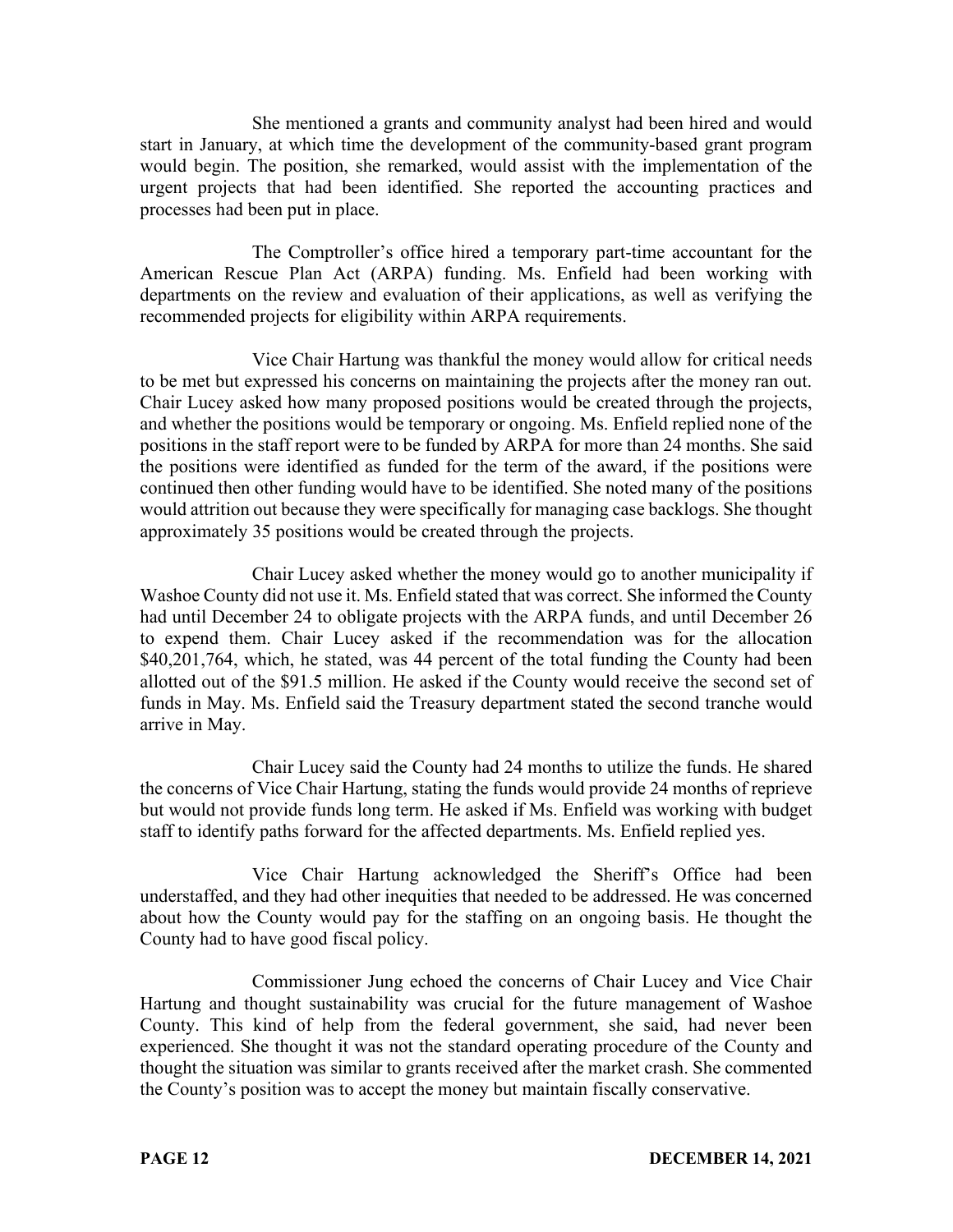She mentioned a grants and community analyst had been hired and would start in January, at which time the development of the community-based grant program would begin. The position, she remarked, would assist with the implementation of the urgent projects that had been identified. She reported the accounting practices and processes had been put in place.

The Comptroller's office hired a temporary part-time accountant for the American Rescue Plan Act (ARPA) funding. Ms. Enfield had been working with departments on the review and evaluation of their applications, as well as verifying the recommended projects for eligibility within ARPA requirements.

Vice Chair Hartung was thankful the money would allow for critical needs to be met but expressed his concerns on maintaining the projects after the money ran out. Chair Lucey asked how many proposed positions would be created through the projects, and whether the positions would be temporary or ongoing. Ms. Enfield replied none of the positions in the staff report were to be funded by ARPA for more than 24 months. She said the positions were identified as funded for the term of the award, if the positions were continued then other funding would have to be identified. She noted many of the positions would attrition out because they were specifically for managing case backlogs. She thought approximately 35 positions would be created through the projects.

Chair Lucey asked whether the money would go to another municipality if Washoe County did not use it. Ms. Enfield stated that was correct. She informed the County had until December 24 to obligate projects with the ARPA funds, and until December 26 to expend them. Chair Lucey asked if the recommendation was for the allocation \$40,201,764, which, he stated, was 44 percent of the total funding the County had been allotted out of the \$91.5 million. He asked if the County would receive the second set of funds in May. Ms. Enfield said the Treasury department stated the second tranche would arrive in May.

Chair Lucey said the County had 24 months to utilize the funds. He shared the concerns of Vice Chair Hartung, stating the funds would provide 24 months of reprieve but would not provide funds long term. He asked if Ms. Enfield was working with budget staff to identify paths forward for the affected departments. Ms. Enfield replied yes.

Vice Chair Hartung acknowledged the Sheriff's Office had been understaffed, and they had other inequities that needed to be addressed. He was concerned about how the County would pay for the staffing on an ongoing basis. He thought the County had to have good fiscal policy.

Commissioner Jung echoed the concerns of Chair Lucey and Vice Chair Hartung and thought sustainability was crucial for the future management of Washoe County. This kind of help from the federal government, she said, had never been experienced. She thought it was not the standard operating procedure of the County and thought the situation was similar to grants received after the market crash. She commented the County's position was to accept the money but maintain fiscally conservative.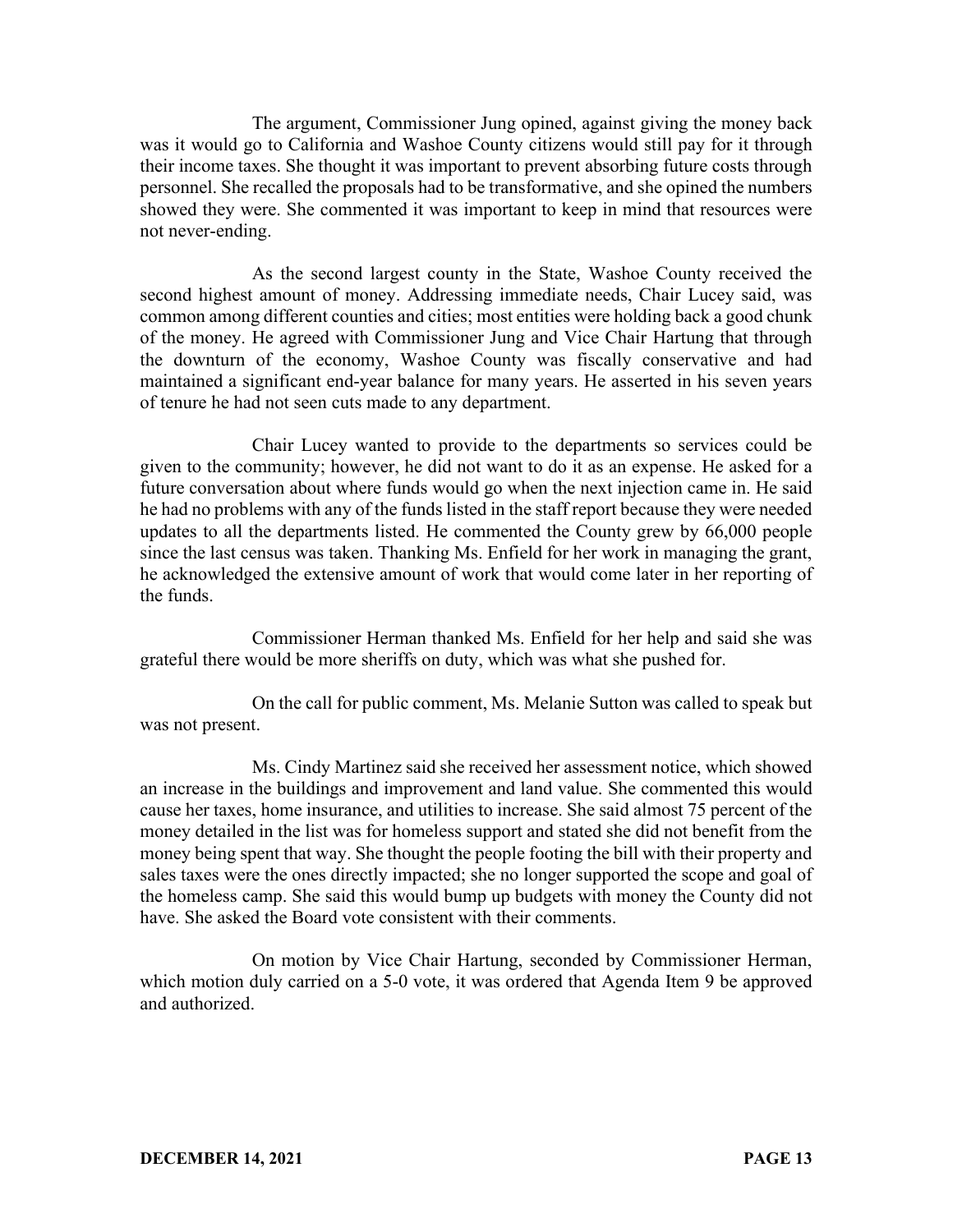The argument, Commissioner Jung opined, against giving the money back was it would go to California and Washoe County citizens would still pay for it through their income taxes. She thought it was important to prevent absorbing future costs through personnel. She recalled the proposals had to be transformative, and she opined the numbers showed they were. She commented it was important to keep in mind that resources were not never-ending.

As the second largest county in the State, Washoe County received the second highest amount of money. Addressing immediate needs, Chair Lucey said, was common among different counties and cities; most entities were holding back a good chunk of the money. He agreed with Commissioner Jung and Vice Chair Hartung that through the downturn of the economy, Washoe County was fiscally conservative and had maintained a significant end-year balance for many years. He asserted in his seven years of tenure he had not seen cuts made to any department.

Chair Lucey wanted to provide to the departments so services could be given to the community; however, he did not want to do it as an expense. He asked for a future conversation about where funds would go when the next injection came in. He said he had no problems with any of the funds listed in the staff report because they were needed updates to all the departments listed. He commented the County grew by 66,000 people since the last census was taken. Thanking Ms. Enfield for her work in managing the grant, he acknowledged the extensive amount of work that would come later in her reporting of the funds.

Commissioner Herman thanked Ms. Enfield for her help and said she was grateful there would be more sheriffs on duty, which was what she pushed for.

On the call for public comment, Ms. Melanie Sutton was called to speak but was not present.

Ms. Cindy Martinez said she received her assessment notice, which showed an increase in the buildings and improvement and land value. She commented this would cause her taxes, home insurance, and utilities to increase. She said almost 75 percent of the money detailed in the list was for homeless support and stated she did not benefit from the money being spent that way. She thought the people footing the bill with their property and sales taxes were the ones directly impacted; she no longer supported the scope and goal of the homeless camp. She said this would bump up budgets with money the County did not have. She asked the Board vote consistent with their comments.

On motion by Vice Chair Hartung, seconded by Commissioner Herman, which motion duly carried on a 5-0 vote, it was ordered that Agenda Item 9 be approved and authorized.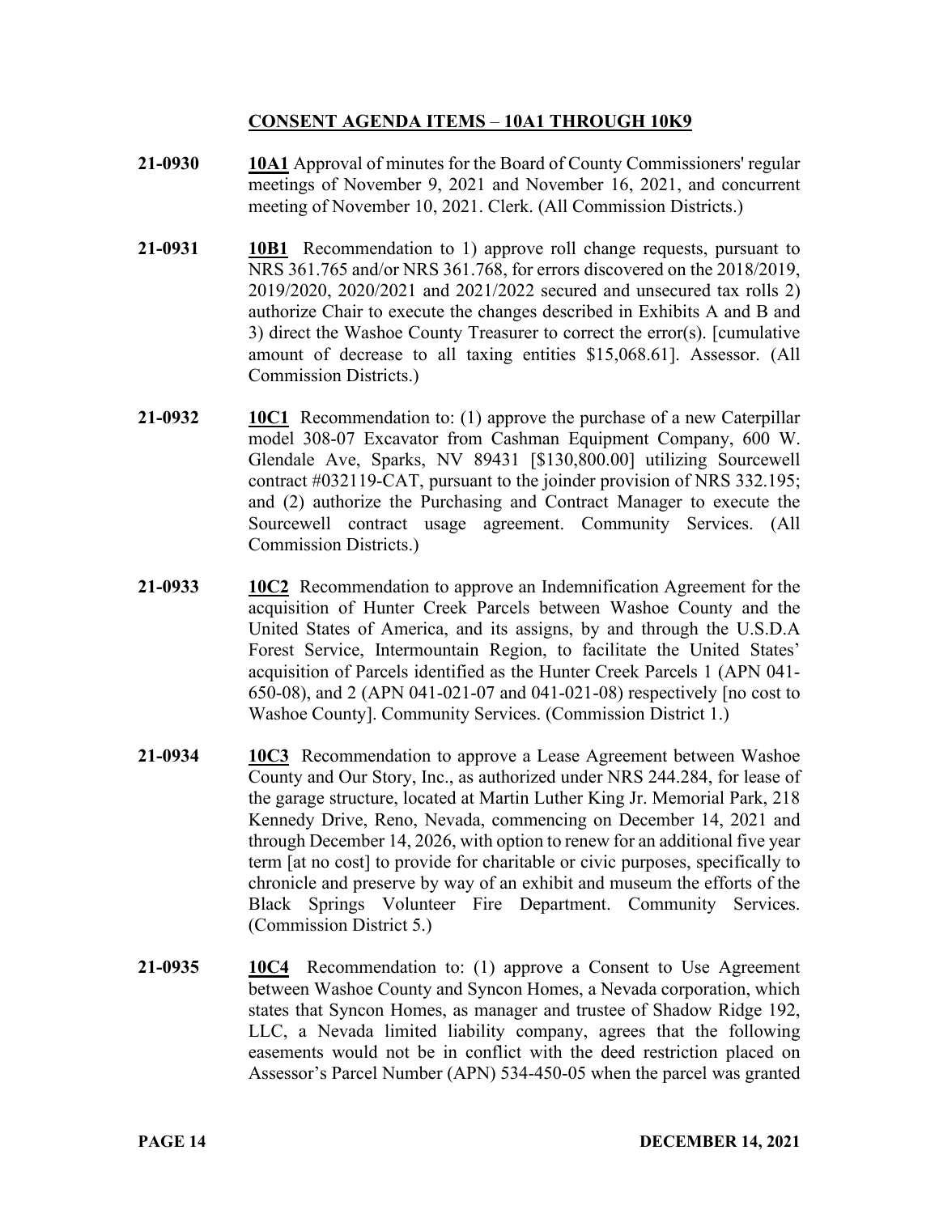## CONSENT AGENDA ITEMS – 10A1 THROUGH 10K9

**21-0930** **10A1** Approval of minutes for the Board of County Commissioners' regular meetings of November 9, 2021 and November 16, 2021, and concurrent meeting of November 10, 2021. Clerk. (All Commission Districts.)

**21-0931** **10B1** Recommendation to 1) approve roll change requests, pursuant to NRS 361.765 and/or NRS 361.768, for errors discovered on the 2018/2019, 2019/2020, 2020/2021 and 2021/2022 secured and unsecured tax rolls 2) authorize Chair to execute the changes described in Exhibits A and B and 3) direct the Washoe County Treasurer to correct the error(s). [cumulative amount of decrease to all taxing entities $15,068.61]. Assessor. (All Commission Districts.)

**21-0932** **10C1** Recommendation to: (1) approve the purchase of a new Caterpillar model 308-07 Excavator from Cashman Equipment Company, 600 W. Glendale Ave, Sparks, NV 89431 [$130,800.00] utilizing Sourcewell contract #032119-CAT, pursuant to the joinder provision of NRS 332.195; and (2) authorize the Purchasing and Contract Manager to execute the Sourcewell contract usage agreement. Community Services. (All Commission Districts.)

**21-0933** **10C2** Recommendation to approve an Indemnification Agreement for the acquisition of Hunter Creek Parcels between Washoe County and the United States of America, and its assigns, by and through the U.S.D.A Forest Service, Intermountain Region, to facilitate the United States' acquisition of Parcels identified as the Hunter Creek Parcels 1 (APN 041-650-08), and 2 (APN 041-021-07 and 041-021-08) respectively [no cost to Washoe County]. Community Services. (Commission District 1.)

**21-0934** **10C3** Recommendation to approve a Lease Agreement between Washoe County and Our Story, Inc., as authorized under NRS 244.284, for lease of the garage structure, located at Martin Luther King Jr. Memorial Park, 218 Kennedy Drive, Reno, Nevada, commencing on December 14, 2021 and through December 14, 2026, with option to renew for an additional five year term [at no cost] to provide for charitable or civic purposes, specifically to chronicle and preserve by way of an exhibit and museum the efforts of the Black Springs Volunteer Fire Department. Community Services. (Commission District 5.)

**21-0935** **10C4** Recommendation to: (1) approve a Consent to Use Agreement between Washoe County and Syncon Homes, a Nevada corporation, which states that Syncon Homes, as manager and trustee of Shadow Ridge 192, LLC, a Nevada limited liability company, agrees that the following easements would not be in conflict with the deed restriction placed on Assessor's Parcel Number (APN) 534-450-05 when the parcel was granted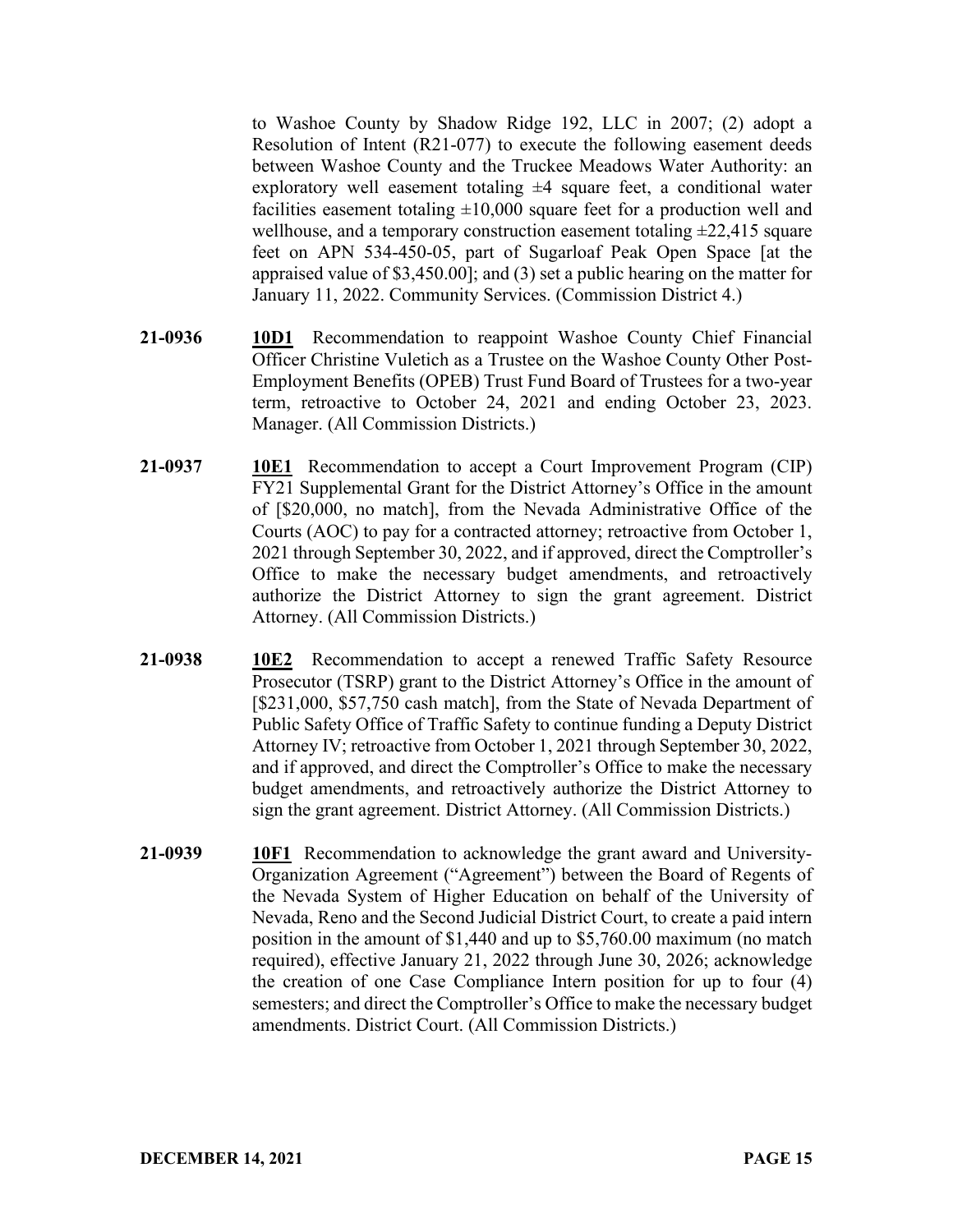to Washoe County by Shadow Ridge 192, LLC in 2007; (2) adopt a Resolution of Intent (R21-077) to execute the following easement deeds between Washoe County and the Truckee Meadows Water Authority: an exploratory well easement totaling ±4 square feet, a conditional water facilities easement totaling ±10,000 square feet for a production well and wellhouse, and a temporary construction easement totaling ±22,415 square feet on APN 534-450-05, part of Sugarloaf Peak Open Space [at the appraised value of $3,450.00]; and (3) set a public hearing on the matter for January 11, 2022. Community Services. (Commission District 4.)

**21-0936** **10D1** Recommendation to reappoint Washoe County Chief Financial Officer Christine Vuletich as a Trustee on the Washoe County Other Post-Employment Benefits (OPEB) Trust Fund Board of Trustees for a two-year term, retroactive to October 24, 2021 and ending October 23, 2023. Manager. (All Commission Districts.)

**21-0937** **10E1** Recommendation to accept a Court Improvement Program (CIP) FY21 Supplemental Grant for the District Attorney's Office in the amount of [$20,000, no match], from the Nevada Administrative Office of the Courts (AOC) to pay for a contracted attorney; retroactive from October 1, 2021 through September 30, 2022, and if approved, direct the Comptroller's Office to make the necessary budget amendments, and retroactively authorize the District Attorney to sign the grant agreement. District Attorney. (All Commission Districts.)

**21-0938** **10E2** Recommendation to accept a renewed Traffic Safety Resource Prosecutor (TSRP) grant to the District Attorney's Office in the amount of [$231,000, $57,750 cash match], from the State of Nevada Department of Public Safety Office of Traffic Safety to continue funding a Deputy District Attorney IV; retroactive from October 1, 2021 through September 30, 2022, and if approved, and direct the Comptroller's Office to make the necessary budget amendments, and retroactively authorize the District Attorney to sign the grant agreement. District Attorney. (All Commission Districts.)

**21-0939** **10F1** Recommendation to acknowledge the grant award and University-Organization Agreement ("Agreement") between the Board of Regents of the Nevada System of Higher Education on behalf of the University of Nevada, Reno and the Second Judicial District Court, to create a paid intern position in the amount of $1,440 and up to $5,760.00 maximum (no match required), effective January 21, 2022 through June 30, 2026; acknowledge the creation of one Case Compliance Intern position for up to four (4) semesters; and direct the Comptroller's Office to make the necessary budget amendments. District Court. (All Commission Districts.)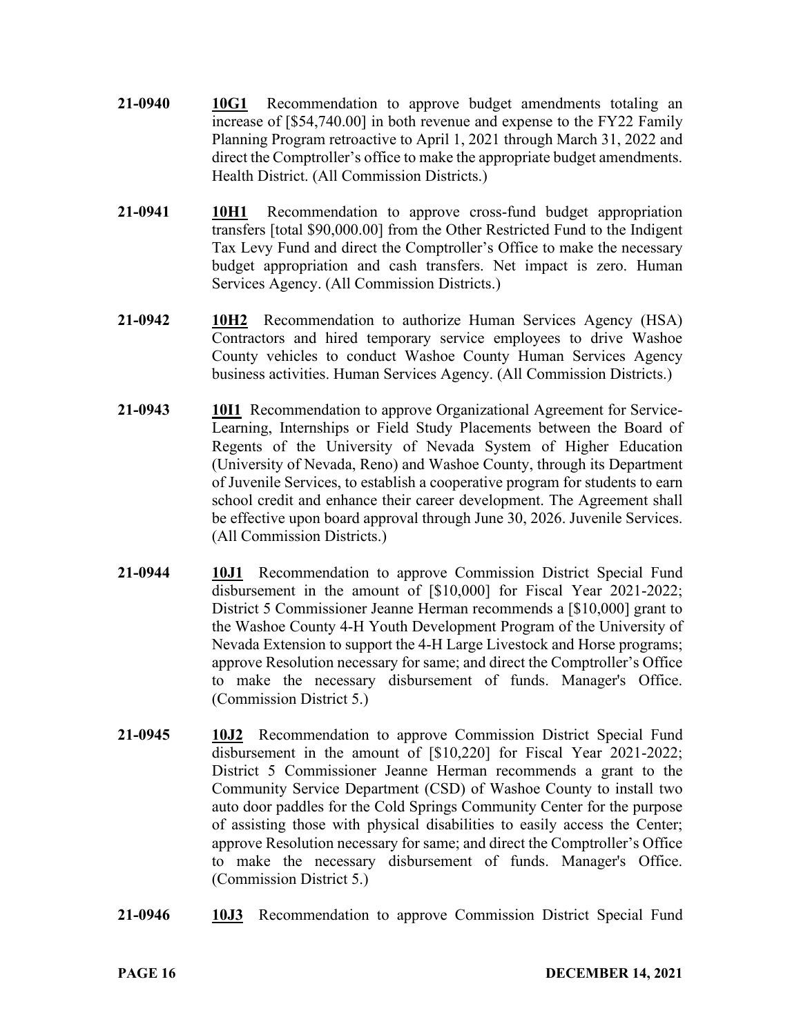**21-0940** **10G1** Recommendation to approve budget amendments totaling an increase of [$54,740.00] in both revenue and expense to the FY22 Family Planning Program retroactive to April 1, 2021 through March 31, 2022 and direct the Comptroller's office to make the appropriate budget amendments. Health District. (All Commission Districts.)

**21-0941** **10H1** Recommendation to approve cross-fund budget appropriation transfers [total $90,000.00] from the Other Restricted Fund to the Indigent Tax Levy Fund and direct the Comptroller's Office to make the necessary budget appropriation and cash transfers. Net impact is zero. Human Services Agency. (All Commission Districts.)

**21-0942** **10H2** Recommendation to authorize Human Services Agency (HSA) Contractors and hired temporary service employees to drive Washoe County vehicles to conduct Washoe County Human Services Agency business activities. Human Services Agency. (All Commission Districts.)

**21-0943** **10I1** Recommendation to approve Organizational Agreement for Service-Learning, Internships or Field Study Placements between the Board of Regents of the University of Nevada System of Higher Education (University of Nevada, Reno) and Washoe County, through its Department of Juvenile Services, to establish a cooperative program for students to earn school credit and enhance their career development. The Agreement shall be effective upon board approval through June 30, 2026. Juvenile Services. (All Commission Districts.)

**21-0944** **10J1** Recommendation to approve Commission District Special Fund disbursement in the amount of [$10,000] for Fiscal Year 2021-2022; District 5 Commissioner Jeanne Herman recommends a [$10,000] grant to the Washoe County 4-H Youth Development Program of the University of Nevada Extension to support the 4-H Large Livestock and Horse programs; approve Resolution necessary for same; and direct the Comptroller's Office to make the necessary disbursement of funds. Manager's Office. (Commission District 5.)

**21-0945** **10J2** Recommendation to approve Commission District Special Fund disbursement in the amount of [$10,220] for Fiscal Year 2021-2022; District 5 Commissioner Jeanne Herman recommends a grant to the Community Service Department (CSD) of Washoe County to install two auto door paddles for the Cold Springs Community Center for the purpose of assisting those with physical disabilities to easily access the Center; approve Resolution necessary for same; and direct the Comptroller's Office to make the necessary disbursement of funds. Manager's Office. (Commission District 5.)

**21-0946** **10J3** Recommendation to approve Commission District Special Fund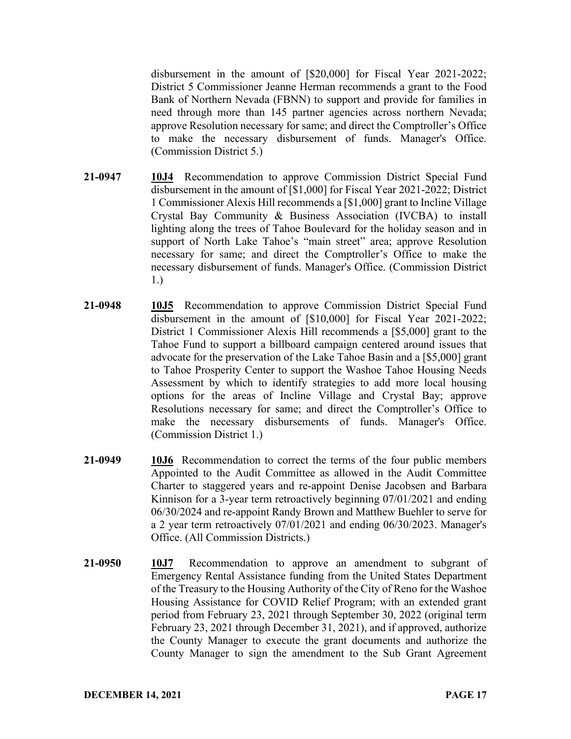disbursement in the amount of [$20,000] for Fiscal Year 2021-2022; District 5 Commissioner Jeanne Herman recommends a grant to the Food Bank of Northern Nevada (FBNN) to support and provide for families in need through more than 145 partner agencies across northern Nevada; approve Resolution necessary for same; and direct the Comptroller's Office to make the necessary disbursement of funds. Manager's Office. (Commission District 5.)

**21-0947** **10J4** Recommendation to approve Commission District Special Fund disbursement in the amount of [$1,000] for Fiscal Year 2021-2022; District 1 Commissioner Alexis Hill recommends a [$1,000] grant to Incline Village Crystal Bay Community & Business Association (IVCBA) to install lighting along the trees of Tahoe Boulevard for the holiday season and in support of North Lake Tahoe's "main street" area; approve Resolution necessary for same; and direct the Comptroller's Office to make the necessary disbursement of funds. Manager's Office. (Commission District 1.)

**21-0948** **10J5** Recommendation to approve Commission District Special Fund disbursement in the amount of [$10,000] for Fiscal Year 2021-2022; District 1 Commissioner Alexis Hill recommends a [$5,000] grant to the Tahoe Fund to support a billboard campaign centered around issues that advocate for the preservation of the Lake Tahoe Basin and a [$5,000] grant to Tahoe Prosperity Center to support the Washoe Tahoe Housing Needs Assessment by which to identify strategies to add more local housing options for the areas of Incline Village and Crystal Bay; approve Resolutions necessary for same; and direct the Comptroller's Office to make the necessary disbursements of funds. Manager's Office. (Commission District 1.)

**21-0949** **10J6** Recommendation to correct the terms of the four public members Appointed to the Audit Committee as allowed in the Audit Committee Charter to staggered years and re-appoint Denise Jacobsen and Barbara Kinnison for a 3-year term retroactively beginning 07/01/2021 and ending 06/30/2024 and re-appoint Randy Brown and Matthew Buehler to serve for a 2 year term retroactively 07/01/2021 and ending 06/30/2023. Manager's Office. (All Commission Districts.)

**21-0950** **10J7** Recommendation to approve an amendment to subgrant of Emergency Rental Assistance funding from the United States Department of the Treasury to the Housing Authority of the City of Reno for the Washoe Housing Assistance for COVID Relief Program; with an extended grant period from February 23, 2021 through September 30, 2022 (original term February 23, 2021 through December 31, 2021), and if approved, authorize the County Manager to execute the grant documents and authorize the County Manager to sign the amendment to the Sub Grant Agreement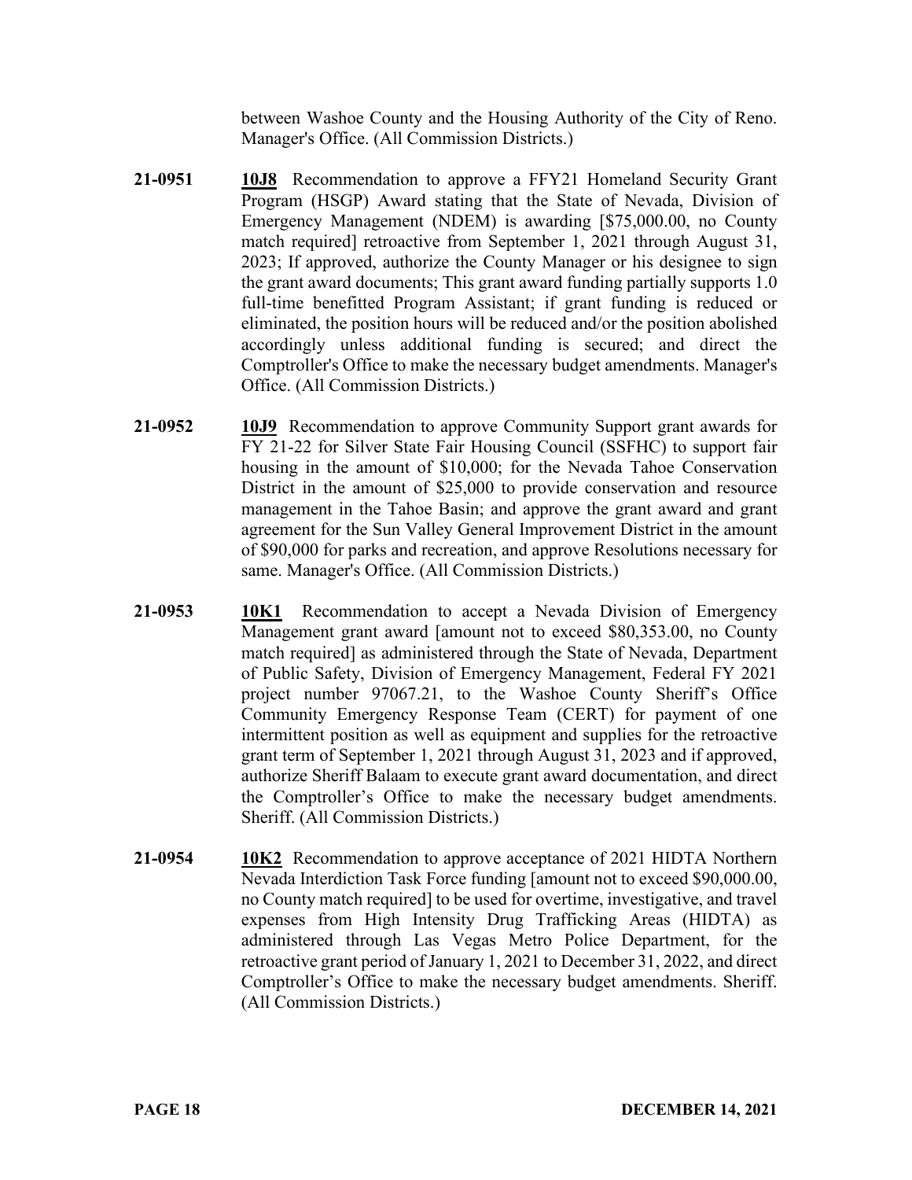between Washoe County and the Housing Authority of the City of Reno. Manager's Office. (All Commission Districts.)

**21-0951** **10J8** Recommendation to approve a FFY21 Homeland Security Grant Program (HSGP) Award stating that the State of Nevada, Division of Emergency Management (NDEM) is awarding [$75,000.00, no County match required] retroactive from September 1, 2021 through August 31, 2023; If approved, authorize the County Manager or his designee to sign the grant award documents; This grant award funding partially supports 1.0 full-time benefitted Program Assistant; if grant funding is reduced or eliminated, the position hours will be reduced and/or the position abolished accordingly unless additional funding is secured; and direct the Comptroller's Office to make the necessary budget amendments. Manager's Office. (All Commission Districts.)

**21-0952** **10J9** Recommendation to approve Community Support grant awards for FY 21-22 for Silver State Fair Housing Council (SSFHC) to support fair housing in the amount of $10,000; for the Nevada Tahoe Conservation District in the amount of $25,000 to provide conservation and resource management in the Tahoe Basin; and approve the grant award and grant agreement for the Sun Valley General Improvement District in the amount of $90,000 for parks and recreation, and approve Resolutions necessary for same. Manager's Office. (All Commission Districts.)

**21-0953** **10K1** Recommendation to accept a Nevada Division of Emergency Management grant award [amount not to exceed $80,353.00, no County match required] as administered through the State of Nevada, Department of Public Safety, Division of Emergency Management, Federal FY 2021 project number 97067.21, to the Washoe County Sheriff's Office Community Emergency Response Team (CERT) for payment of one intermittent position as well as equipment and supplies for the retroactive grant term of September 1, 2021 through August 31, 2023 and if approved, authorize Sheriff Balaam to execute grant award documentation, and direct the Comptroller's Office to make the necessary budget amendments. Sheriff. (All Commission Districts.)

**21-0954** **10K2** Recommendation to approve acceptance of 2021 HIDTA Northern Nevada Interdiction Task Force funding [amount not to exceed $90,000.00, no County match required] to be used for overtime, investigative, and travel expenses from High Intensity Drug Trafficking Areas (HIDTA) as administered through Las Vegas Metro Police Department, for the retroactive grant period of January 1, 2021 to December 31, 2022, and direct Comptroller's Office to make the necessary budget amendments. Sheriff. (All Commission Districts.)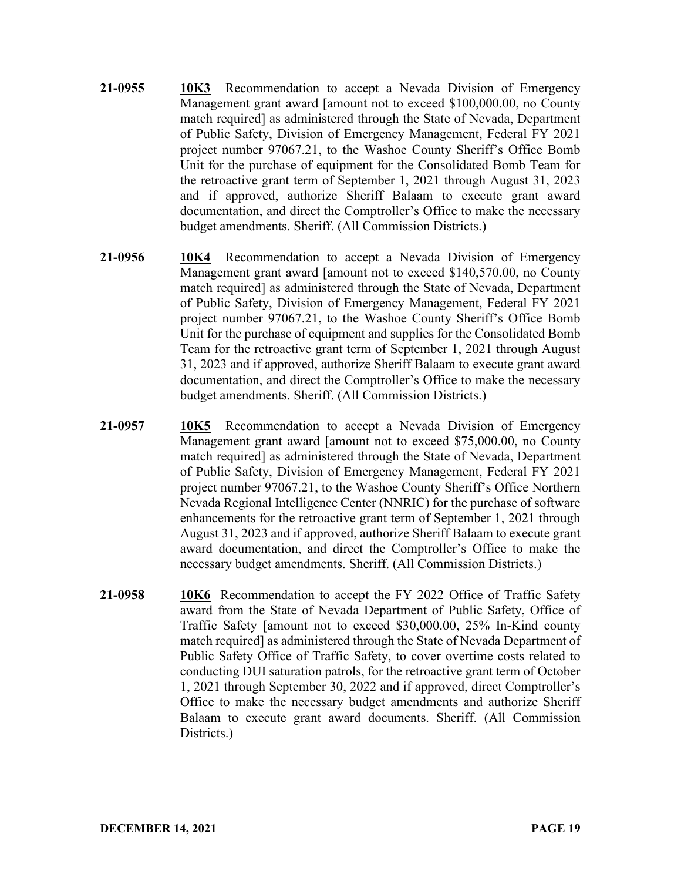**21-0955** **10K3** Recommendation to accept a Nevada Division of Emergency Management grant award [amount not to exceed $100,000.00, no County match required] as administered through the State of Nevada, Department of Public Safety, Division of Emergency Management, Federal FY 2021 project number 97067.21, to the Washoe County Sheriff's Office Bomb Unit for the purchase of equipment for the Consolidated Bomb Team for the retroactive grant term of September 1, 2021 through August 31, 2023 and if approved, authorize Sheriff Balaam to execute grant award documentation, and direct the Comptroller's Office to make the necessary budget amendments. Sheriff. (All Commission Districts.)

**21-0956** **10K4** Recommendation to accept a Nevada Division of Emergency Management grant award [amount not to exceed $140,570.00, no County match required] as administered through the State of Nevada, Department of Public Safety, Division of Emergency Management, Federal FY 2021 project number 97067.21, to the Washoe County Sheriff's Office Bomb Unit for the purchase of equipment and supplies for the Consolidated Bomb Team for the retroactive grant term of September 1, 2021 through August 31, 2023 and if approved, authorize Sheriff Balaam to execute grant award documentation, and direct the Comptroller's Office to make the necessary budget amendments. Sheriff. (All Commission Districts.)

**21-0957** **10K5** Recommendation to accept a Nevada Division of Emergency Management grant award [amount not to exceed $75,000.00, no County match required] as administered through the State of Nevada, Department of Public Safety, Division of Emergency Management, Federal FY 2021 project number 97067.21, to the Washoe County Sheriff's Office Northern Nevada Regional Intelligence Center (NNRIC) for the purchase of software enhancements for the retroactive grant term of September 1, 2021 through August 31, 2023 and if approved, authorize Sheriff Balaam to execute grant award documentation, and direct the Comptroller's Office to make the necessary budget amendments. Sheriff. (All Commission Districts.)

**21-0958** **10K6** Recommendation to accept the FY 2022 Office of Traffic Safety award from the State of Nevada Department of Public Safety, Office of Traffic Safety [amount not to exceed $30,000.00, 25% In-Kind county match required] as administered through the State of Nevada Department of Public Safety Office of Traffic Safety, to cover overtime costs related to conducting DUI saturation patrols, for the retroactive grant term of October 1, 2021 through September 30, 2022 and if approved, direct Comptroller's Office to make the necessary budget amendments and authorize Sheriff Balaam to execute grant award documents. Sheriff. (All Commission Districts.)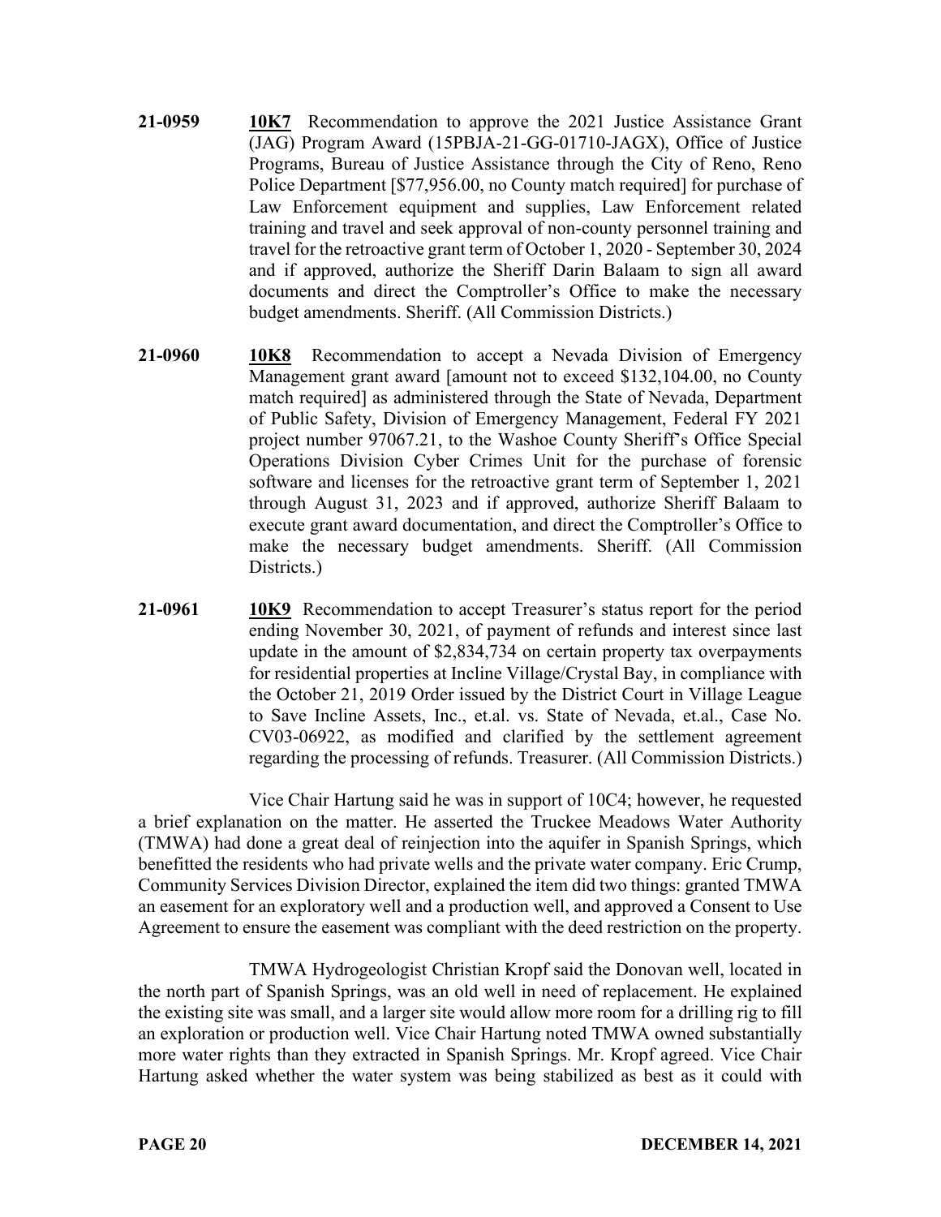**21-0959** **10K7** Recommendation to approve the 2021 Justice Assistance Grant (JAG) Program Award (15PBJA-21-GG-01710-JAGX), Office of Justice Programs, Bureau of Justice Assistance through the City of Reno, Reno Police Department [$77,956.00, no County match required] for purchase of Law Enforcement equipment and supplies, Law Enforcement related training and travel and seek approval of non-county personnel training and travel for the retroactive grant term of October 1, 2020 - September 30, 2024 and if approved, authorize the Sheriff Darin Balaam to sign all award documents and direct the Comptroller's Office to make the necessary budget amendments. Sheriff. (All Commission Districts.)

**21-0960** **10K8** Recommendation to accept a Nevada Division of Emergency Management grant award [amount not to exceed $132,104.00, no County match required] as administered through the State of Nevada, Department of Public Safety, Division of Emergency Management, Federal FY 2021 project number 97067.21, to the Washoe County Sheriff's Office Special Operations Division Cyber Crimes Unit for the purchase of forensic software and licenses for the retroactive grant term of September 1, 2021 through August 31, 2023 and if approved, authorize Sheriff Balaam to execute grant award documentation, and direct the Comptroller's Office to make the necessary budget amendments. Sheriff. (All Commission Districts.)

**21-0961** **10K9** Recommendation to accept Treasurer's status report for the period ending November 30, 2021, of payment of refunds and interest since last update in the amount of $2,834,734 on certain property tax overpayments for residential properties at Incline Village/Crystal Bay, in compliance with the October 21, 2019 Order issued by the District Court in Village League to Save Incline Assets, Inc., et.al. vs. State of Nevada, et.al., Case No. CV03-06922, as modified and clarified by the settlement agreement regarding the processing of refunds. Treasurer. (All Commission Districts.)

Vice Chair Hartung said he was in support of 10C4; however, he requested a brief explanation on the matter. He asserted the Truckee Meadows Water Authority (TMWA) had done a great deal of reinjection into the aquifer in Spanish Springs, which benefitted the residents who had private wells and the private water company. Eric Crump, Community Services Division Director, explained the item did two things: granted TMWA an easement for an exploratory well and a production well, and approved a Consent to Use Agreement to ensure the easement was compliant with the deed restriction on the property.

TMWA Hydrogeologist Christian Kropf said the Donovan well, located in the north part of Spanish Springs, was an old well in need of replacement. He explained the existing site was small, and a larger site would allow more room for a drilling rig to fill an exploration or production well. Vice Chair Hartung noted TMWA owned substantially more water rights than they extracted in Spanish Springs. Mr. Kropf agreed. Vice Chair Hartung asked whether the water system was being stabilized as best as it could with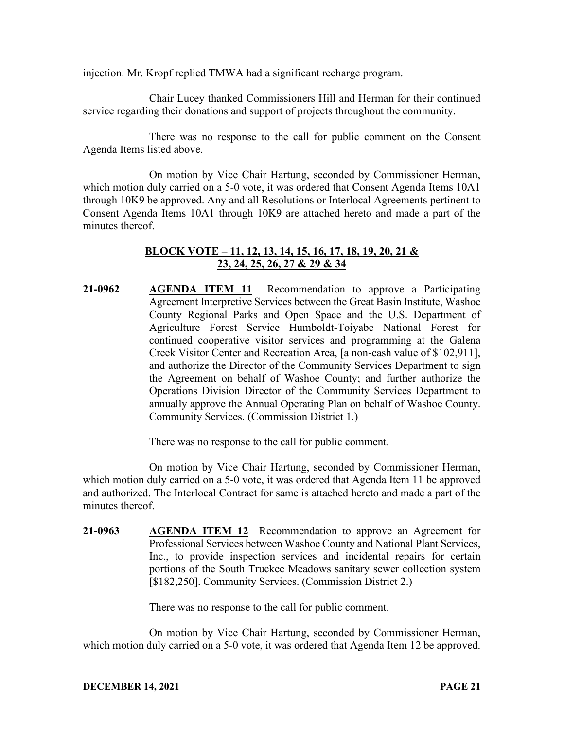injection. Mr. Kropf replied TMWA had a significant recharge program.

Chair Lucey thanked Commissioners Hill and Herman for their continued service regarding their donations and support of projects throughout the community.

There was no response to the call for public comment on the Consent Agenda Items listed above.

On motion by Vice Chair Hartung, seconded by Commissioner Herman, which motion duly carried on a 5-0 vote, it was ordered that Consent Agenda Items 10A1 through 10K9 be approved. Any and all Resolutions or Interlocal Agreements pertinent to Consent Agenda Items 10A1 through 10K9 are attached hereto and made a part of the minutes thereof.

**BLOCK VOTE – 11, 12, 13, 14, 15, 16, 17, 18, 19, 20, 21 & 23, 24, 25, 26, 27 & 29 & 34**

**21-0962** **AGENDA ITEM 11** Recommendation to approve a Participating Agreement Interpretive Services between the Great Basin Institute, Washoe County Regional Parks and Open Space and the U.S. Department of Agriculture Forest Service Humboldt-Toiyabe National Forest for continued cooperative visitor services and programming at the Galena Creek Visitor Center and Recreation Area, [a non-cash value of $102,911], and authorize the Director of the Community Services Department to sign the Agreement on behalf of Washoe County; and further authorize the Operations Division Director of the Community Services Department to annually approve the Annual Operating Plan on behalf of Washoe County. Community Services. (Commission District 1.)

There was no response to the call for public comment.

On motion by Vice Chair Hartung, seconded by Commissioner Herman, which motion duly carried on a 5-0 vote, it was ordered that Agenda Item 11 be approved and authorized. The Interlocal Contract for same is attached hereto and made a part of the minutes thereof.

**21-0963** **AGENDA ITEM 12** Recommendation to approve an Agreement for Professional Services between Washoe County and National Plant Services, Inc., to provide inspection services and incidental repairs for certain portions of the South Truckee Meadows sanitary sewer collection system [$182,250]. Community Services. (Commission District 2.)

There was no response to the call for public comment.

On motion by Vice Chair Hartung, seconded by Commissioner Herman, which motion duly carried on a 5-0 vote, it was ordered that Agenda Item 12 be approved.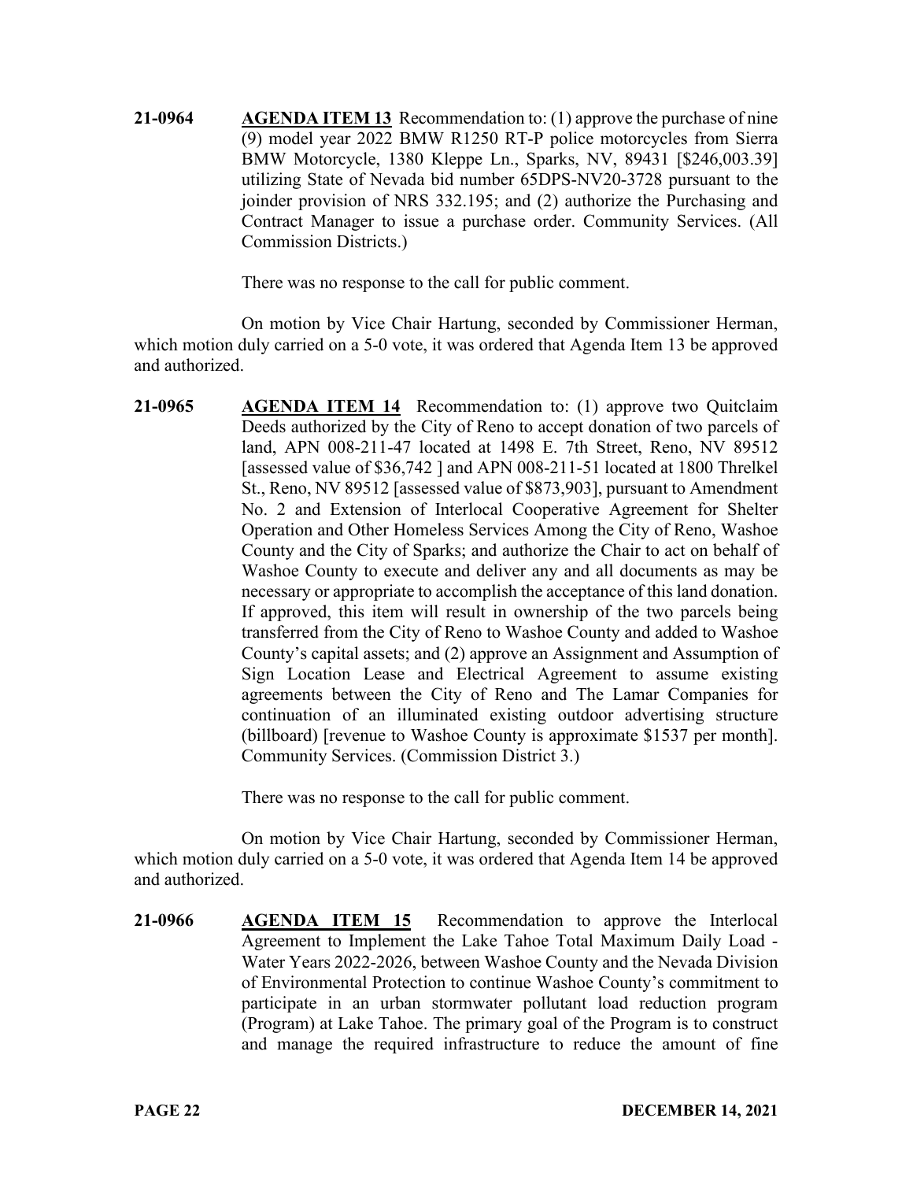**21-0964** **AGENDA ITEM 13** Recommendation to: (1) approve the purchase of nine (9) model year 2022 BMW R1250 RT-P police motorcycles from Sierra BMW Motorcycle, 1380 Kleppe Ln., Sparks, NV, 89431 [$246,003.39] utilizing State of Nevada bid number 65DPS-NV20-3728 pursuant to the joinder provision of NRS 332.195; and (2) authorize the Purchasing and Contract Manager to issue a purchase order. Community Services. (All Commission Districts.)

There was no response to the call for public comment.

On motion by Vice Chair Hartung, seconded by Commissioner Herman, which motion duly carried on a 5-0 vote, it was ordered that Agenda Item 13 be approved and authorized.

**21-0965** **AGENDA ITEM 14** Recommendation to: (1) approve two Quitclaim Deeds authorized by the City of Reno to accept donation of two parcels of land, APN 008-211-47 located at 1498 E. 7th Street, Reno, NV 89512 [assessed value of $36,742 ] and APN 008-211-51 located at 1800 Threlkel St., Reno, NV 89512 [assessed value of $873,903], pursuant to Amendment No. 2 and Extension of Interlocal Cooperative Agreement for Shelter Operation and Other Homeless Services Among the City of Reno, Washoe County and the City of Sparks; and authorize the Chair to act on behalf of Washoe County to execute and deliver any and all documents as may be necessary or appropriate to accomplish the acceptance of this land donation. If approved, this item will result in ownership of the two parcels being transferred from the City of Reno to Washoe County and added to Washoe County's capital assets; and (2) approve an Assignment and Assumption of Sign Location Lease and Electrical Agreement to assume existing agreements between the City of Reno and The Lamar Companies for continuation of an illuminated existing outdoor advertising structure (billboard) [revenue to Washoe County is approximate $1537 per month]. Community Services. (Commission District 3.)

There was no response to the call for public comment.

On motion by Vice Chair Hartung, seconded by Commissioner Herman, which motion duly carried on a 5-0 vote, it was ordered that Agenda Item 14 be approved and authorized.

**21-0966** **AGENDA ITEM 15** Recommendation to approve the Interlocal Agreement to Implement the Lake Tahoe Total Maximum Daily Load - Water Years 2022-2026, between Washoe County and the Nevada Division of Environmental Protection to continue Washoe County's commitment to participate in an urban stormwater pollutant load reduction program (Program) at Lake Tahoe. The primary goal of the Program is to construct and manage the required infrastructure to reduce the amount of fine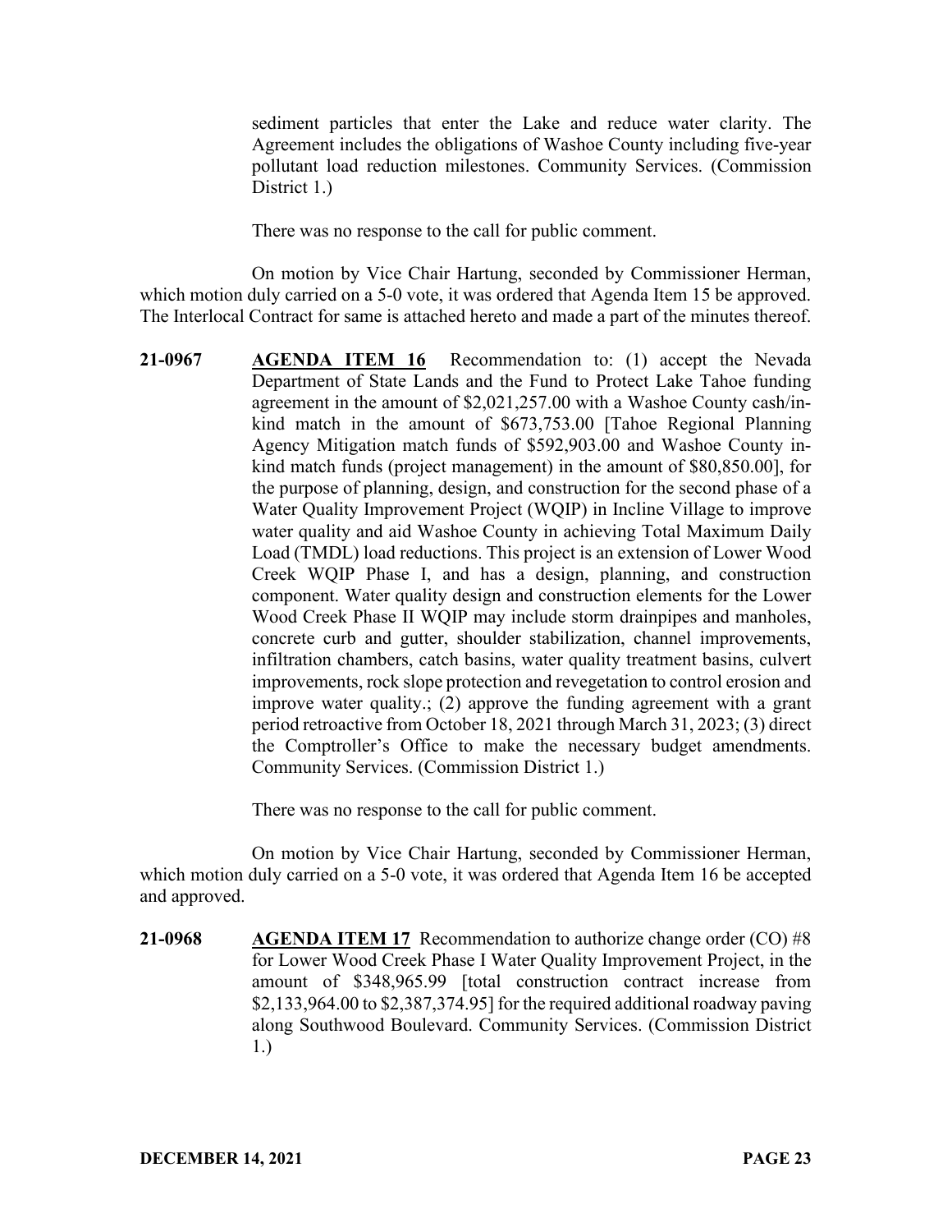sediment particles that enter the Lake and reduce water clarity. The Agreement includes the obligations of Washoe County including five-year pollutant load reduction milestones. Community Services. (Commission District 1.)

There was no response to the call for public comment.

On motion by Vice Chair Hartung, seconded by Commissioner Herman, which motion duly carried on a 5-0 vote, it was ordered that Agenda Item 15 be approved. The Interlocal Contract for same is attached hereto and made a part of the minutes thereof.

**21-0967** **AGENDA ITEM 16** Recommendation to: (1) accept the Nevada Department of State Lands and the Fund to Protect Lake Tahoe funding agreement in the amount of $2,021,257.00 with a Washoe County cash/in-kind match in the amount of $673,753.00 [Tahoe Regional Planning Agency Mitigation match funds of $592,903.00 and Washoe County in-kind match funds (project management) in the amount of $80,850.00], for the purpose of planning, design, and construction for the second phase of a Water Quality Improvement Project (WQIP) in Incline Village to improve water quality and aid Washoe County in achieving Total Maximum Daily Load (TMDL) load reductions. This project is an extension of Lower Wood Creek WQIP Phase I, and has a design, planning, and construction component. Water quality design and construction elements for the Lower Wood Creek Phase II WQIP may include storm drainpipes and manholes, concrete curb and gutter, shoulder stabilization, channel improvements, infiltration chambers, catch basins, water quality treatment basins, culvert improvements, rock slope protection and revegetation to control erosion and improve water quality.; (2) approve the funding agreement with a grant period retroactive from October 18, 2021 through March 31, 2023; (3) direct the Comptroller's Office to make the necessary budget amendments. Community Services. (Commission District 1.)

There was no response to the call for public comment.

On motion by Vice Chair Hartung, seconded by Commissioner Herman, which motion duly carried on a 5-0 vote, it was ordered that Agenda Item 16 be accepted and approved.

**21-0968** **AGENDA ITEM 17** Recommendation to authorize change order (CO) #8 for Lower Wood Creek Phase I Water Quality Improvement Project, in the amount of $348,965.99 [total construction contract increase from $2,133,964.00 to $2,387,374.95] for the required additional roadway paving along Southwood Boulevard. Community Services. (Commission District 1.)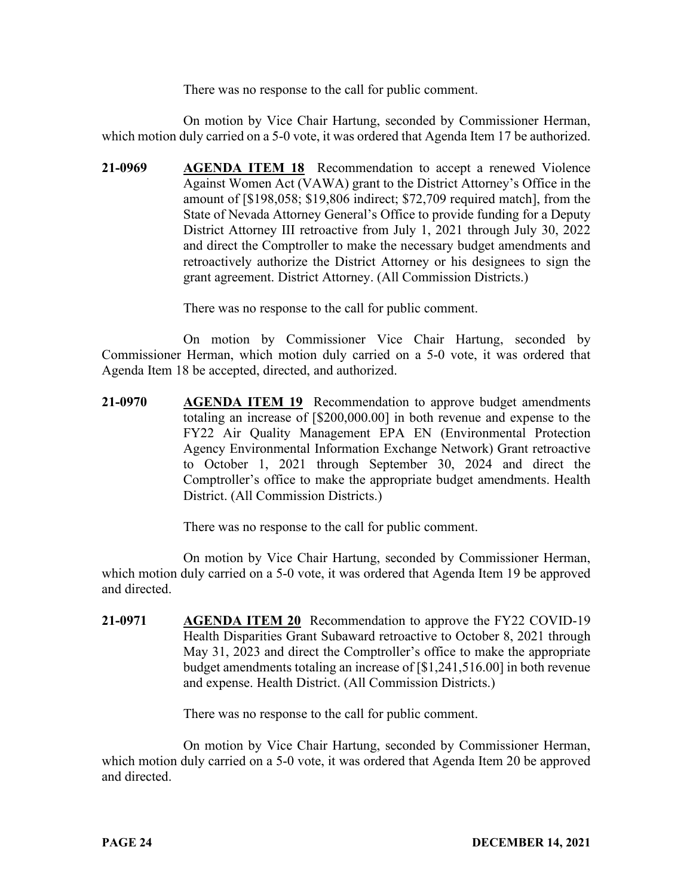There was no response to the call for public comment.

On motion by Vice Chair Hartung, seconded by Commissioner Herman, which motion duly carried on a 5-0 vote, it was ordered that Agenda Item 17 be authorized.

**21-0969** **AGENDA ITEM 18** Recommendation to accept a renewed Violence Against Women Act (VAWA) grant to the District Attorney's Office in the amount of [$198,058; $19,806 indirect; $72,709 required match], from the State of Nevada Attorney General's Office to provide funding for a Deputy District Attorney III retroactive from July 1, 2021 through July 30, 2022 and direct the Comptroller to make the necessary budget amendments and retroactively authorize the District Attorney or his designees to sign the grant agreement. District Attorney. (All Commission Districts.)

There was no response to the call for public comment.

On motion by Commissioner Vice Chair Hartung, seconded by Commissioner Herman, which motion duly carried on a 5-0 vote, it was ordered that Agenda Item 18 be accepted, directed, and authorized.

**21-0970** **AGENDA ITEM 19** Recommendation to approve budget amendments totaling an increase of [$200,000.00] in both revenue and expense to the FY22 Air Quality Management EPA EN (Environmental Protection Agency Environmental Information Exchange Network) Grant retroactive to October 1, 2021 through September 30, 2024 and direct the Comptroller's office to make the appropriate budget amendments. Health District. (All Commission Districts.)

There was no response to the call for public comment.

On motion by Vice Chair Hartung, seconded by Commissioner Herman, which motion duly carried on a 5-0 vote, it was ordered that Agenda Item 19 be approved and directed.

**21-0971** **AGENDA ITEM 20** Recommendation to approve the FY22 COVID-19 Health Disparities Grant Subaward retroactive to October 8, 2021 through May 31, 2023 and direct the Comptroller's office to make the appropriate budget amendments totaling an increase of [$1,241,516.00] in both revenue and expense. Health District. (All Commission Districts.)

There was no response to the call for public comment.

On motion by Vice Chair Hartung, seconded by Commissioner Herman, which motion duly carried on a 5-0 vote, it was ordered that Agenda Item 20 be approved and directed.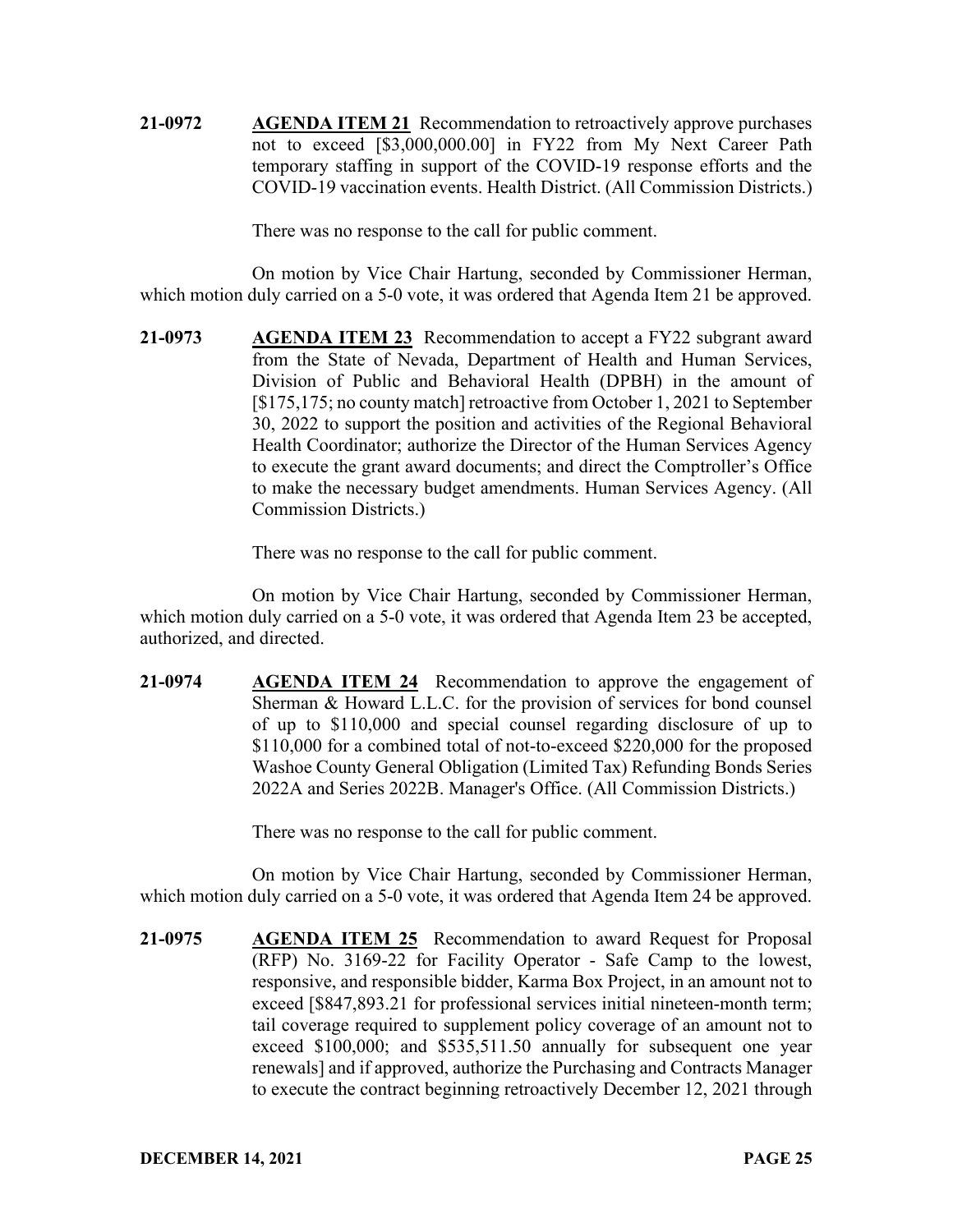**21-0972** **AGENDA ITEM 21** Recommendation to retroactively approve purchases not to exceed [$3,000,000.00] in FY22 from My Next Career Path temporary staffing in support of the COVID-19 response efforts and the COVID-19 vaccination events. Health District. (All Commission Districts.)

There was no response to the call for public comment.

On motion by Vice Chair Hartung, seconded by Commissioner Herman, which motion duly carried on a 5-0 vote, it was ordered that Agenda Item 21 be approved.

**21-0973** **AGENDA ITEM 23** Recommendation to accept a FY22 subgrant award from the State of Nevada, Department of Health and Human Services, Division of Public and Behavioral Health (DPBH) in the amount of [$175,175; no county match] retroactive from October 1, 2021 to September 30, 2022 to support the position and activities of the Regional Behavioral Health Coordinator; authorize the Director of the Human Services Agency to execute the grant award documents; and direct the Comptroller's Office to make the necessary budget amendments. Human Services Agency. (All Commission Districts.)

There was no response to the call for public comment.

On motion by Vice Chair Hartung, seconded by Commissioner Herman, which motion duly carried on a 5-0 vote, it was ordered that Agenda Item 23 be accepted, authorized, and directed.

**21-0974** **AGENDA ITEM 24** Recommendation to approve the engagement of Sherman & Howard L.L.C. for the provision of services for bond counsel of up to $110,000 and special counsel regarding disclosure of up to $110,000 for a combined total of not-to-exceed $220,000 for the proposed Washoe County General Obligation (Limited Tax) Refunding Bonds Series 2022A and Series 2022B. Manager's Office. (All Commission Districts.)

There was no response to the call for public comment.

On motion by Vice Chair Hartung, seconded by Commissioner Herman, which motion duly carried on a 5-0 vote, it was ordered that Agenda Item 24 be approved.

**21-0975** **AGENDA ITEM 25** Recommendation to award Request for Proposal (RFP) No. 3169-22 for Facility Operator - Safe Camp to the lowest, responsive, and responsible bidder, Karma Box Project, in an amount not to exceed [$847,893.21 for professional services initial nineteen-month term; tail coverage required to supplement policy coverage of an amount not to exceed $100,000; and $535,511.50 annually for subsequent one year renewals] and if approved, authorize the Purchasing and Contracts Manager to execute the contract beginning retroactively December 12, 2021 through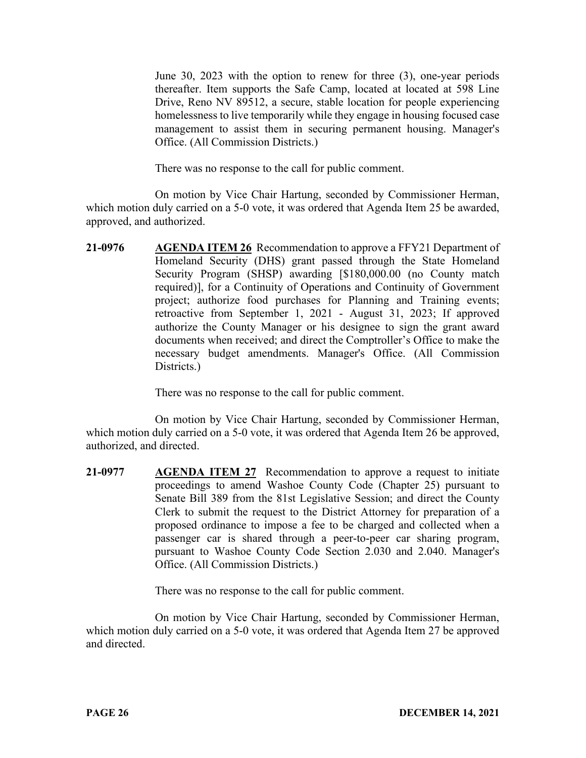June 30, 2023 with the option to renew for three (3), one-year periods thereafter. Item supports the Safe Camp, located at located at 598 Line Drive, Reno NV 89512, a secure, stable location for people experiencing homelessness to live temporarily while they engage in housing focused case management to assist them in securing permanent housing. Manager's Office. (All Commission Districts.)

There was no response to the call for public comment.

On motion by Vice Chair Hartung, seconded by Commissioner Herman, which motion duly carried on a 5-0 vote, it was ordered that Agenda Item 25 be awarded, approved, and authorized.

**21-0976** **AGENDA ITEM 26** Recommendation to approve a FFY21 Department of Homeland Security (DHS) grant passed through the State Homeland Security Program (SHSP) awarding [$180,000.00 (no County match required)], for a Continuity of Operations and Continuity of Government project; authorize food purchases for Planning and Training events; retroactive from September 1, 2021 - August 31, 2023; If approved authorize the County Manager or his designee to sign the grant award documents when received; and direct the Comptroller's Office to make the necessary budget amendments. Manager's Office. (All Commission Districts.)

There was no response to the call for public comment.

On motion by Vice Chair Hartung, seconded by Commissioner Herman, which motion duly carried on a 5-0 vote, it was ordered that Agenda Item 26 be approved, authorized, and directed.

**21-0977** **AGENDA ITEM 27** Recommendation to approve a request to initiate proceedings to amend Washoe County Code (Chapter 25) pursuant to Senate Bill 389 from the 81st Legislative Session; and direct the County Clerk to submit the request to the District Attorney for preparation of a proposed ordinance to impose a fee to be charged and collected when a passenger car is shared through a peer-to-peer car sharing program, pursuant to Washoe County Code Section 2.030 and 2.040. Manager's Office. (All Commission Districts.)

There was no response to the call for public comment.

On motion by Vice Chair Hartung, seconded by Commissioner Herman, which motion duly carried on a 5-0 vote, it was ordered that Agenda Item 27 be approved and directed.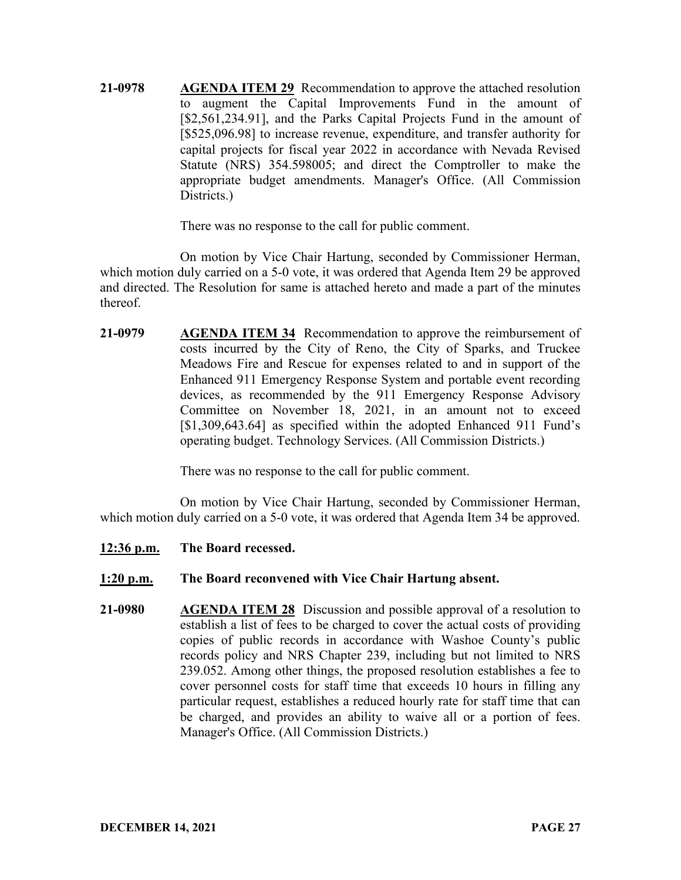**21-0978** **AGENDA ITEM 29** Recommendation to approve the attached resolution to augment the Capital Improvements Fund in the amount of [$2,561,234.91], and the Parks Capital Projects Fund in the amount of [$525,096.98] to increase revenue, expenditure, and transfer authority for capital projects for fiscal year 2022 in accordance with Nevada Revised Statute (NRS) 354.598005; and direct the Comptroller to make the appropriate budget amendments. Manager's Office. (All Commission Districts.)

There was no response to the call for public comment.

On motion by Vice Chair Hartung, seconded by Commissioner Herman, which motion duly carried on a 5-0 vote, it was ordered that Agenda Item 29 be approved and directed. The Resolution for same is attached hereto and made a part of the minutes thereof.

**21-0979** **AGENDA ITEM 34** Recommendation to approve the reimbursement of costs incurred by the City of Reno, the City of Sparks, and Truckee Meadows Fire and Rescue for expenses related to and in support of the Enhanced 911 Emergency Response System and portable event recording devices, as recommended by the 911 Emergency Response Advisory Committee on November 18, 2021, in an amount not to exceed [$1,309,643.64] as specified within the adopted Enhanced 911 Fund's operating budget. Technology Services. (All Commission Districts.)

There was no response to the call for public comment.

On motion by Vice Chair Hartung, seconded by Commissioner Herman, which motion duly carried on a 5-0 vote, it was ordered that Agenda Item 34 be approved.

**12:36 p.m.** **The Board recessed.**

**1:20 p.m.** **The Board reconvened with Vice Chair Hartung absent.**

**21-0980** **AGENDA ITEM 28** Discussion and possible approval of a resolution to establish a list of fees to be charged to cover the actual costs of providing copies of public records in accordance with Washoe County's public records policy and NRS Chapter 239, including but not limited to NRS 239.052. Among other things, the proposed resolution establishes a fee to cover personnel costs for staff time that exceeds 10 hours in filling any particular request, establishes a reduced hourly rate for staff time that can be charged, and provides an ability to waive all or a portion of fees. Manager's Office. (All Commission Districts.)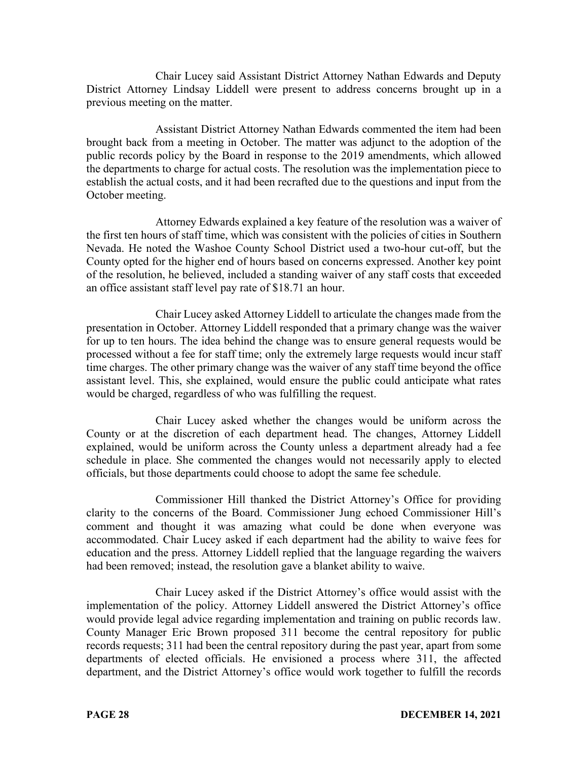Chair Lucey said Assistant District Attorney Nathan Edwards and Deputy District Attorney Lindsay Liddell were present to address concerns brought up in a previous meeting on the matter.

Assistant District Attorney Nathan Edwards commented the item had been brought back from a meeting in October. The matter was adjunct to the adoption of the public records policy by the Board in response to the 2019 amendments, which allowed the departments to charge for actual costs. The resolution was the implementation piece to establish the actual costs, and it had been recrafted due to the questions and input from the October meeting.

Attorney Edwards explained a key feature of the resolution was a waiver of the first ten hours of staff time, which was consistent with the policies of cities in Southern Nevada. He noted the Washoe County School District used a two-hour cut-off, but the County opted for the higher end of hours based on concerns expressed. Another key point of the resolution, he believed, included a standing waiver of any staff costs that exceeded an office assistant staff level pay rate of $18.71 an hour.

Chair Lucey asked Attorney Liddell to articulate the changes made from the presentation in October. Attorney Liddell responded that a primary change was the waiver for up to ten hours. The idea behind the change was to ensure general requests would be processed without a fee for staff time; only the extremely large requests would incur staff time charges. The other primary change was the waiver of any staff time beyond the office assistant level. This, she explained, would ensure the public could anticipate what rates would be charged, regardless of who was fulfilling the request.

Chair Lucey asked whether the changes would be uniform across the County or at the discretion of each department head. The changes, Attorney Liddell explained, would be uniform across the County unless a department already had a fee schedule in place. She commented the changes would not necessarily apply to elected officials, but those departments could choose to adopt the same fee schedule.

Commissioner Hill thanked the District Attorney's Office for providing clarity to the concerns of the Board. Commissioner Jung echoed Commissioner Hill's comment and thought it was amazing what could be done when everyone was accommodated. Chair Lucey asked if each department had the ability to waive fees for education and the press. Attorney Liddell replied that the language regarding the waivers had been removed; instead, the resolution gave a blanket ability to waive.

Chair Lucey asked if the District Attorney's office would assist with the implementation of the policy. Attorney Liddell answered the District Attorney's office would provide legal advice regarding implementation and training on public records law. County Manager Eric Brown proposed 311 become the central repository for public records requests; 311 had been the central repository during the past year, apart from some departments of elected officials. He envisioned a process where 311, the affected department, and the District Attorney's office would work together to fulfill the records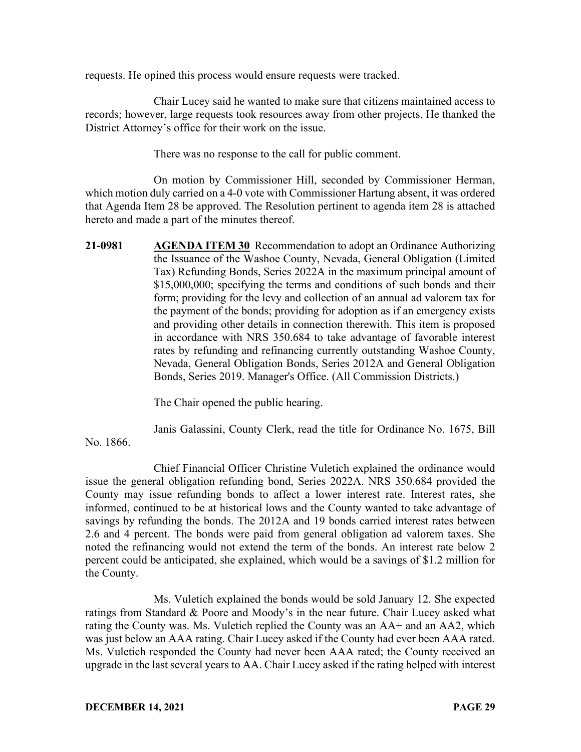requests. He opined this process would ensure requests were tracked.

Chair Lucey said he wanted to make sure that citizens maintained access to records; however, large requests took resources away from other projects. He thanked the District Attorney's office for their work on the issue.

There was no response to the call for public comment.

On motion by Commissioner Hill, seconded by Commissioner Herman, which motion duly carried on a 4-0 vote with Commissioner Hartung absent, it was ordered that Agenda Item 28 be approved. The Resolution pertinent to agenda item 28 is attached hereto and made a part of the minutes thereof.

**21-0981** **AGENDA ITEM 30** Recommendation to adopt an Ordinance Authorizing the Issuance of the Washoe County, Nevada, General Obligation (Limited Tax) Refunding Bonds, Series 2022A in the maximum principal amount of $15,000,000; specifying the terms and conditions of such bonds and their form; providing for the levy and collection of an annual ad valorem tax for the payment of the bonds; providing for adoption as if an emergency exists and providing other details in connection therewith. This item is proposed in accordance with NRS 350.684 to take advantage of favorable interest rates by refunding and refinancing currently outstanding Washoe County, Nevada, General Obligation Bonds, Series 2012A and General Obligation Bonds, Series 2019. Manager's Office. (All Commission Districts.)

The Chair opened the public hearing.

Janis Galassini, County Clerk, read the title for Ordinance No. 1675, Bill No. 1866.

Chief Financial Officer Christine Vuletich explained the ordinance would issue the general obligation refunding bond, Series 2022A. NRS 350.684 provided the County may issue refunding bonds to affect a lower interest rate. Interest rates, she informed, continued to be at historical lows and the County wanted to take advantage of savings by refunding the bonds. The 2012A and 19 bonds carried interest rates between 2.6 and 4 percent. The bonds were paid from general obligation ad valorem taxes. She noted the refinancing would not extend the term of the bonds. An interest rate below 2 percent could be anticipated, she explained, which would be a savings of $1.2 million for the County.

Ms. Vuletich explained the bonds would be sold January 12. She expected ratings from Standard & Poore and Moody's in the near future. Chair Lucey asked what rating the County was. Ms. Vuletich replied the County was an AA+ and an AA2, which was just below an AAA rating. Chair Lucey asked if the County had ever been AAA rated. Ms. Vuletich responded the County had never been AAA rated; the County received an upgrade in the last several years to AA. Chair Lucey asked if the rating helped with interest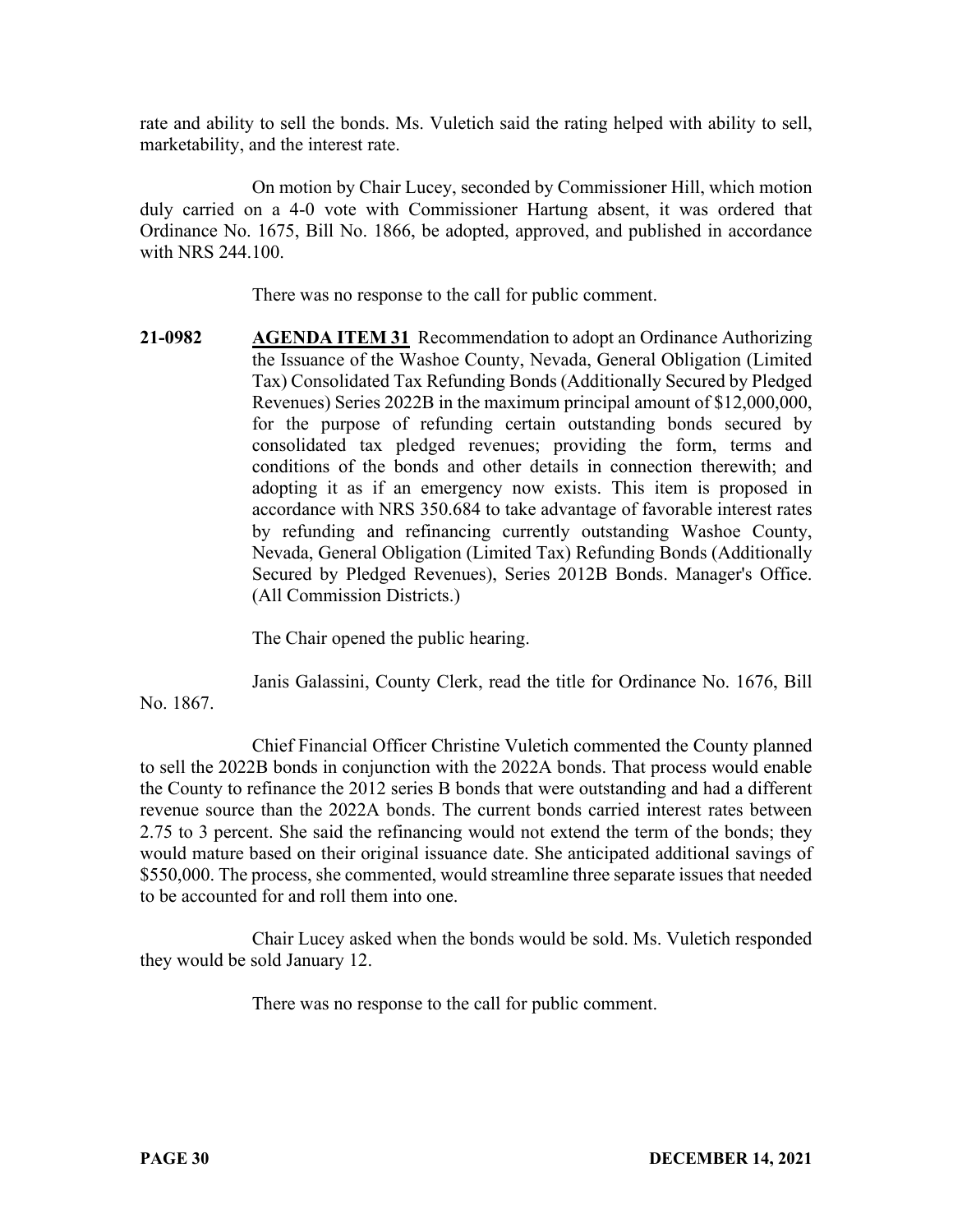rate and ability to sell the bonds. Ms. Vuletich said the rating helped with ability to sell, marketability, and the interest rate.

On motion by Chair Lucey, seconded by Commissioner Hill, which motion duly carried on a 4-0 vote with Commissioner Hartung absent, it was ordered that Ordinance No. 1675, Bill No. 1866, be adopted, approved, and published in accordance with NRS 244.100.

There was no response to the call for public comment.

**21-0982** **AGENDA ITEM 31** Recommendation to adopt an Ordinance Authorizing the Issuance of the Washoe County, Nevada, General Obligation (Limited Tax) Consolidated Tax Refunding Bonds (Additionally Secured by Pledged Revenues) Series 2022B in the maximum principal amount of $12,000,000, for the purpose of refunding certain outstanding bonds secured by consolidated tax pledged revenues; providing the form, terms and conditions of the bonds and other details in connection therewith; and adopting it as if an emergency now exists. This item is proposed in accordance with NRS 350.684 to take advantage of favorable interest rates by refunding and refinancing currently outstanding Washoe County, Nevada, General Obligation (Limited Tax) Refunding Bonds (Additionally Secured by Pledged Revenues), Series 2012B Bonds. Manager's Office. (All Commission Districts.)

The Chair opened the public hearing.

Janis Galassini, County Clerk, read the title for Ordinance No. 1676, Bill No. 1867.

Chief Financial Officer Christine Vuletich commented the County planned to sell the 2022B bonds in conjunction with the 2022A bonds. That process would enable the County to refinance the 2012 series B bonds that were outstanding and had a different revenue source than the 2022A bonds. The current bonds carried interest rates between 2.75 to 3 percent. She said the refinancing would not extend the term of the bonds; they would mature based on their original issuance date. She anticipated additional savings of $550,000. The process, she commented, would streamline three separate issues that needed to be accounted for and roll them into one.

Chair Lucey asked when the bonds would be sold. Ms. Vuletich responded they would be sold January 12.

There was no response to the call for public comment.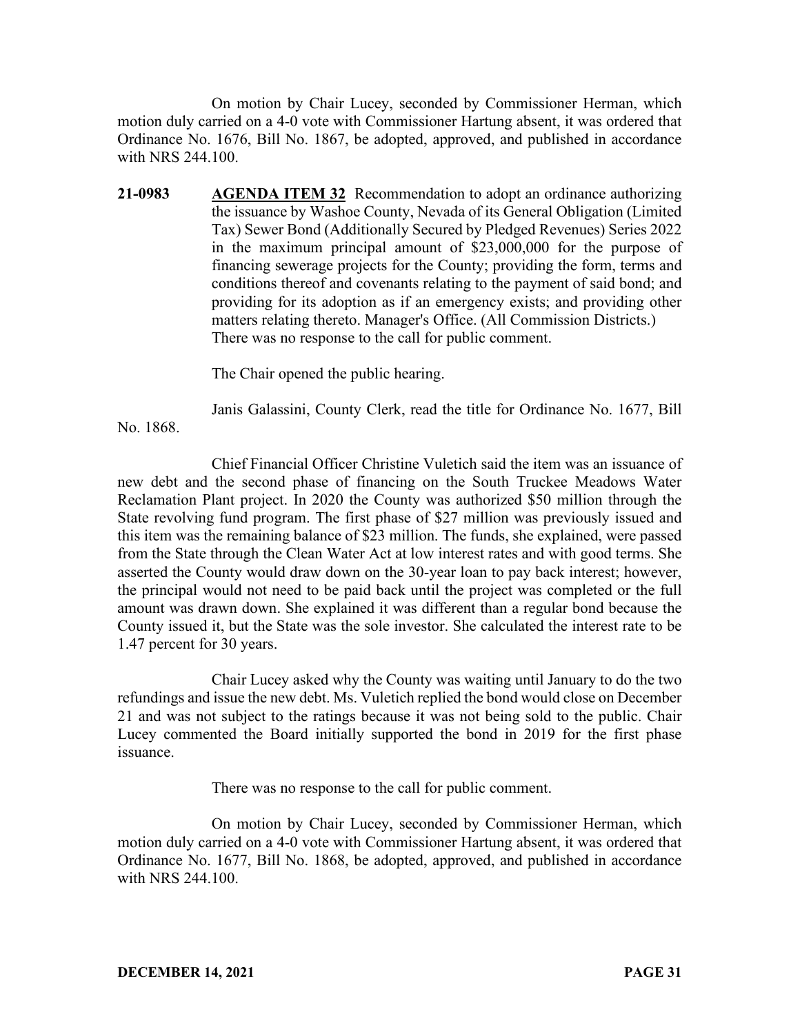On motion by Chair Lucey, seconded by Commissioner Herman, which motion duly carried on a 4-0 vote with Commissioner Hartung absent, it was ordered that Ordinance No. 1676, Bill No. 1867, be adopted, approved, and published in accordance with NRS 244.100.

**21-0983** **AGENDA ITEM 32** Recommendation to adopt an ordinance authorizing the issuance by Washoe County, Nevada of its General Obligation (Limited Tax) Sewer Bond (Additionally Secured by Pledged Revenues) Series 2022 in the maximum principal amount of $23,000,000 for the purpose of financing sewerage projects for the County; providing the form, terms and conditions thereof and covenants relating to the payment of said bond; and providing for its adoption as if an emergency exists; and providing other matters relating thereto. Manager's Office. (All Commission Districts.) There was no response to the call for public comment.

The Chair opened the public hearing.

Janis Galassini, County Clerk, read the title for Ordinance No. 1677, Bill No. 1868.

Chief Financial Officer Christine Vuletich said the item was an issuance of new debt and the second phase of financing on the South Truckee Meadows Water Reclamation Plant project. In 2020 the County was authorized $50 million through the State revolving fund program. The first phase of $27 million was previously issued and this item was the remaining balance of $23 million. The funds, she explained, were passed from the State through the Clean Water Act at low interest rates and with good terms. She asserted the County would draw down on the 30-year loan to pay back interest; however, the principal would not need to be paid back until the project was completed or the full amount was drawn down. She explained it was different than a regular bond because the County issued it, but the State was the sole investor. She calculated the interest rate to be 1.47 percent for 30 years.

Chair Lucey asked why the County was waiting until January to do the two refundings and issue the new debt. Ms. Vuletich replied the bond would close on December 21 and was not subject to the ratings because it was not being sold to the public. Chair Lucey commented the Board initially supported the bond in 2019 for the first phase issuance.

There was no response to the call for public comment.

On motion by Chair Lucey, seconded by Commissioner Herman, which motion duly carried on a 4-0 vote with Commissioner Hartung absent, it was ordered that Ordinance No. 1677, Bill No. 1868, be adopted, approved, and published in accordance with NRS 244.100.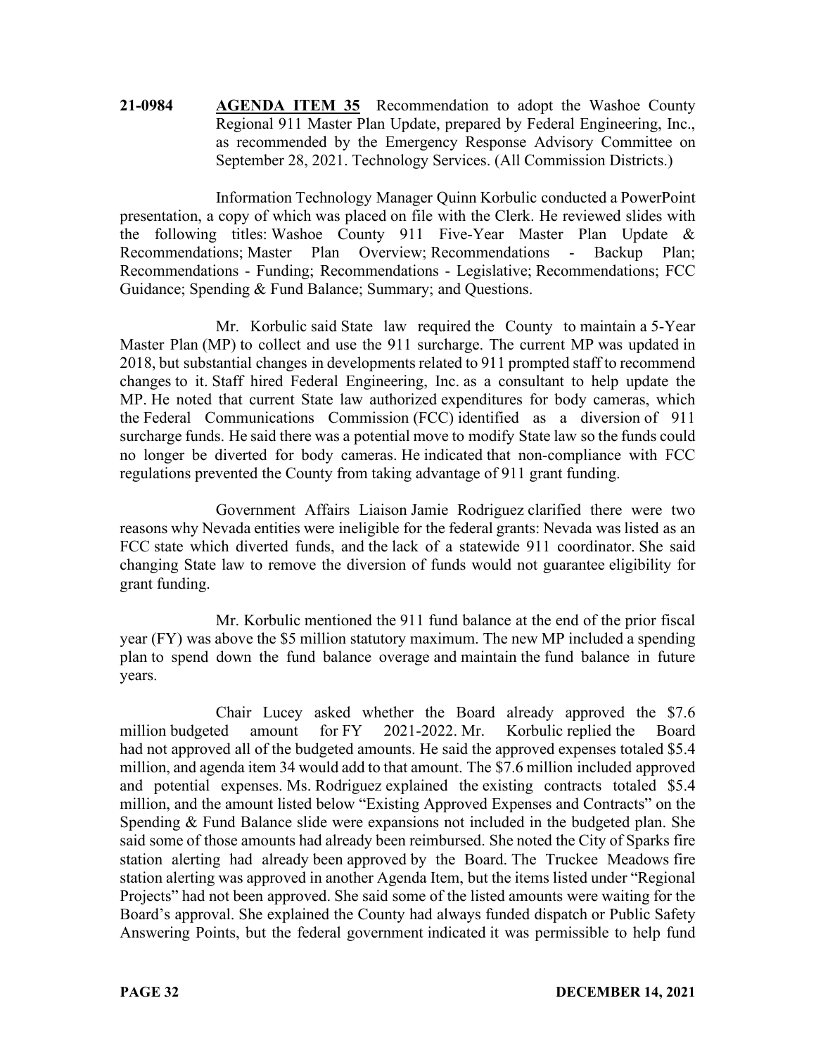**21-0984** **AGENDA ITEM 35** Recommendation to adopt the Washoe County Regional 911 Master Plan Update, prepared by Federal Engineering, Inc., as recommended by the Emergency Response Advisory Committee on September 28, 2021. Technology Services. (All Commission Districts.)

Information Technology Manager Quinn Korbulic conducted a PowerPoint presentation, a copy of which was placed on file with the Clerk. He reviewed slides with the following titles: Washoe County 911 Five-Year Master Plan Update & Recommendations; Master Plan Overview; Recommendations - Backup Plan; Recommendations - Funding; Recommendations - Legislative; Recommendations; FCC Guidance; Spending & Fund Balance; Summary; and Questions.

Mr. Korbulic said State law required the County to maintain a 5-Year Master Plan (MP) to collect and use the 911 surcharge. The current MP was updated in 2018, but substantial changes in developments related to 911 prompted staff to recommend changes to it. Staff hired Federal Engineering, Inc. as a consultant to help update the MP. He noted that current State law authorized expenditures for body cameras, which the Federal Communications Commission (FCC) identified as a diversion of 911 surcharge funds. He said there was a potential move to modify State law so the funds could no longer be diverted for body cameras. He indicated that non-compliance with FCC regulations prevented the County from taking advantage of 911 grant funding.

Government Affairs Liaison Jamie Rodriguez clarified there were two reasons why Nevada entities were ineligible for the federal grants: Nevada was listed as an FCC state which diverted funds, and the lack of a statewide 911 coordinator. She said changing State law to remove the diversion of funds would not guarantee eligibility for grant funding.

Mr. Korbulic mentioned the 911 fund balance at the end of the prior fiscal year (FY) was above the $5 million statutory maximum. The new MP included a spending plan to spend down the fund balance overage and maintain the fund balance in future years.

Chair Lucey asked whether the Board already approved the $7.6 million budgeted amount for FY 2021-2022. Mr. Korbulic replied the Board had not approved all of the budgeted amounts. He said the approved expenses totaled $5.4 million, and agenda item 34 would add to that amount. The $7.6 million included approved and potential expenses. Ms. Rodriguez explained the existing contracts totaled $5.4 million, and the amount listed below "Existing Approved Expenses and Contracts" on the Spending & Fund Balance slide were expansions not included in the budgeted plan. She said some of those amounts had already been reimbursed. She noted the City of Sparks fire station alerting had already been approved by the Board. The Truckee Meadows fire station alerting was approved in another Agenda Item, but the items listed under "Regional Projects" had not been approved. She said some of the listed amounts were waiting for the Board's approval. She explained the County had always funded dispatch or Public Safety Answering Points, but the federal government indicated it was permissible to help fund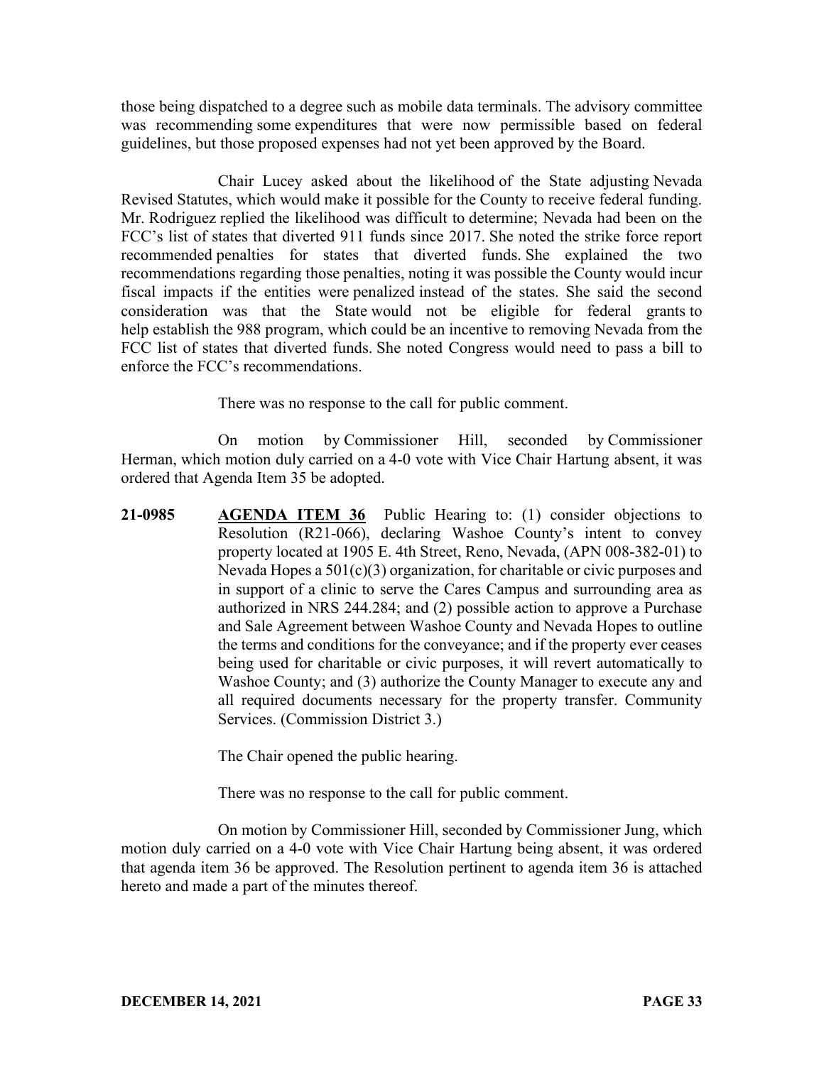those being dispatched to a degree such as mobile data terminals. The advisory committee was recommending some expenditures that were now permissible based on federal guidelines, but those proposed expenses had not yet been approved by the Board.

Chair Lucey asked about the likelihood of the State adjusting Nevada Revised Statutes, which would make it possible for the County to receive federal funding. Mr. Rodriguez replied the likelihood was difficult to determine; Nevada had been on the FCC's list of states that diverted 911 funds since 2017. She noted the strike force report recommended penalties for states that diverted funds. She explained the two recommendations regarding those penalties, noting it was possible the County would incur fiscal impacts if the entities were penalized instead of the states. She said the second consideration was that the State would not be eligible for federal grants to help establish the 988 program, which could be an incentive to removing Nevada from the FCC list of states that diverted funds. She noted Congress would need to pass a bill to enforce the FCC's recommendations.

There was no response to the call for public comment.

On motion by Commissioner Hill, seconded by Commissioner Herman, which motion duly carried on a 4-0 vote with Vice Chair Hartung absent, it was ordered that Agenda Item 35 be adopted.

**21-0985** **AGENDA ITEM 36** Public Hearing to: (1) consider objections to Resolution (R21-066), declaring Washoe County's intent to convey property located at 1905 E. 4th Street, Reno, Nevada, (APN 008-382-01) to Nevada Hopes a 501(c)(3) organization, for charitable or civic purposes and in support of a clinic to serve the Cares Campus and surrounding area as authorized in NRS 244.284; and (2) possible action to approve a Purchase and Sale Agreement between Washoe County and Nevada Hopes to outline the terms and conditions for the conveyance; and if the property ever ceases being used for charitable or civic purposes, it will revert automatically to Washoe County; and (3) authorize the County Manager to execute any and all required documents necessary for the property transfer. Community Services. (Commission District 3.)

The Chair opened the public hearing.

There was no response to the call for public comment.

On motion by Commissioner Hill, seconded by Commissioner Jung, which motion duly carried on a 4-0 vote with Vice Chair Hartung being absent, it was ordered that agenda item 36 be approved. The Resolution pertinent to agenda item 36 is attached hereto and made a part of the minutes thereof.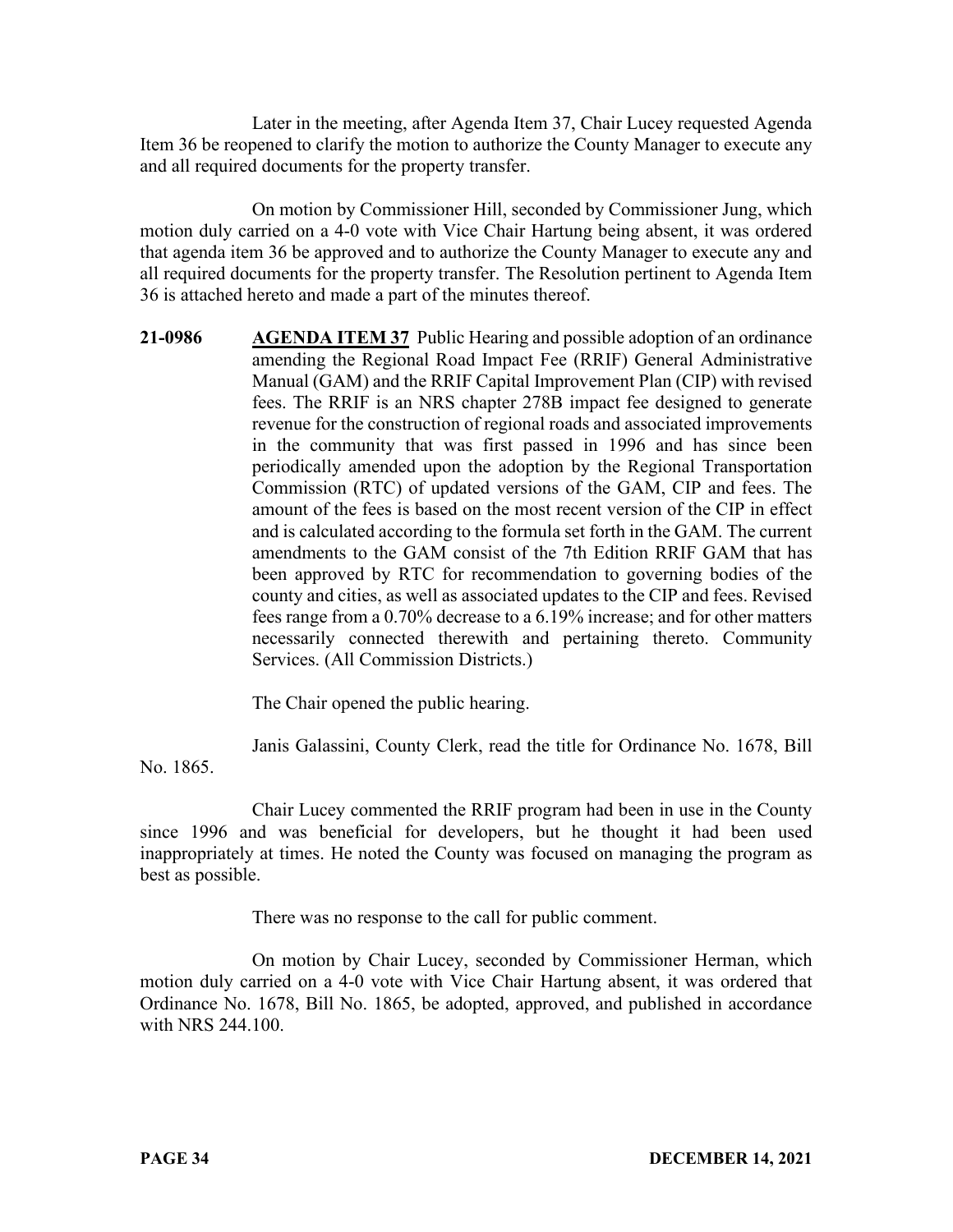Later in the meeting, after Agenda Item 37, Chair Lucey requested Agenda Item 36 be reopened to clarify the motion to authorize the County Manager to execute any and all required documents for the property transfer.

On motion by Commissioner Hill, seconded by Commissioner Jung, which motion duly carried on a 4-0 vote with Vice Chair Hartung being absent, it was ordered that agenda item 36 be approved and to authorize the County Manager to execute any and all required documents for the property transfer. The Resolution pertinent to Agenda Item 36 is attached hereto and made a part of the minutes thereof.

**21-0986** **AGENDA ITEM 37** Public Hearing and possible adoption of an ordinance amending the Regional Road Impact Fee (RRIF) General Administrative Manual (GAM) and the RRIF Capital Improvement Plan (CIP) with revised fees. The RRIF is an NRS chapter 278B impact fee designed to generate revenue for the construction of regional roads and associated improvements in the community that was first passed in 1996 and has since been periodically amended upon the adoption by the Regional Transportation Commission (RTC) of updated versions of the GAM, CIP and fees. The amount of the fees is based on the most recent version of the CIP in effect and is calculated according to the formula set forth in the GAM. The current amendments to the GAM consist of the 7th Edition RRIF GAM that has been approved by RTC for recommendation to governing bodies of the county and cities, as well as associated updates to the CIP and fees. Revised fees range from a 0.70% decrease to a 6.19% increase; and for other matters necessarily connected therewith and pertaining thereto. Community Services. (All Commission Districts.)

The Chair opened the public hearing.

Janis Galassini, County Clerk, read the title for Ordinance No. 1678, Bill No. 1865.

Chair Lucey commented the RRIF program had been in use in the County since 1996 and was beneficial for developers, but he thought it had been used inappropriately at times. He noted the County was focused on managing the program as best as possible.

There was no response to the call for public comment.

On motion by Chair Lucey, seconded by Commissioner Herman, which motion duly carried on a 4-0 vote with Vice Chair Hartung absent, it was ordered that Ordinance No. 1678, Bill No. 1865, be adopted, approved, and published in accordance with NRS 244.100.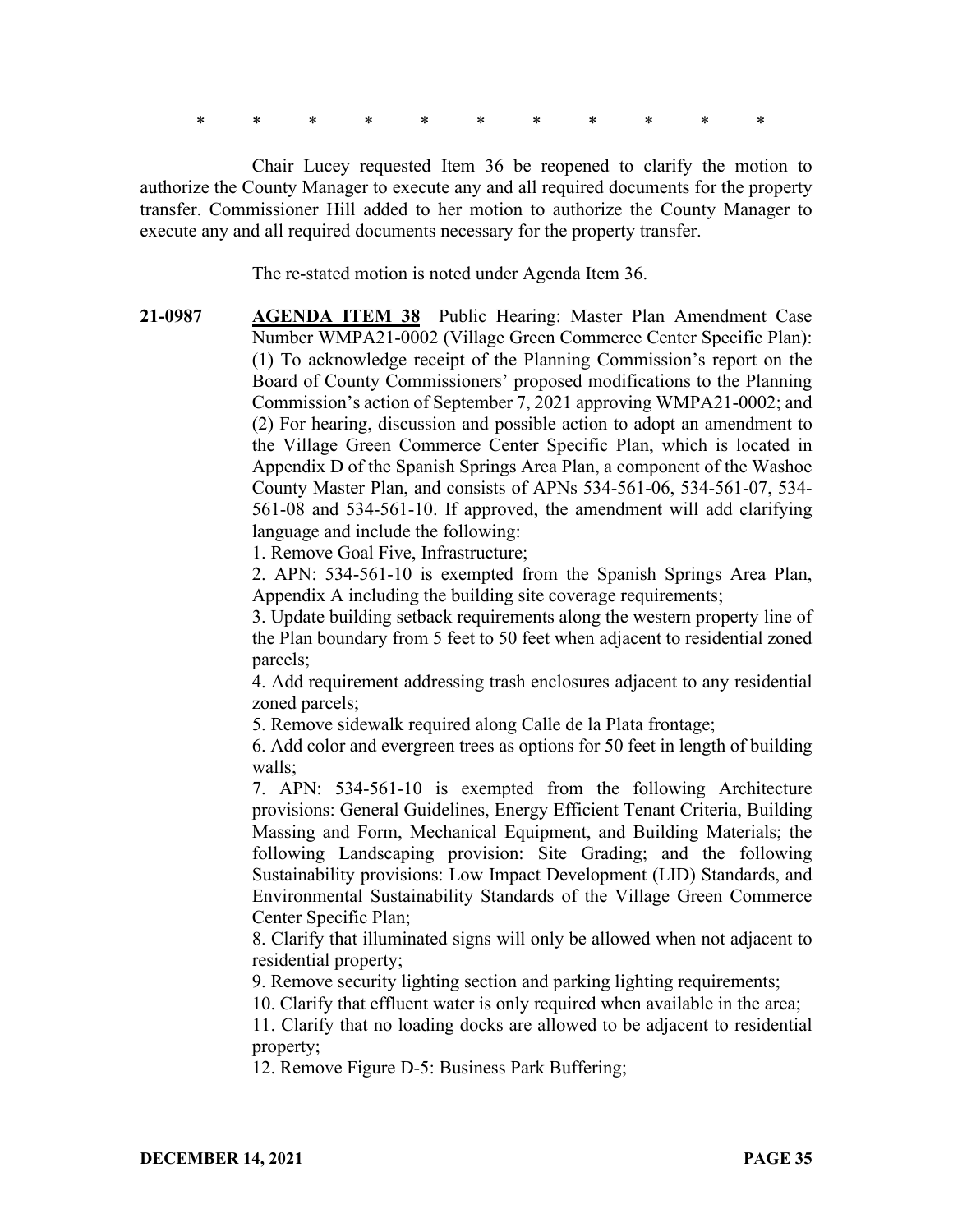\*   \*   \*   \*   \*   \*   \*   \*   \*   \*   \*

Chair Lucey requested Item 36 be reopened to clarify the motion to authorize the County Manager to execute any and all required documents for the property transfer. Commissioner Hill added to her motion to authorize the County Manager to execute any and all required documents necessary for the property transfer.

The re-stated motion is noted under Agenda Item 36.

**21-0987** **AGENDA ITEM 38** Public Hearing: Master Plan Amendment Case Number WMPA21-0002 (Village Green Commerce Center Specific Plan): (1) To acknowledge receipt of the Planning Commission's report on the Board of County Commissioners' proposed modifications to the Planning Commission's action of September 7, 2021 approving WMPA21-0002; and (2) For hearing, discussion and possible action to adopt an amendment to the Village Green Commerce Center Specific Plan, which is located in Appendix D of the Spanish Springs Area Plan, a component of the Washoe County Master Plan, and consists of APNs 534-561-06, 534-561-07, 534-561-08 and 534-561-10. If approved, the amendment will add clarifying language and include the following:

1. Remove Goal Five, Infrastructure;
2. APN: 534-561-10 is exempted from the Spanish Springs Area Plan, Appendix A including the building site coverage requirements;
3. Update building setback requirements along the western property line of the Plan boundary from 5 feet to 50 feet when adjacent to residential zoned parcels;
4. Add requirement addressing trash enclosures adjacent to any residential zoned parcels;
5. Remove sidewalk required along Calle de la Plata frontage;
6. Add color and evergreen trees as options for 50 feet in length of building walls;
7. APN: 534-561-10 is exempted from the following Architecture provisions: General Guidelines, Energy Efficient Tenant Criteria, Building Massing and Form, Mechanical Equipment, and Building Materials; the following Landscaping provision: Site Grading; and the following Sustainability provisions: Low Impact Development (LID) Standards, and Environmental Sustainability Standards of the Village Green Commerce Center Specific Plan;
8. Clarify that illuminated signs will only be allowed when not adjacent to residential property;
9. Remove security lighting section and parking lighting requirements;
10. Clarify that effluent water is only required when available in the area;
11. Clarify that no loading docks are allowed to be adjacent to residential property;
12. Remove Figure D-5: Business Park Buffering;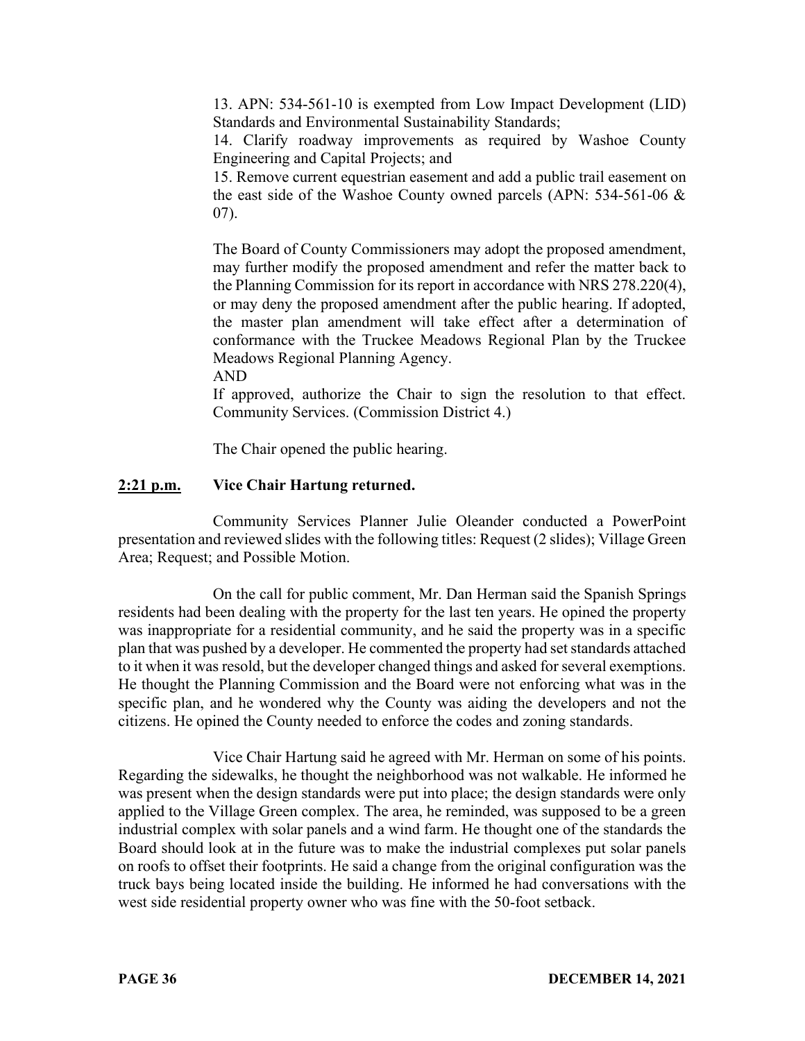13. APN: 534-561-10 is exempted from Low Impact Development (LID) Standards and Environmental Sustainability Standards;

14. Clarify roadway improvements as required by Washoe County Engineering and Capital Projects; and

15. Remove current equestrian easement and add a public trail easement on the east side of the Washoe County owned parcels (APN: 534-561-06 & 07).

The Board of County Commissioners may adopt the proposed amendment, may further modify the proposed amendment and refer the matter back to the Planning Commission for its report in accordance with NRS 278.220(4), or may deny the proposed amendment after the public hearing. If adopted, the master plan amendment will take effect after a determination of conformance with the Truckee Meadows Regional Plan by the Truckee Meadows Regional Planning Agency.

AND

If approved, authorize the Chair to sign the resolution to that effect. Community Services. (Commission District 4.)

The Chair opened the public hearing.

**2:21 p.m.** **Vice Chair Hartung returned.**

Community Services Planner Julie Oleander conducted a PowerPoint presentation and reviewed slides with the following titles: Request (2 slides); Village Green Area; Request; and Possible Motion.

On the call for public comment, Mr. Dan Herman said the Spanish Springs residents had been dealing with the property for the last ten years. He opined the property was inappropriate for a residential community, and he said the property was in a specific plan that was pushed by a developer. He commented the property had set standards attached to it when it was resold, but the developer changed things and asked for several exemptions. He thought the Planning Commission and the Board were not enforcing what was in the specific plan, and he wondered why the County was aiding the developers and not the citizens. He opined the County needed to enforce the codes and zoning standards.

Vice Chair Hartung said he agreed with Mr. Herman on some of his points. Regarding the sidewalks, he thought the neighborhood was not walkable. He informed he was present when the design standards were put into place; the design standards were only applied to the Village Green complex. The area, he reminded, was supposed to be a green industrial complex with solar panels and a wind farm. He thought one of the standards the Board should look at in the future was to make the industrial complexes put solar panels on roofs to offset their footprints. He said a change from the original configuration was the truck bays being located inside the building. He informed he had conversations with the west side residential property owner who was fine with the 50-foot setback.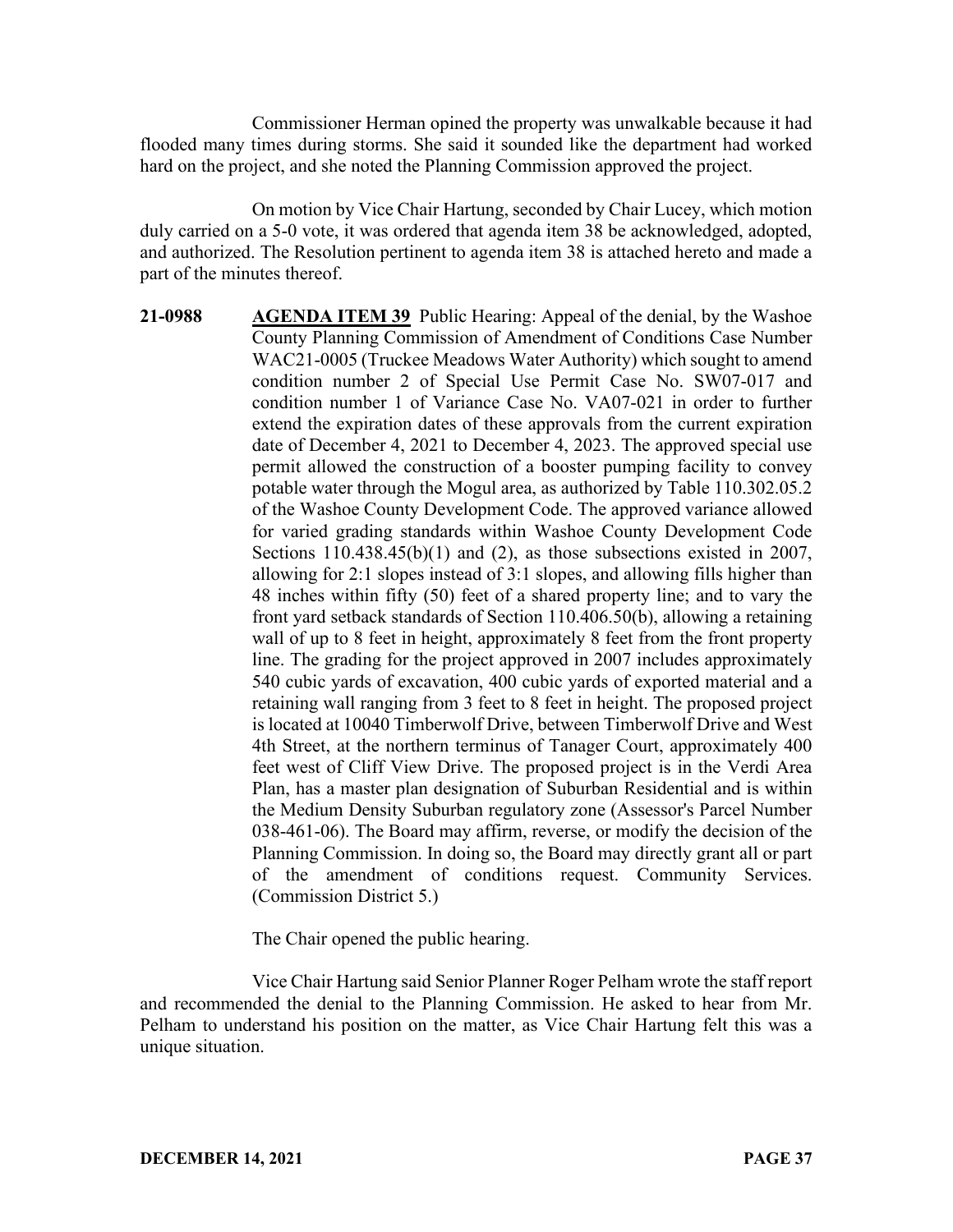Commissioner Herman opined the property was unwalkable because it had flooded many times during storms. She said it sounded like the department had worked hard on the project, and she noted the Planning Commission approved the project.

On motion by Vice Chair Hartung, seconded by Chair Lucey, which motion duly carried on a 5-0 vote, it was ordered that agenda item 38 be acknowledged, adopted, and authorized. The Resolution pertinent to agenda item 38 is attached hereto and made a part of the minutes thereof.

**21-0988** **AGENDA ITEM 39** Public Hearing: Appeal of the denial, by the Washoe County Planning Commission of Amendment of Conditions Case Number WAC21-0005 (Truckee Meadows Water Authority) which sought to amend condition number 2 of Special Use Permit Case No. SW07-017 and condition number 1 of Variance Case No. VA07-021 in order to further extend the expiration dates of these approvals from the current expiration date of December 4, 2021 to December 4, 2023. The approved special use permit allowed the construction of a booster pumping facility to convey potable water through the Mogul area, as authorized by Table 110.302.05.2 of the Washoe County Development Code. The approved variance allowed for varied grading standards within Washoe County Development Code Sections 110.438.45(b)(1) and (2), as those subsections existed in 2007, allowing for 2:1 slopes instead of 3:1 slopes, and allowing fills higher than 48 inches within fifty (50) feet of a shared property line; and to vary the front yard setback standards of Section 110.406.50(b), allowing a retaining wall of up to 8 feet in height, approximately 8 feet from the front property line. The grading for the project approved in 2007 includes approximately 540 cubic yards of excavation, 400 cubic yards of exported material and a retaining wall ranging from 3 feet to 8 feet in height. The proposed project is located at 10040 Timberwolf Drive, between Timberwolf Drive and West 4th Street, at the northern terminus of Tanager Court, approximately 400 feet west of Cliff View Drive. The proposed project is in the Verdi Area Plan, has a master plan designation of Suburban Residential and is within the Medium Density Suburban regulatory zone (Assessor's Parcel Number 038-461-06). The Board may affirm, reverse, or modify the decision of the Planning Commission. In doing so, the Board may directly grant all or part of the amendment of conditions request. Community Services. (Commission District 5.)

The Chair opened the public hearing.

Vice Chair Hartung said Senior Planner Roger Pelham wrote the staff report and recommended the denial to the Planning Commission. He asked to hear from Mr. Pelham to understand his position on the matter, as Vice Chair Hartung felt this was a unique situation.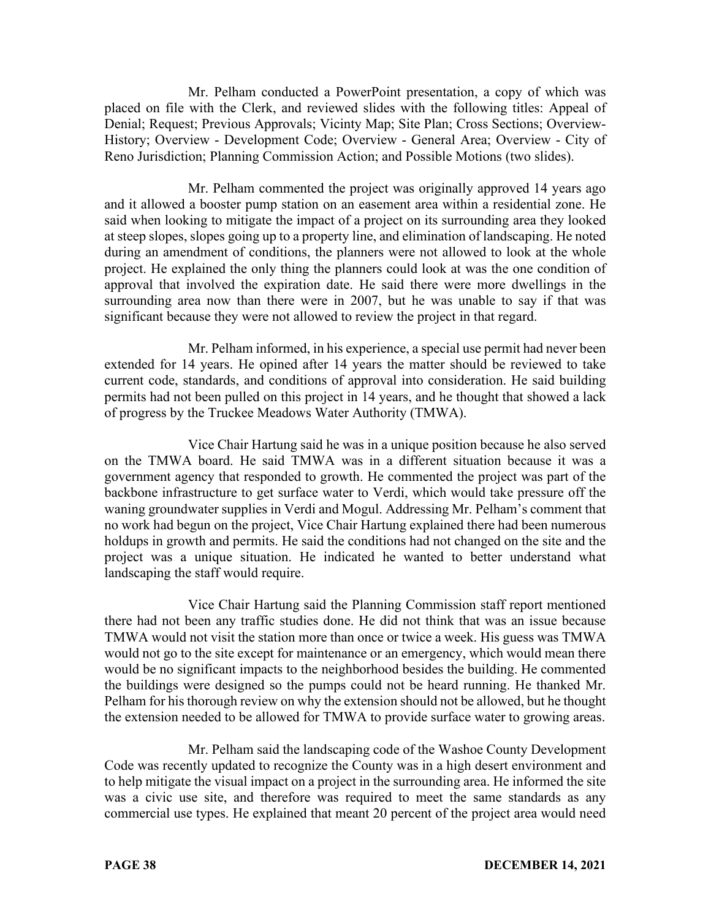Mr. Pelham conducted a PowerPoint presentation, a copy of which was placed on file with the Clerk, and reviewed slides with the following titles: Appeal of Denial; Request; Previous Approvals; Vicinty Map; Site Plan; Cross Sections; Overview-History; Overview - Development Code; Overview - General Area; Overview - City of Reno Jurisdiction; Planning Commission Action; and Possible Motions (two slides).

Mr. Pelham commented the project was originally approved 14 years ago and it allowed a booster pump station on an easement area within a residential zone. He said when looking to mitigate the impact of a project on its surrounding area they looked at steep slopes, slopes going up to a property line, and elimination of landscaping. He noted during an amendment of conditions, the planners were not allowed to look at the whole project. He explained the only thing the planners could look at was the one condition of approval that involved the expiration date. He said there were more dwellings in the surrounding area now than there were in 2007, but he was unable to say if that was significant because they were not allowed to review the project in that regard.

Mr. Pelham informed, in his experience, a special use permit had never been extended for 14 years. He opined after 14 years the matter should be reviewed to take current code, standards, and conditions of approval into consideration. He said building permits had not been pulled on this project in 14 years, and he thought that showed a lack of progress by the Truckee Meadows Water Authority (TMWA).

Vice Chair Hartung said he was in a unique position because he also served on the TMWA board. He said TMWA was in a different situation because it was a government agency that responded to growth. He commented the project was part of the backbone infrastructure to get surface water to Verdi, which would take pressure off the waning groundwater supplies in Verdi and Mogul. Addressing Mr. Pelham's comment that no work had begun on the project, Vice Chair Hartung explained there had been numerous holdups in growth and permits. He said the conditions had not changed on the site and the project was a unique situation. He indicated he wanted to better understand what landscaping the staff would require.

Vice Chair Hartung said the Planning Commission staff report mentioned there had not been any traffic studies done. He did not think that was an issue because TMWA would not visit the station more than once or twice a week. His guess was TMWA would not go to the site except for maintenance or an emergency, which would mean there would be no significant impacts to the neighborhood besides the building. He commented the buildings were designed so the pumps could not be heard running. He thanked Mr. Pelham for his thorough review on why the extension should not be allowed, but he thought the extension needed to be allowed for TMWA to provide surface water to growing areas.

Mr. Pelham said the landscaping code of the Washoe County Development Code was recently updated to recognize the County was in a high desert environment and to help mitigate the visual impact on a project in the surrounding area. He informed the site was a civic use site, and therefore was required to meet the same standards as any commercial use types. He explained that meant 20 percent of the project area would need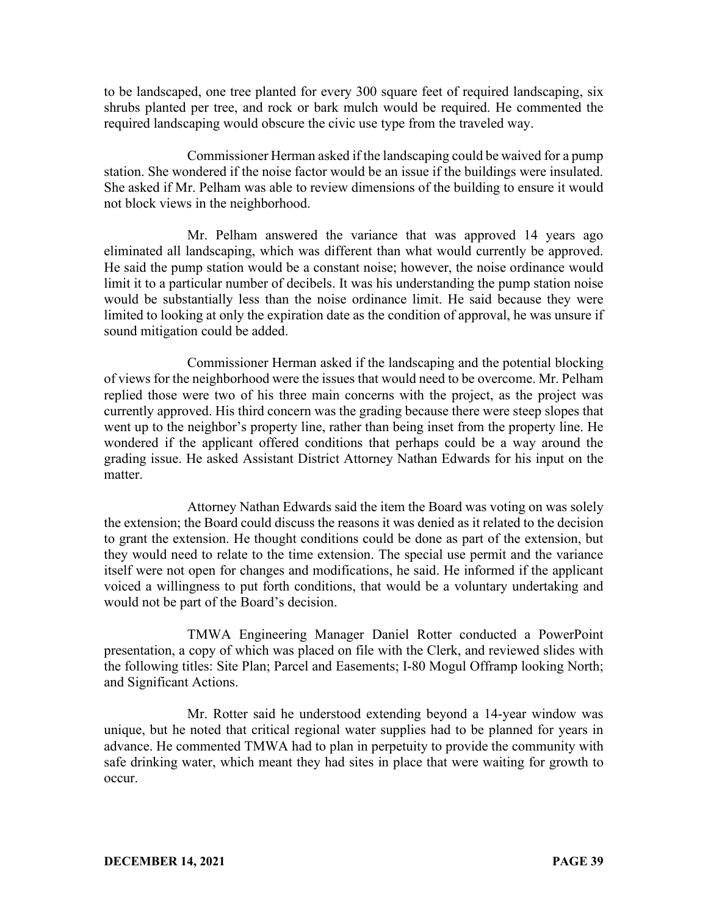to be landscaped, one tree planted for every 300 square feet of required landscaping, six shrubs planted per tree, and rock or bark mulch would be required. He commented the required landscaping would obscure the civic use type from the traveled way.

Commissioner Herman asked if the landscaping could be waived for a pump station. She wondered if the noise factor would be an issue if the buildings were insulated. She asked if Mr. Pelham was able to review dimensions of the building to ensure it would not block views in the neighborhood.

Mr. Pelham answered the variance that was approved 14 years ago eliminated all landscaping, which was different than what would currently be approved. He said the pump station would be a constant noise; however, the noise ordinance would limit it to a particular number of decibels. It was his understanding the pump station noise would be substantially less than the noise ordinance limit. He said because they were limited to looking at only the expiration date as the condition of approval, he was unsure if sound mitigation could be added.

Commissioner Herman asked if the landscaping and the potential blocking of views for the neighborhood were the issues that would need to be overcome. Mr. Pelham replied those were two of his three main concerns with the project, as the project was currently approved. His third concern was the grading because there were steep slopes that went up to the neighbor's property line, rather than being inset from the property line. He wondered if the applicant offered conditions that perhaps could be a way around the grading issue. He asked Assistant District Attorney Nathan Edwards for his input on the matter.

Attorney Nathan Edwards said the item the Board was voting on was solely the extension; the Board could discuss the reasons it was denied as it related to the decision to grant the extension. He thought conditions could be done as part of the extension, but they would need to relate to the time extension. The special use permit and the variance itself were not open for changes and modifications, he said. He informed if the applicant voiced a willingness to put forth conditions, that would be a voluntary undertaking and would not be part of the Board's decision.

TMWA Engineering Manager Daniel Rotter conducted a PowerPoint presentation, a copy of which was placed on file with the Clerk, and reviewed slides with the following titles: Site Plan; Parcel and Easements; I-80 Mogul Offramp looking North; and Significant Actions.

Mr. Rotter said he understood extending beyond a 14-year window was unique, but he noted that critical regional water supplies had to be planned for years in advance. He commented TMWA had to plan in perpetuity to provide the community with safe drinking water, which meant they had sites in place that were waiting for growth to occur.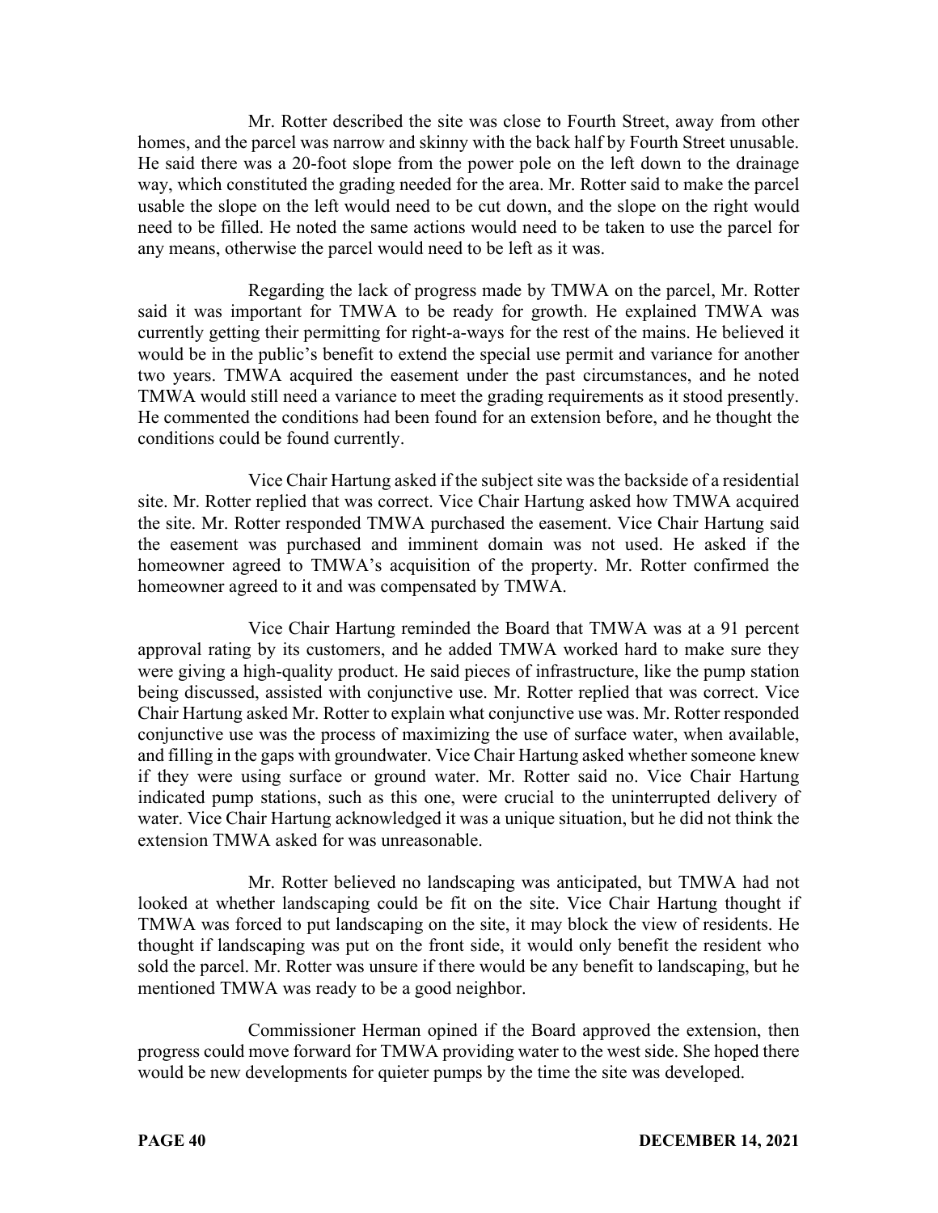Mr. Rotter described the site was close to Fourth Street, away from other homes, and the parcel was narrow and skinny with the back half by Fourth Street unusable. He said there was a 20-foot slope from the power pole on the left down to the drainage way, which constituted the grading needed for the area. Mr. Rotter said to make the parcel usable the slope on the left would need to be cut down, and the slope on the right would need to be filled. He noted the same actions would need to be taken to use the parcel for any means, otherwise the parcel would need to be left as it was.

Regarding the lack of progress made by TMWA on the parcel, Mr. Rotter said it was important for TMWA to be ready for growth. He explained TMWA was currently getting their permitting for right-a-ways for the rest of the mains. He believed it would be in the public's benefit to extend the special use permit and variance for another two years. TMWA acquired the easement under the past circumstances, and he noted TMWA would still need a variance to meet the grading requirements as it stood presently. He commented the conditions had been found for an extension before, and he thought the conditions could be found currently.

Vice Chair Hartung asked if the subject site was the backside of a residential site. Mr. Rotter replied that was correct. Vice Chair Hartung asked how TMWA acquired the site. Mr. Rotter responded TMWA purchased the easement. Vice Chair Hartung said the easement was purchased and imminent domain was not used. He asked if the homeowner agreed to TMWA's acquisition of the property. Mr. Rotter confirmed the homeowner agreed to it and was compensated by TMWA.

Vice Chair Hartung reminded the Board that TMWA was at a 91 percent approval rating by its customers, and he added TMWA worked hard to make sure they were giving a high-quality product. He said pieces of infrastructure, like the pump station being discussed, assisted with conjunctive use. Mr. Rotter replied that was correct. Vice Chair Hartung asked Mr. Rotter to explain what conjunctive use was. Mr. Rotter responded conjunctive use was the process of maximizing the use of surface water, when available, and filling in the gaps with groundwater. Vice Chair Hartung asked whether someone knew if they were using surface or ground water. Mr. Rotter said no. Vice Chair Hartung indicated pump stations, such as this one, were crucial to the uninterrupted delivery of water. Vice Chair Hartung acknowledged it was a unique situation, but he did not think the extension TMWA asked for was unreasonable.

Mr. Rotter believed no landscaping was anticipated, but TMWA had not looked at whether landscaping could be fit on the site. Vice Chair Hartung thought if TMWA was forced to put landscaping on the site, it may block the view of residents. He thought if landscaping was put on the front side, it would only benefit the resident who sold the parcel. Mr. Rotter was unsure if there would be any benefit to landscaping, but he mentioned TMWA was ready to be a good neighbor.

Commissioner Herman opined if the Board approved the extension, then progress could move forward for TMWA providing water to the west side. She hoped there would be new developments for quieter pumps by the time the site was developed.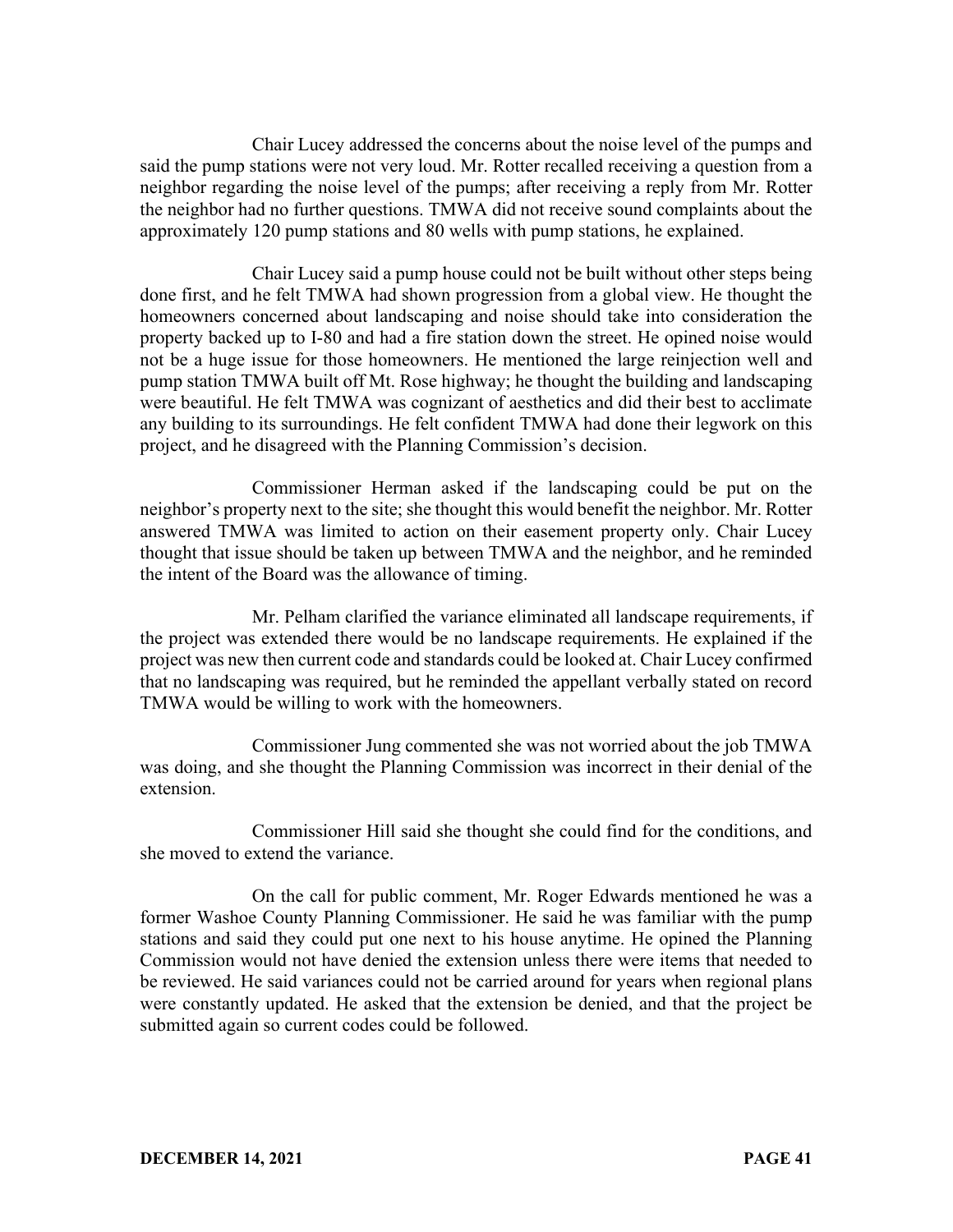Chair Lucey addressed the concerns about the noise level of the pumps and said the pump stations were not very loud. Mr. Rotter recalled receiving a question from a neighbor regarding the noise level of the pumps; after receiving a reply from Mr. Rotter the neighbor had no further questions. TMWA did not receive sound complaints about the approximately 120 pump stations and 80 wells with pump stations, he explained.

Chair Lucey said a pump house could not be built without other steps being done first, and he felt TMWA had shown progression from a global view. He thought the homeowners concerned about landscaping and noise should take into consideration the property backed up to I-80 and had a fire station down the street. He opined noise would not be a huge issue for those homeowners. He mentioned the large reinjection well and pump station TMWA built off Mt. Rose highway; he thought the building and landscaping were beautiful. He felt TMWA was cognizant of aesthetics and did their best to acclimate any building to its surroundings. He felt confident TMWA had done their legwork on this project, and he disagreed with the Planning Commission's decision.

Commissioner Herman asked if the landscaping could be put on the neighbor's property next to the site; she thought this would benefit the neighbor. Mr. Rotter answered TMWA was limited to action on their easement property only. Chair Lucey thought that issue should be taken up between TMWA and the neighbor, and he reminded the intent of the Board was the allowance of timing.

Mr. Pelham clarified the variance eliminated all landscape requirements, if the project was extended there would be no landscape requirements. He explained if the project was new then current code and standards could be looked at. Chair Lucey confirmed that no landscaping was required, but he reminded the appellant verbally stated on record TMWA would be willing to work with the homeowners.

Commissioner Jung commented she was not worried about the job TMWA was doing, and she thought the Planning Commission was incorrect in their denial of the extension.

Commissioner Hill said she thought she could find for the conditions, and she moved to extend the variance.

On the call for public comment, Mr. Roger Edwards mentioned he was a former Washoe County Planning Commissioner. He said he was familiar with the pump stations and said they could put one next to his house anytime. He opined the Planning Commission would not have denied the extension unless there were items that needed to be reviewed. He said variances could not be carried around for years when regional plans were constantly updated. He asked that the extension be denied, and that the project be submitted again so current codes could be followed.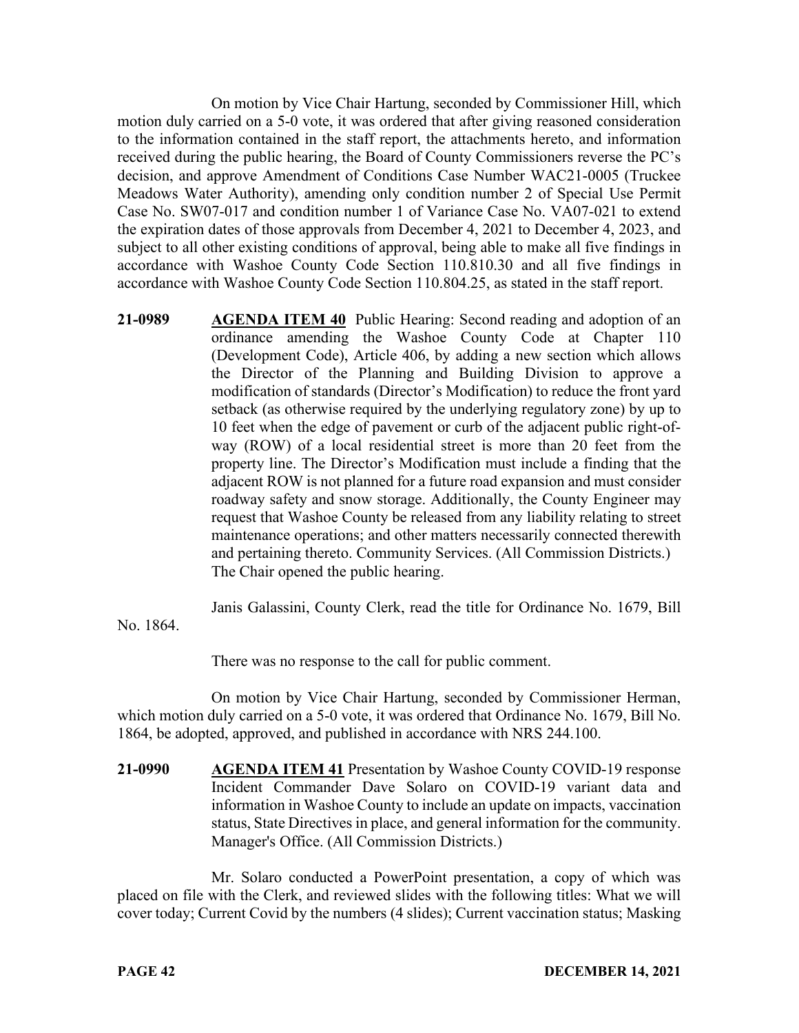On motion by Vice Chair Hartung, seconded by Commissioner Hill, which motion duly carried on a 5-0 vote, it was ordered that after giving reasoned consideration to the information contained in the staff report, the attachments hereto, and information received during the public hearing, the Board of County Commissioners reverse the PC's decision, and approve Amendment of Conditions Case Number WAC21-0005 (Truckee Meadows Water Authority), amending only condition number 2 of Special Use Permit Case No. SW07-017 and condition number 1 of Variance Case No. VA07-021 to extend the expiration dates of those approvals from December 4, 2021 to December 4, 2023, and subject to all other existing conditions of approval, being able to make all five findings in accordance with Washoe County Code Section 110.810.30 and all five findings in accordance with Washoe County Code Section 110.804.25, as stated in the staff report.

**21-0989** **AGENDA ITEM 40** Public Hearing: Second reading and adoption of an ordinance amending the Washoe County Code at Chapter 110 (Development Code), Article 406, by adding a new section which allows the Director of the Planning and Building Division to approve a modification of standards (Director's Modification) to reduce the front yard setback (as otherwise required by the underlying regulatory zone) by up to 10 feet when the edge of pavement or curb of the adjacent public right-of-way (ROW) of a local residential street is more than 20 feet from the property line. The Director's Modification must include a finding that the adjacent ROW is not planned for a future road expansion and must consider roadway safety and snow storage. Additionally, the County Engineer may request that Washoe County be released from any liability relating to street maintenance operations; and other matters necessarily connected therewith and pertaining thereto. Community Services. (All Commission Districts.)

The Chair opened the public hearing.

Janis Galassini, County Clerk, read the title for Ordinance No. 1679, Bill No. 1864.

There was no response to the call for public comment.

On motion by Vice Chair Hartung, seconded by Commissioner Herman, which motion duly carried on a 5-0 vote, it was ordered that Ordinance No. 1679, Bill No. 1864, be adopted, approved, and published in accordance with NRS 244.100.

**21-0990** **AGENDA ITEM 41** Presentation by Washoe County COVID-19 response Incident Commander Dave Solaro on COVID-19 variant data and information in Washoe County to include an update on impacts, vaccination status, State Directives in place, and general information for the community. Manager's Office. (All Commission Districts.)

Mr. Solaro conducted a PowerPoint presentation, a copy of which was placed on file with the Clerk, and reviewed slides with the following titles: What we will cover today; Current Covid by the numbers (4 slides); Current vaccination status; Masking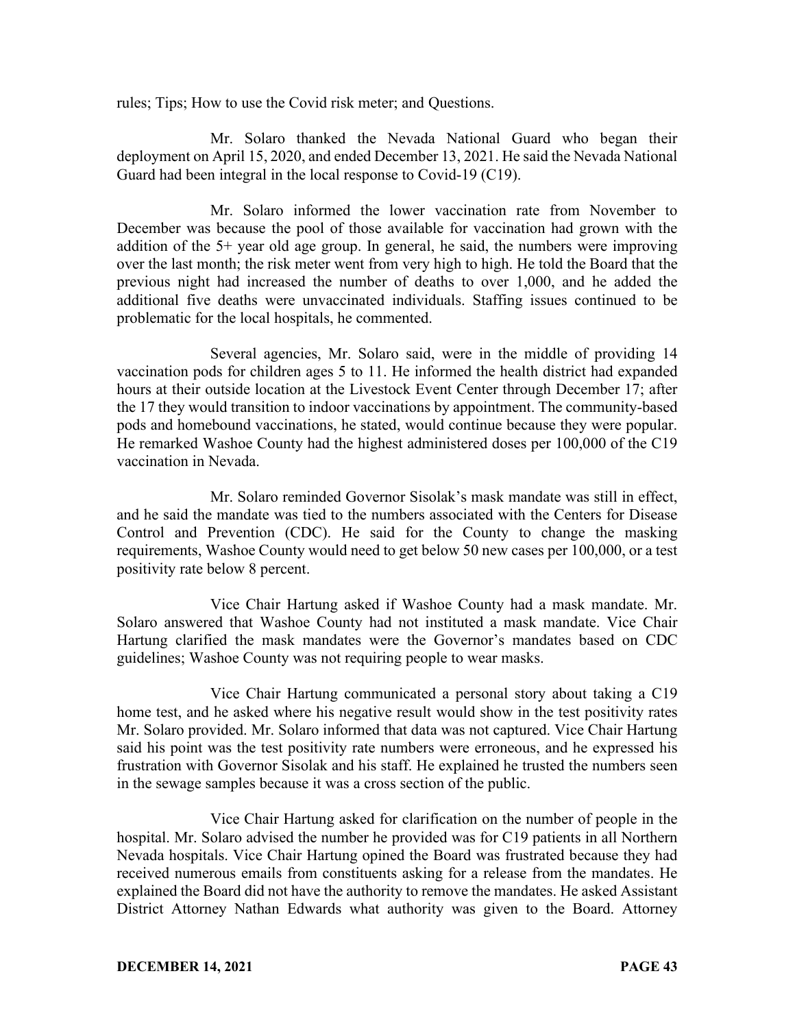rules; Tips; How to use the Covid risk meter; and Questions.

Mr. Solaro thanked the Nevada National Guard who began their deployment on April 15, 2020, and ended December 13, 2021. He said the Nevada National Guard had been integral in the local response to Covid-19 (C19).

Mr. Solaro informed the lower vaccination rate from November to December was because the pool of those available for vaccination had grown with the addition of the 5+ year old age group. In general, he said, the numbers were improving over the last month; the risk meter went from very high to high. He told the Board that the previous night had increased the number of deaths to over 1,000, and he added the additional five deaths were unvaccinated individuals. Staffing issues continued to be problematic for the local hospitals, he commented.

Several agencies, Mr. Solaro said, were in the middle of providing 14 vaccination pods for children ages 5 to 11. He informed the health district had expanded hours at their outside location at the Livestock Event Center through December 17; after the 17 they would transition to indoor vaccinations by appointment. The community-based pods and homebound vaccinations, he stated, would continue because they were popular. He remarked Washoe County had the highest administered doses per 100,000 of the C19 vaccination in Nevada.

Mr. Solaro reminded Governor Sisolak's mask mandate was still in effect, and he said the mandate was tied to the numbers associated with the Centers for Disease Control and Prevention (CDC). He said for the County to change the masking requirements, Washoe County would need to get below 50 new cases per 100,000, or a test positivity rate below 8 percent.

Vice Chair Hartung asked if Washoe County had a mask mandate. Mr. Solaro answered that Washoe County had not instituted a mask mandate. Vice Chair Hartung clarified the mask mandates were the Governor's mandates based on CDC guidelines; Washoe County was not requiring people to wear masks.

Vice Chair Hartung communicated a personal story about taking a C19 home test, and he asked where his negative result would show in the test positivity rates Mr. Solaro provided. Mr. Solaro informed that data was not captured. Vice Chair Hartung said his point was the test positivity rate numbers were erroneous, and he expressed his frustration with Governor Sisolak and his staff. He explained he trusted the numbers seen in the sewage samples because it was a cross section of the public.

Vice Chair Hartung asked for clarification on the number of people in the hospital. Mr. Solaro advised the number he provided was for C19 patients in all Northern Nevada hospitals. Vice Chair Hartung opined the Board was frustrated because they had received numerous emails from constituents asking for a release from the mandates. He explained the Board did not have the authority to remove the mandates. He asked Assistant District Attorney Nathan Edwards what authority was given to the Board. Attorney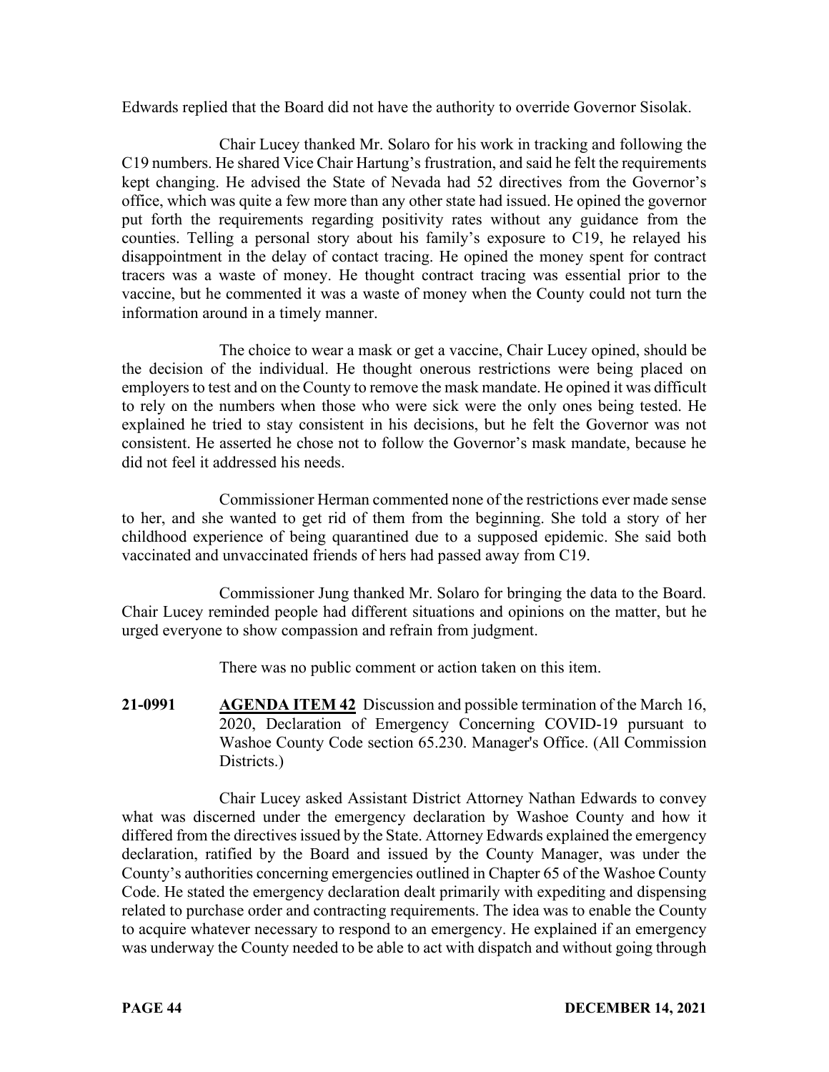Edwards replied that the Board did not have the authority to override Governor Sisolak.

Chair Lucey thanked Mr. Solaro for his work in tracking and following the C19 numbers. He shared Vice Chair Hartung's frustration, and said he felt the requirements kept changing. He advised the State of Nevada had 52 directives from the Governor's office, which was quite a few more than any other state had issued. He opined the governor put forth the requirements regarding positivity rates without any guidance from the counties. Telling a personal story about his family's exposure to C19, he relayed his disappointment in the delay of contact tracing. He opined the money spent for contract tracers was a waste of money. He thought contract tracing was essential prior to the vaccine, but he commented it was a waste of money when the County could not turn the information around in a timely manner.

The choice to wear a mask or get a vaccine, Chair Lucey opined, should be the decision of the individual. He thought onerous restrictions were being placed on employers to test and on the County to remove the mask mandate. He opined it was difficult to rely on the numbers when those who were sick were the only ones being tested. He explained he tried to stay consistent in his decisions, but he felt the Governor was not consistent. He asserted he chose not to follow the Governor's mask mandate, because he did not feel it addressed his needs.

Commissioner Herman commented none of the restrictions ever made sense to her, and she wanted to get rid of them from the beginning. She told a story of her childhood experience of being quarantined due to a supposed epidemic. She said both vaccinated and unvaccinated friends of hers had passed away from C19.

Commissioner Jung thanked Mr. Solaro for bringing the data to the Board. Chair Lucey reminded people had different situations and opinions on the matter, but he urged everyone to show compassion and refrain from judgment.

There was no public comment or action taken on this item.

**21-0991** **AGENDA ITEM 42** Discussion and possible termination of the March 16, 2020, Declaration of Emergency Concerning COVID-19 pursuant to Washoe County Code section 65.230. Manager's Office. (All Commission Districts.)

Chair Lucey asked Assistant District Attorney Nathan Edwards to convey what was discerned under the emergency declaration by Washoe County and how it differed from the directives issued by the State. Attorney Edwards explained the emergency declaration, ratified by the Board and issued by the County Manager, was under the County's authorities concerning emergencies outlined in Chapter 65 of the Washoe County Code. He stated the emergency declaration dealt primarily with expediting and dispensing related to purchase order and contracting requirements. The idea was to enable the County to acquire whatever necessary to respond to an emergency. He explained if an emergency was underway the County needed to be able to act with dispatch and without going through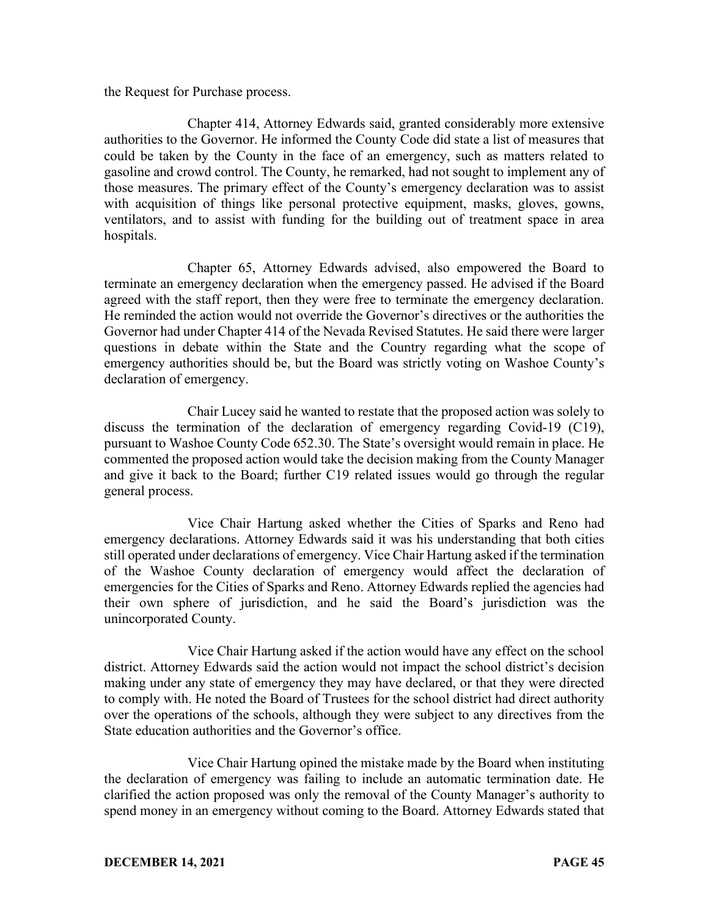the Request for Purchase process.

Chapter 414, Attorney Edwards said, granted considerably more extensive authorities to the Governor. He informed the County Code did state a list of measures that could be taken by the County in the face of an emergency, such as matters related to gasoline and crowd control. The County, he remarked, had not sought to implement any of those measures. The primary effect of the County's emergency declaration was to assist with acquisition of things like personal protective equipment, masks, gloves, gowns, ventilators, and to assist with funding for the building out of treatment space in area hospitals.

Chapter 65, Attorney Edwards advised, also empowered the Board to terminate an emergency declaration when the emergency passed. He advised if the Board agreed with the staff report, then they were free to terminate the emergency declaration. He reminded the action would not override the Governor's directives or the authorities the Governor had under Chapter 414 of the Nevada Revised Statutes. He said there were larger questions in debate within the State and the Country regarding what the scope of emergency authorities should be, but the Board was strictly voting on Washoe County's declaration of emergency.

Chair Lucey said he wanted to restate that the proposed action was solely to discuss the termination of the declaration of emergency regarding Covid-19 (C19), pursuant to Washoe County Code 652.30. The State's oversight would remain in place. He commented the proposed action would take the decision making from the County Manager and give it back to the Board; further C19 related issues would go through the regular general process.

Vice Chair Hartung asked whether the Cities of Sparks and Reno had emergency declarations. Attorney Edwards said it was his understanding that both cities still operated under declarations of emergency. Vice Chair Hartung asked if the termination of the Washoe County declaration of emergency would affect the declaration of emergencies for the Cities of Sparks and Reno. Attorney Edwards replied the agencies had their own sphere of jurisdiction, and he said the Board's jurisdiction was the unincorporated County.

Vice Chair Hartung asked if the action would have any effect on the school district. Attorney Edwards said the action would not impact the school district's decision making under any state of emergency they may have declared, or that they were directed to comply with. He noted the Board of Trustees for the school district had direct authority over the operations of the schools, although they were subject to any directives from the State education authorities and the Governor's office.

Vice Chair Hartung opined the mistake made by the Board when instituting the declaration of emergency was failing to include an automatic termination date. He clarified the action proposed was only the removal of the County Manager's authority to spend money in an emergency without coming to the Board. Attorney Edwards stated that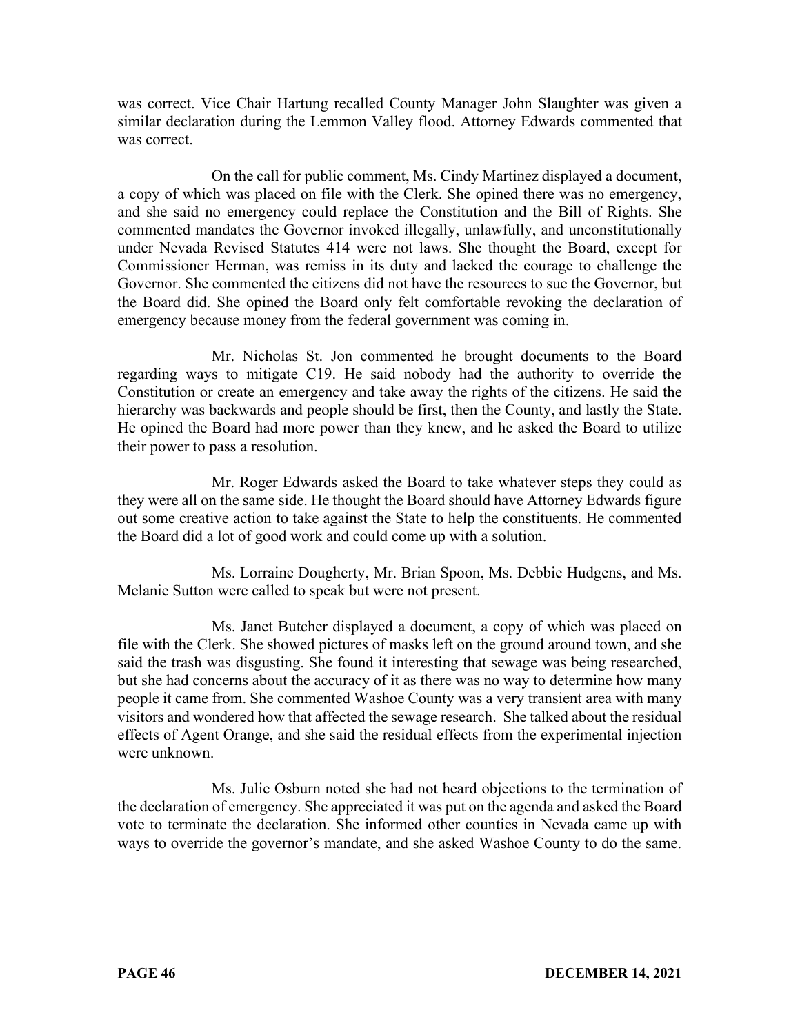was correct. Vice Chair Hartung recalled County Manager John Slaughter was given a similar declaration during the Lemmon Valley flood. Attorney Edwards commented that was correct.

On the call for public comment, Ms. Cindy Martinez displayed a document, a copy of which was placed on file with the Clerk. She opined there was no emergency, and she said no emergency could replace the Constitution and the Bill of Rights. She commented mandates the Governor invoked illegally, unlawfully, and unconstitutionally under Nevada Revised Statutes 414 were not laws. She thought the Board, except for Commissioner Herman, was remiss in its duty and lacked the courage to challenge the Governor. She commented the citizens did not have the resources to sue the Governor, but the Board did. She opined the Board only felt comfortable revoking the declaration of emergency because money from the federal government was coming in.

Mr. Nicholas St. Jon commented he brought documents to the Board regarding ways to mitigate C19. He said nobody had the authority to override the Constitution or create an emergency and take away the rights of the citizens. He said the hierarchy was backwards and people should be first, then the County, and lastly the State. He opined the Board had more power than they knew, and he asked the Board to utilize their power to pass a resolution.

Mr. Roger Edwards asked the Board to take whatever steps they could as they were all on the same side. He thought the Board should have Attorney Edwards figure out some creative action to take against the State to help the constituents. He commented the Board did a lot of good work and could come up with a solution.

Ms. Lorraine Dougherty, Mr. Brian Spoon, Ms. Debbie Hudgens, and Ms. Melanie Sutton were called to speak but were not present.

Ms. Janet Butcher displayed a document, a copy of which was placed on file with the Clerk. She showed pictures of masks left on the ground around town, and she said the trash was disgusting. She found it interesting that sewage was being researched, but she had concerns about the accuracy of it as there was no way to determine how many people it came from. She commented Washoe County was a very transient area with many visitors and wondered how that affected the sewage research. She talked about the residual effects of Agent Orange, and she said the residual effects from the experimental injection were unknown.

Ms. Julie Osburn noted she had not heard objections to the termination of the declaration of emergency. She appreciated it was put on the agenda and asked the Board vote to terminate the declaration. She informed other counties in Nevada came up with ways to override the governor's mandate, and she asked Washoe County to do the same.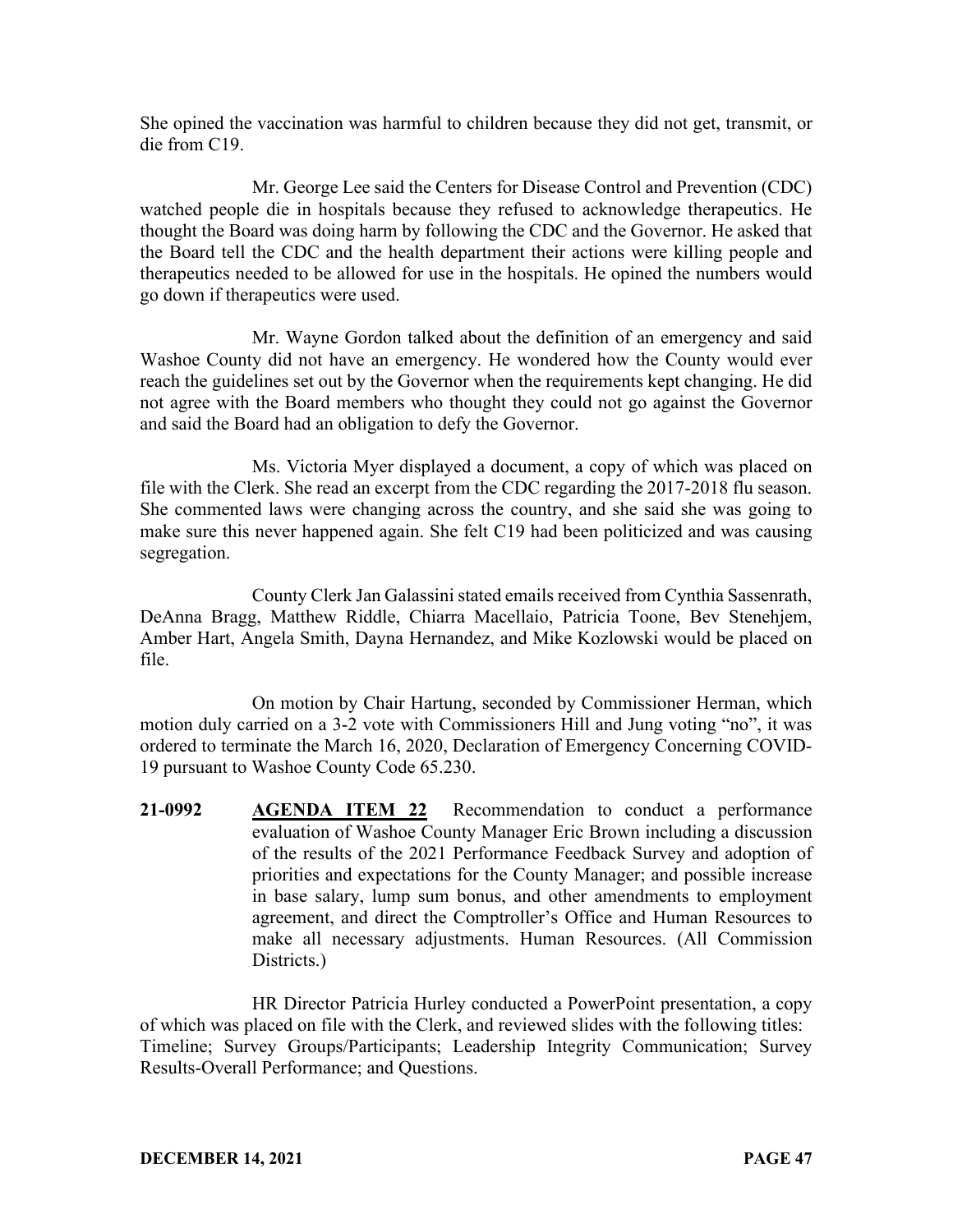She opined the vaccination was harmful to children because they did not get, transmit, or die from C19.

Mr. George Lee said the Centers for Disease Control and Prevention (CDC) watched people die in hospitals because they refused to acknowledge therapeutics. He thought the Board was doing harm by following the CDC and the Governor. He asked that the Board tell the CDC and the health department their actions were killing people and therapeutics needed to be allowed for use in the hospitals. He opined the numbers would go down if therapeutics were used.

Mr. Wayne Gordon talked about the definition of an emergency and said Washoe County did not have an emergency. He wondered how the County would ever reach the guidelines set out by the Governor when the requirements kept changing. He did not agree with the Board members who thought they could not go against the Governor and said the Board had an obligation to defy the Governor.

Ms. Victoria Myer displayed a document, a copy of which was placed on file with the Clerk. She read an excerpt from the CDC regarding the 2017-2018 flu season. She commented laws were changing across the country, and she said she was going to make sure this never happened again. She felt C19 had been politicized and was causing segregation.

County Clerk Jan Galassini stated emails received from Cynthia Sassenrath, DeAnna Bragg, Matthew Riddle, Chiarra Macellaio, Patricia Toone, Bev Stenehjem, Amber Hart, Angela Smith, Dayna Hernandez, and Mike Kozlowski would be placed on file.

On motion by Chair Hartung, seconded by Commissioner Herman, which motion duly carried on a 3-2 vote with Commissioners Hill and Jung voting "no", it was ordered to terminate the March 16, 2020, Declaration of Emergency Concerning COVID-19 pursuant to Washoe County Code 65.230.

**21-0992** **AGENDA ITEM 22** Recommendation to conduct a performance evaluation of Washoe County Manager Eric Brown including a discussion of the results of the 2021 Performance Feedback Survey and adoption of priorities and expectations for the County Manager; and possible increase in base salary, lump sum bonus, and other amendments to employment agreement, and direct the Comptroller's Office and Human Resources to make all necessary adjustments. Human Resources. (All Commission Districts.)

HR Director Patricia Hurley conducted a PowerPoint presentation, a copy of which was placed on file with the Clerk, and reviewed slides with the following titles: Timeline; Survey Groups/Participants; Leadership Integrity Communication; Survey Results-Overall Performance; and Questions.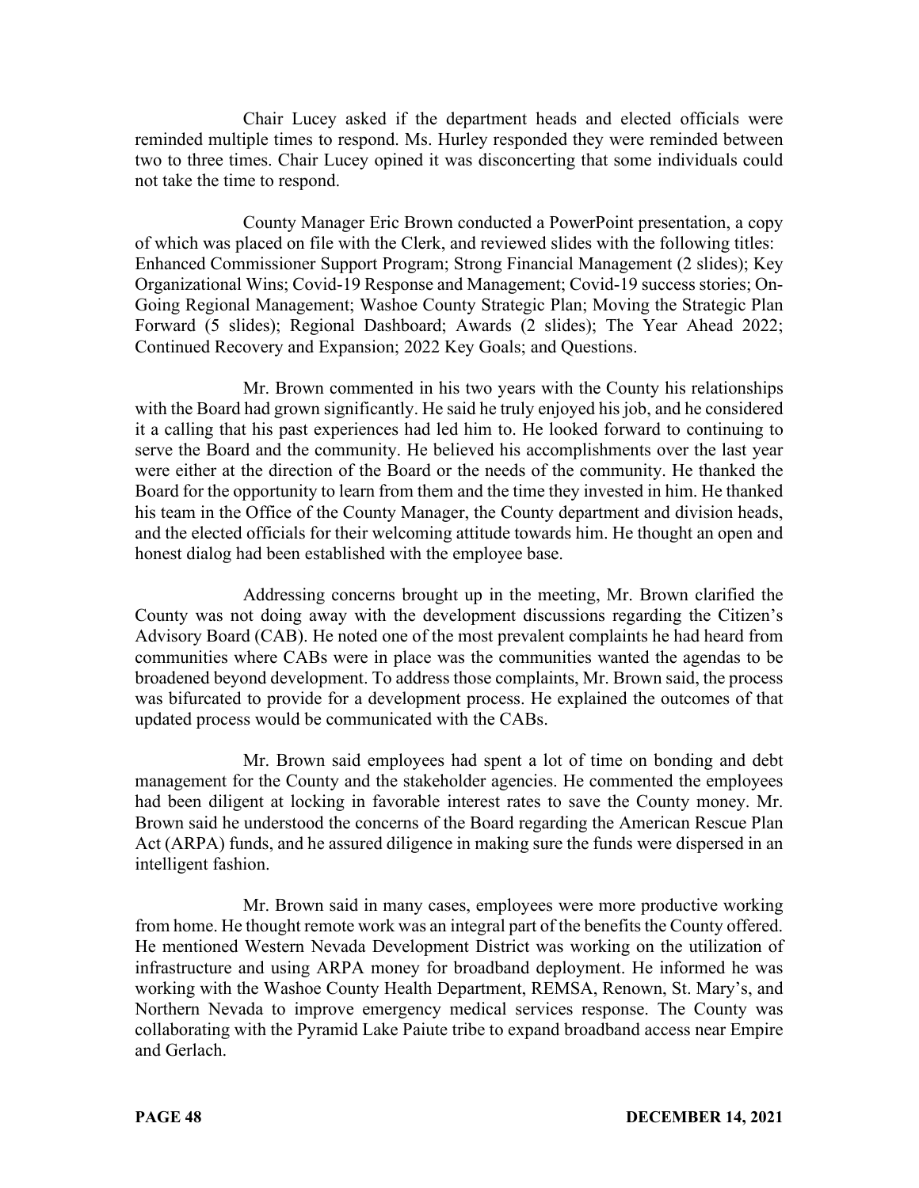Chair Lucey asked if the department heads and elected officials were reminded multiple times to respond. Ms. Hurley responded they were reminded between two to three times. Chair Lucey opined it was disconcerting that some individuals could not take the time to respond.

County Manager Eric Brown conducted a PowerPoint presentation, a copy of which was placed on file with the Clerk, and reviewed slides with the following titles: Enhanced Commissioner Support Program; Strong Financial Management (2 slides); Key Organizational Wins; Covid-19 Response and Management; Covid-19 success stories; On-Going Regional Management; Washoe County Strategic Plan; Moving the Strategic Plan Forward (5 slides); Regional Dashboard; Awards (2 slides); The Year Ahead 2022; Continued Recovery and Expansion; 2022 Key Goals; and Questions.

Mr. Brown commented in his two years with the County his relationships with the Board had grown significantly. He said he truly enjoyed his job, and he considered it a calling that his past experiences had led him to. He looked forward to continuing to serve the Board and the community. He believed his accomplishments over the last year were either at the direction of the Board or the needs of the community. He thanked the Board for the opportunity to learn from them and the time they invested in him. He thanked his team in the Office of the County Manager, the County department and division heads, and the elected officials for their welcoming attitude towards him. He thought an open and honest dialog had been established with the employee base.

Addressing concerns brought up in the meeting, Mr. Brown clarified the County was not doing away with the development discussions regarding the Citizen's Advisory Board (CAB). He noted one of the most prevalent complaints he had heard from communities where CABs were in place was the communities wanted the agendas to be broadened beyond development. To address those complaints, Mr. Brown said, the process was bifurcated to provide for a development process. He explained the outcomes of that updated process would be communicated with the CABs.

Mr. Brown said employees had spent a lot of time on bonding and debt management for the County and the stakeholder agencies. He commented the employees had been diligent at locking in favorable interest rates to save the County money. Mr. Brown said he understood the concerns of the Board regarding the American Rescue Plan Act (ARPA) funds, and he assured diligence in making sure the funds were dispersed in an intelligent fashion.

Mr. Brown said in many cases, employees were more productive working from home. He thought remote work was an integral part of the benefits the County offered. He mentioned Western Nevada Development District was working on the utilization of infrastructure and using ARPA money for broadband deployment. He informed he was working with the Washoe County Health Department, REMSA, Renown, St. Mary's, and Northern Nevada to improve emergency medical services response. The County was collaborating with the Pyramid Lake Paiute tribe to expand broadband access near Empire and Gerlach.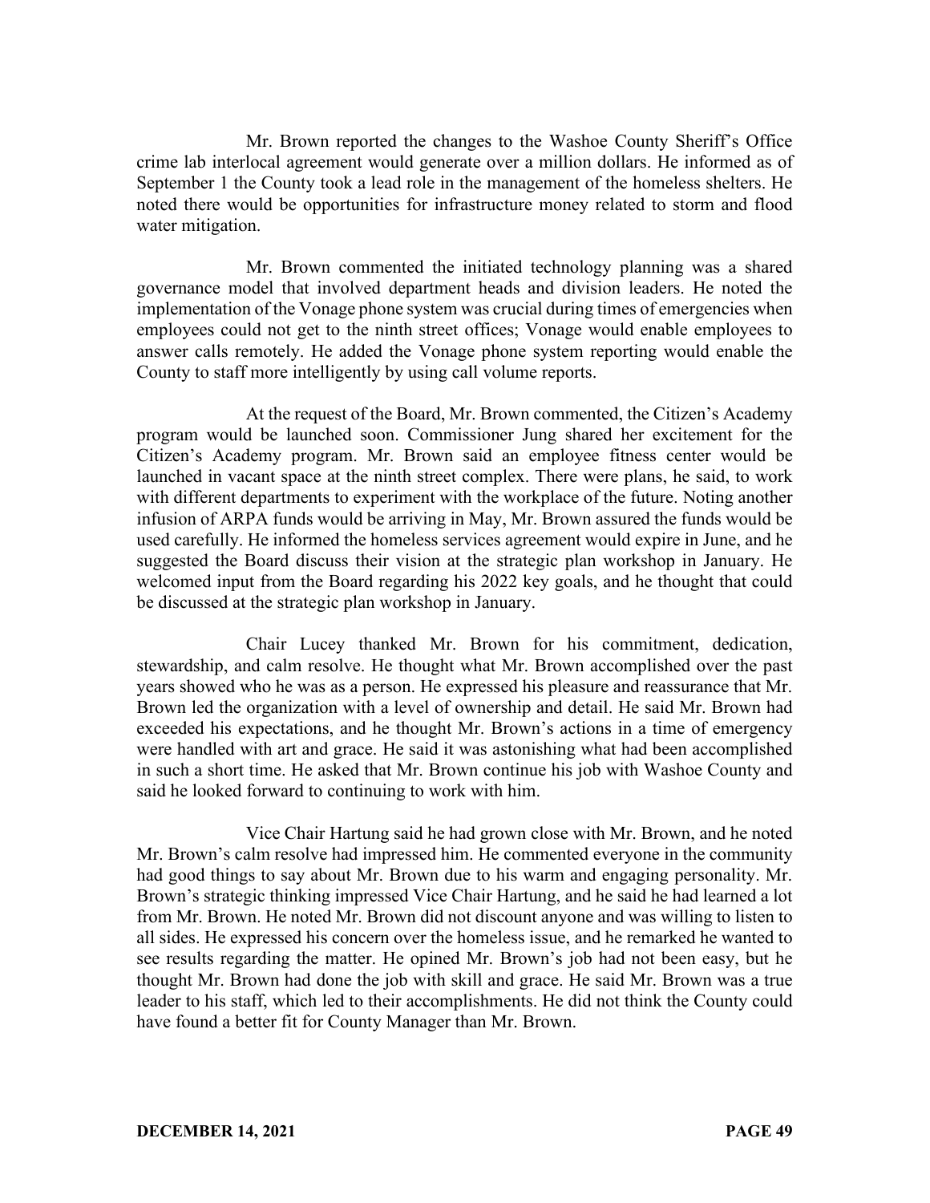Mr. Brown reported the changes to the Washoe County Sheriff's Office crime lab interlocal agreement would generate over a million dollars. He informed as of September 1 the County took a lead role in the management of the homeless shelters. He noted there would be opportunities for infrastructure money related to storm and flood water mitigation.

Mr. Brown commented the initiated technology planning was a shared governance model that involved department heads and division leaders. He noted the implementation of the Vonage phone system was crucial during times of emergencies when employees could not get to the ninth street offices; Vonage would enable employees to answer calls remotely. He added the Vonage phone system reporting would enable the County to staff more intelligently by using call volume reports.

At the request of the Board, Mr. Brown commented, the Citizen's Academy program would be launched soon. Commissioner Jung shared her excitement for the Citizen's Academy program. Mr. Brown said an employee fitness center would be launched in vacant space at the ninth street complex. There were plans, he said, to work with different departments to experiment with the workplace of the future. Noting another infusion of ARPA funds would be arriving in May, Mr. Brown assured the funds would be used carefully. He informed the homeless services agreement would expire in June, and he suggested the Board discuss their vision at the strategic plan workshop in January. He welcomed input from the Board regarding his 2022 key goals, and he thought that could be discussed at the strategic plan workshop in January.

Chair Lucey thanked Mr. Brown for his commitment, dedication, stewardship, and calm resolve. He thought what Mr. Brown accomplished over the past years showed who he was as a person. He expressed his pleasure and reassurance that Mr. Brown led the organization with a level of ownership and detail. He said Mr. Brown had exceeded his expectations, and he thought Mr. Brown's actions in a time of emergency were handled with art and grace. He said it was astonishing what had been accomplished in such a short time. He asked that Mr. Brown continue his job with Washoe County and said he looked forward to continuing to work with him.

Vice Chair Hartung said he had grown close with Mr. Brown, and he noted Mr. Brown's calm resolve had impressed him. He commented everyone in the community had good things to say about Mr. Brown due to his warm and engaging personality. Mr. Brown's strategic thinking impressed Vice Chair Hartung, and he said he had learned a lot from Mr. Brown. He noted Mr. Brown did not discount anyone and was willing to listen to all sides. He expressed his concern over the homeless issue, and he remarked he wanted to see results regarding the matter. He opined Mr. Brown's job had not been easy, but he thought Mr. Brown had done the job with skill and grace. He said Mr. Brown was a true leader to his staff, which led to their accomplishments. He did not think the County could have found a better fit for County Manager than Mr. Brown.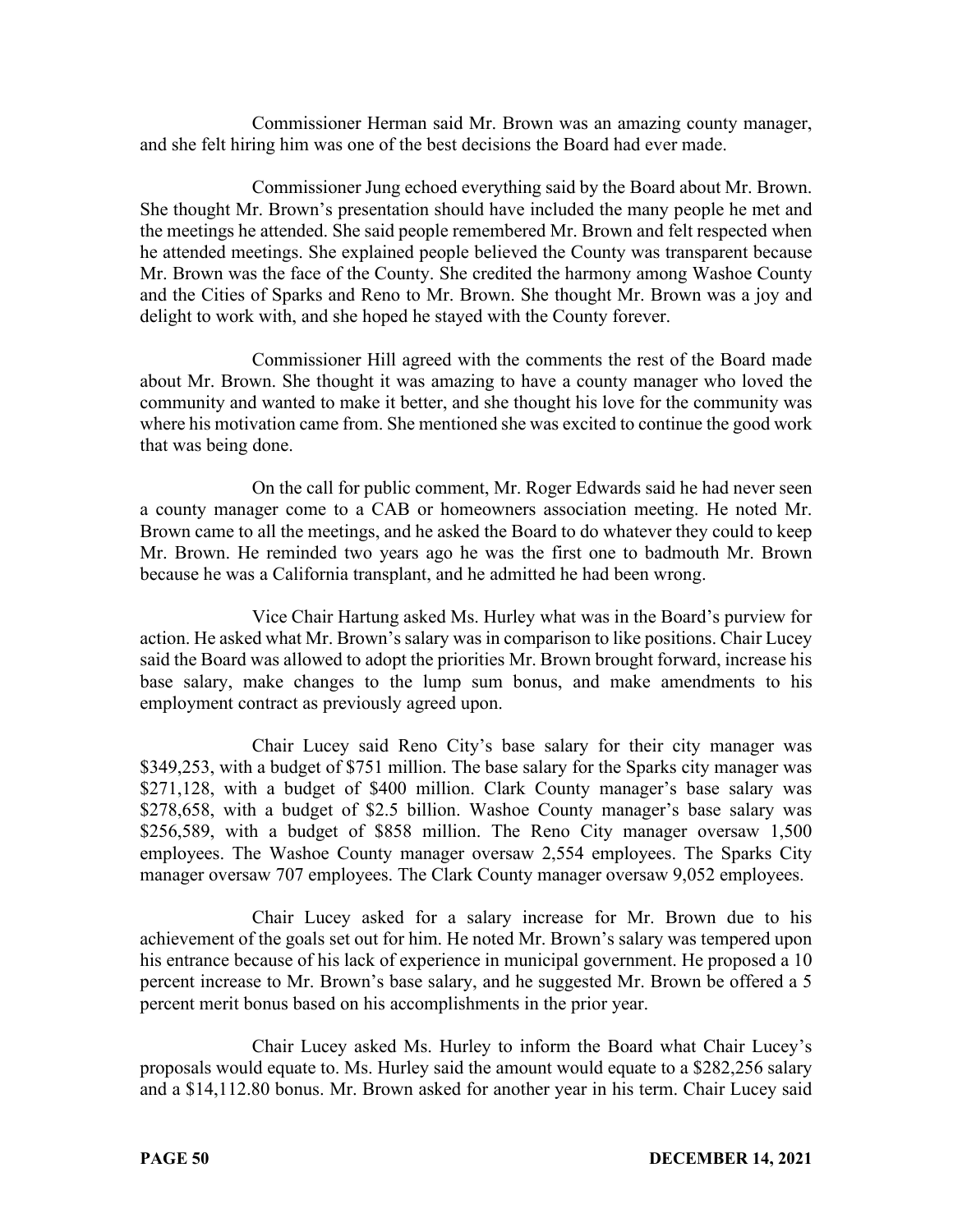Commissioner Herman said Mr. Brown was an amazing county manager, and she felt hiring him was one of the best decisions the Board had ever made.

Commissioner Jung echoed everything said by the Board about Mr. Brown. She thought Mr. Brown's presentation should have included the many people he met and the meetings he attended. She said people remembered Mr. Brown and felt respected when he attended meetings. She explained people believed the County was transparent because Mr. Brown was the face of the County. She credited the harmony among Washoe County and the Cities of Sparks and Reno to Mr. Brown. She thought Mr. Brown was a joy and delight to work with, and she hoped he stayed with the County forever.

Commissioner Hill agreed with the comments the rest of the Board made about Mr. Brown. She thought it was amazing to have a county manager who loved the community and wanted to make it better, and she thought his love for the community was where his motivation came from. She mentioned she was excited to continue the good work that was being done.

On the call for public comment, Mr. Roger Edwards said he had never seen a county manager come to a CAB or homeowners association meeting. He noted Mr. Brown came to all the meetings, and he asked the Board to do whatever they could to keep Mr. Brown. He reminded two years ago he was the first one to badmouth Mr. Brown because he was a California transplant, and he admitted he had been wrong.

Vice Chair Hartung asked Ms. Hurley what was in the Board's purview for action. He asked what Mr. Brown's salary was in comparison to like positions. Chair Lucey said the Board was allowed to adopt the priorities Mr. Brown brought forward, increase his base salary, make changes to the lump sum bonus, and make amendments to his employment contract as previously agreed upon.

Chair Lucey said Reno City's base salary for their city manager was \$349,253, with a budget of \$751 million. The base salary for the Sparks city manager was \$271,128, with a budget of \$400 million. Clark County manager's base salary was \$278,658, with a budget of \$2.5 billion. Washoe County manager's base salary was \$256,589, with a budget of \$858 million. The Reno City manager oversaw 1,500 employees. The Washoe County manager oversaw 2,554 employees. The Sparks City manager oversaw 707 employees. The Clark County manager oversaw 9,052 employees.

Chair Lucey asked for a salary increase for Mr. Brown due to his achievement of the goals set out for him. He noted Mr. Brown's salary was tempered upon his entrance because of his lack of experience in municipal government. He proposed a 10 percent increase to Mr. Brown's base salary, and he suggested Mr. Brown be offered a 5 percent merit bonus based on his accomplishments in the prior year.

Chair Lucey asked Ms. Hurley to inform the Board what Chair Lucey's proposals would equate to. Ms. Hurley said the amount would equate to a \$282,256 salary and a \$14,112.80 bonus. Mr. Brown asked for another year in his term. Chair Lucey said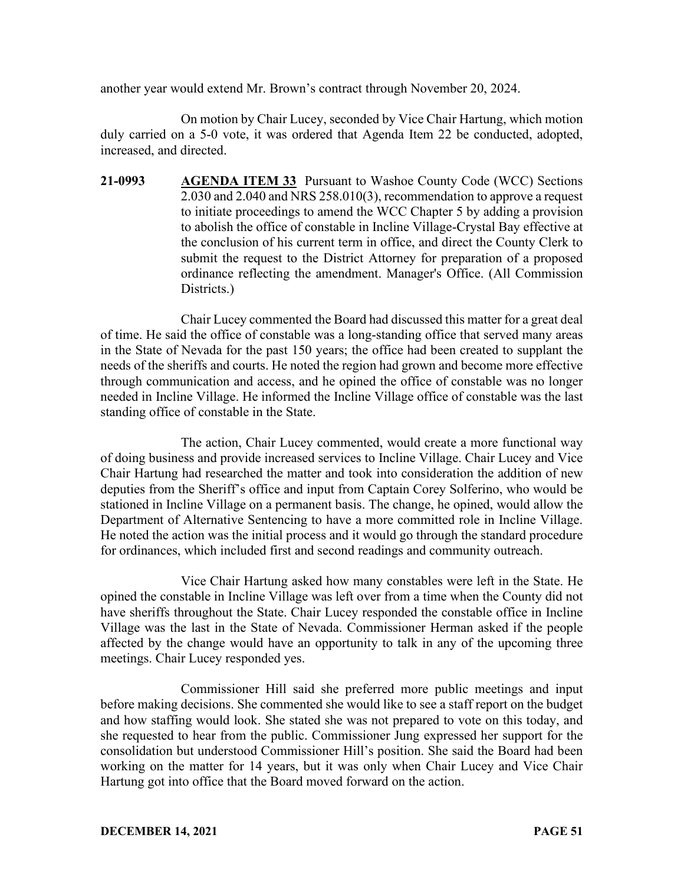another year would extend Mr. Brown's contract through November 20, 2024.

On motion by Chair Lucey, seconded by Vice Chair Hartung, which motion duly carried on a 5-0 vote, it was ordered that Agenda Item 22 be conducted, adopted, increased, and directed.

**21-0993** **AGENDA ITEM 33** Pursuant to Washoe County Code (WCC) Sections 2.030 and 2.040 and NRS 258.010(3), recommendation to approve a request to initiate proceedings to amend the WCC Chapter 5 by adding a provision to abolish the office of constable in Incline Village-Crystal Bay effective at the conclusion of his current term in office, and direct the County Clerk to submit the request to the District Attorney for preparation of a proposed ordinance reflecting the amendment. Manager's Office. (All Commission Districts.)

Chair Lucey commented the Board had discussed this matter for a great deal of time. He said the office of constable was a long-standing office that served many areas in the State of Nevada for the past 150 years; the office had been created to supplant the needs of the sheriffs and courts. He noted the region had grown and become more effective through communication and access, and he opined the office of constable was no longer needed in Incline Village. He informed the Incline Village office of constable was the last standing office of constable in the State.

The action, Chair Lucey commented, would create a more functional way of doing business and provide increased services to Incline Village. Chair Lucey and Vice Chair Hartung had researched the matter and took into consideration the addition of new deputies from the Sheriff's office and input from Captain Corey Solferino, who would be stationed in Incline Village on a permanent basis. The change, he opined, would allow the Department of Alternative Sentencing to have a more committed role in Incline Village. He noted the action was the initial process and it would go through the standard procedure for ordinances, which included first and second readings and community outreach.

Vice Chair Hartung asked how many constables were left in the State. He opined the constable in Incline Village was left over from a time when the County did not have sheriffs throughout the State. Chair Lucey responded the constable office in Incline Village was the last in the State of Nevada. Commissioner Herman asked if the people affected by the change would have an opportunity to talk in any of the upcoming three meetings. Chair Lucey responded yes.

Commissioner Hill said she preferred more public meetings and input before making decisions. She commented she would like to see a staff report on the budget and how staffing would look. She stated she was not prepared to vote on this today, and she requested to hear from the public. Commissioner Jung expressed her support for the consolidation but understood Commissioner Hill's position. She said the Board had been working on the matter for 14 years, but it was only when Chair Lucey and Vice Chair Hartung got into office that the Board moved forward on the action.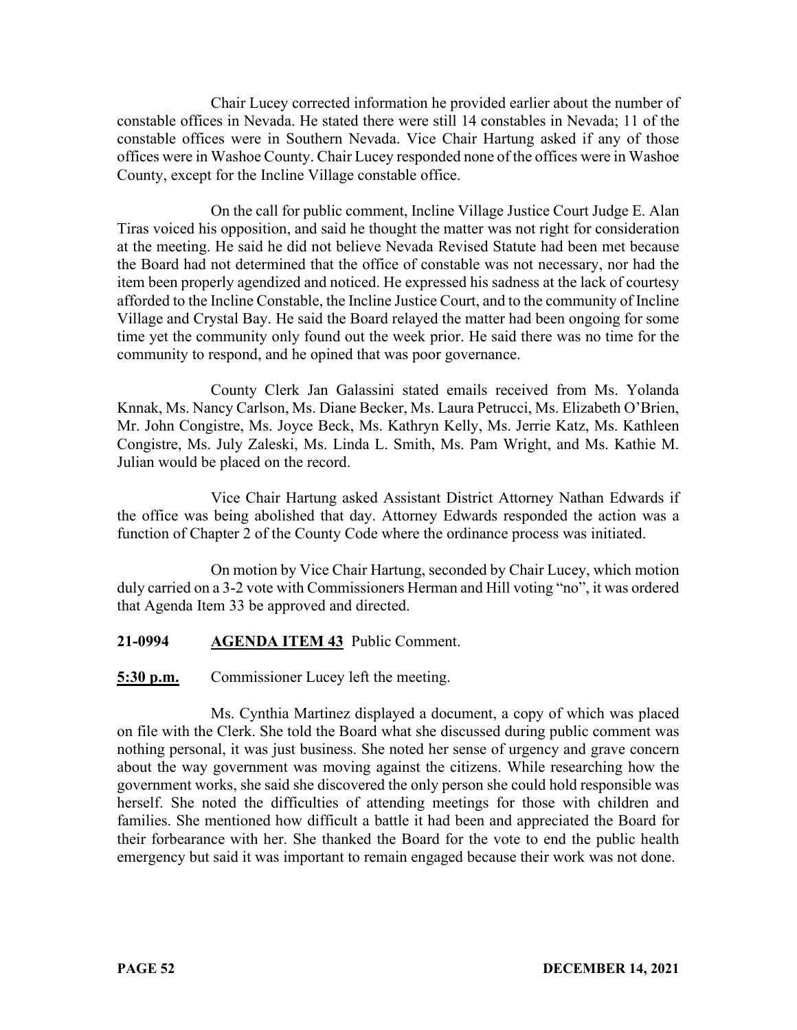Chair Lucey corrected information he provided earlier about the number of constable offices in Nevada. He stated there were still 14 constables in Nevada; 11 of the constable offices were in Southern Nevada. Vice Chair Hartung asked if any of those offices were in Washoe County. Chair Lucey responded none of the offices were in Washoe County, except for the Incline Village constable office.

On the call for public comment, Incline Village Justice Court Judge E. Alan Tiras voiced his opposition, and said he thought the matter was not right for consideration at the meeting. He said he did not believe Nevada Revised Statute had been met because the Board had not determined that the office of constable was not necessary, nor had the item been properly agendized and noticed. He expressed his sadness at the lack of courtesy afforded to the Incline Constable, the Incline Justice Court, and to the community of Incline Village and Crystal Bay. He said the Board relayed the matter had been ongoing for some time yet the community only found out the week prior. He said there was no time for the community to respond, and he opined that was poor governance.

County Clerk Jan Galassini stated emails received from Ms. Yolanda Knnak, Ms. Nancy Carlson, Ms. Diane Becker, Ms. Laura Petrucci, Ms. Elizabeth O'Brien, Mr. John Congistre, Ms. Joyce Beck, Ms. Kathryn Kelly, Ms. Jerrie Katz, Ms. Kathleen Congistre, Ms. July Zaleski, Ms. Linda L. Smith, Ms. Pam Wright, and Ms. Kathie M. Julian would be placed on the record.

Vice Chair Hartung asked Assistant District Attorney Nathan Edwards if the office was being abolished that day. Attorney Edwards responded the action was a function of Chapter 2 of the County Code where the ordinance process was initiated.

On motion by Vice Chair Hartung, seconded by Chair Lucey, which motion duly carried on a 3-2 vote with Commissioners Herman and Hill voting "no", it was ordered that Agenda Item 33 be approved and directed.

**21-0994 AGENDA ITEM 43** Public Comment.

**5:30 p.m.** Commissioner Lucey left the meeting.

Ms. Cynthia Martinez displayed a document, a copy of which was placed on file with the Clerk. She told the Board what she discussed during public comment was nothing personal, it was just business. She noted her sense of urgency and grave concern about the way government was moving against the citizens. While researching how the government works, she said she discovered the only person she could hold responsible was herself. She noted the difficulties of attending meetings for those with children and families. She mentioned how difficult a battle it had been and appreciated the Board for their forbearance with her. She thanked the Board for the vote to end the public health emergency but said it was important to remain engaged because their work was not done.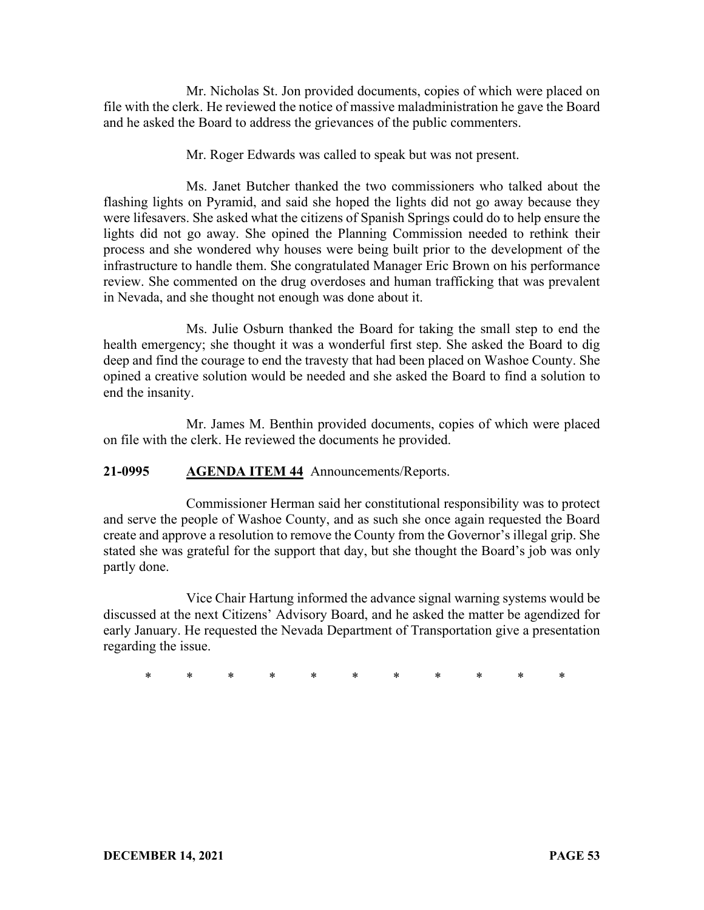Mr. Nicholas St. Jon provided documents, copies of which were placed on file with the clerk. He reviewed the notice of massive maladministration he gave the Board and he asked the Board to address the grievances of the public commenters.

Mr. Roger Edwards was called to speak but was not present.

Ms. Janet Butcher thanked the two commissioners who talked about the flashing lights on Pyramid, and said she hoped the lights did not go away because they were lifesavers. She asked what the citizens of Spanish Springs could do to help ensure the lights did not go away. She opined the Planning Commission needed to rethink their process and she wondered why houses were being built prior to the development of the infrastructure to handle them. She congratulated Manager Eric Brown on his performance review. She commented on the drug overdoses and human trafficking that was prevalent in Nevada, and she thought not enough was done about it.

Ms. Julie Osburn thanked the Board for taking the small step to end the health emergency; she thought it was a wonderful first step. She asked the Board to dig deep and find the courage to end the travesty that had been placed on Washoe County. She opined a creative solution would be needed and she asked the Board to find a solution to end the insanity.

Mr. James M. Benthin provided documents, copies of which were placed on file with the clerk. He reviewed the documents he provided.

**21-0995 AGENDA ITEM 44** Announcements/Reports.

Commissioner Herman said her constitutional responsibility was to protect and serve the people of Washoe County, and as such she once again requested the Board create and approve a resolution to remove the County from the Governor's illegal grip. She stated she was grateful for the support that day, but she thought the Board's job was only partly done.

Vice Chair Hartung informed the advance signal warning systems would be discussed at the next Citizens' Advisory Board, and he asked the matter be agendized for early January. He requested the Nevada Department of Transportation give a presentation regarding the issue.

\* \* \* \* \* \* \* \* \* \* \*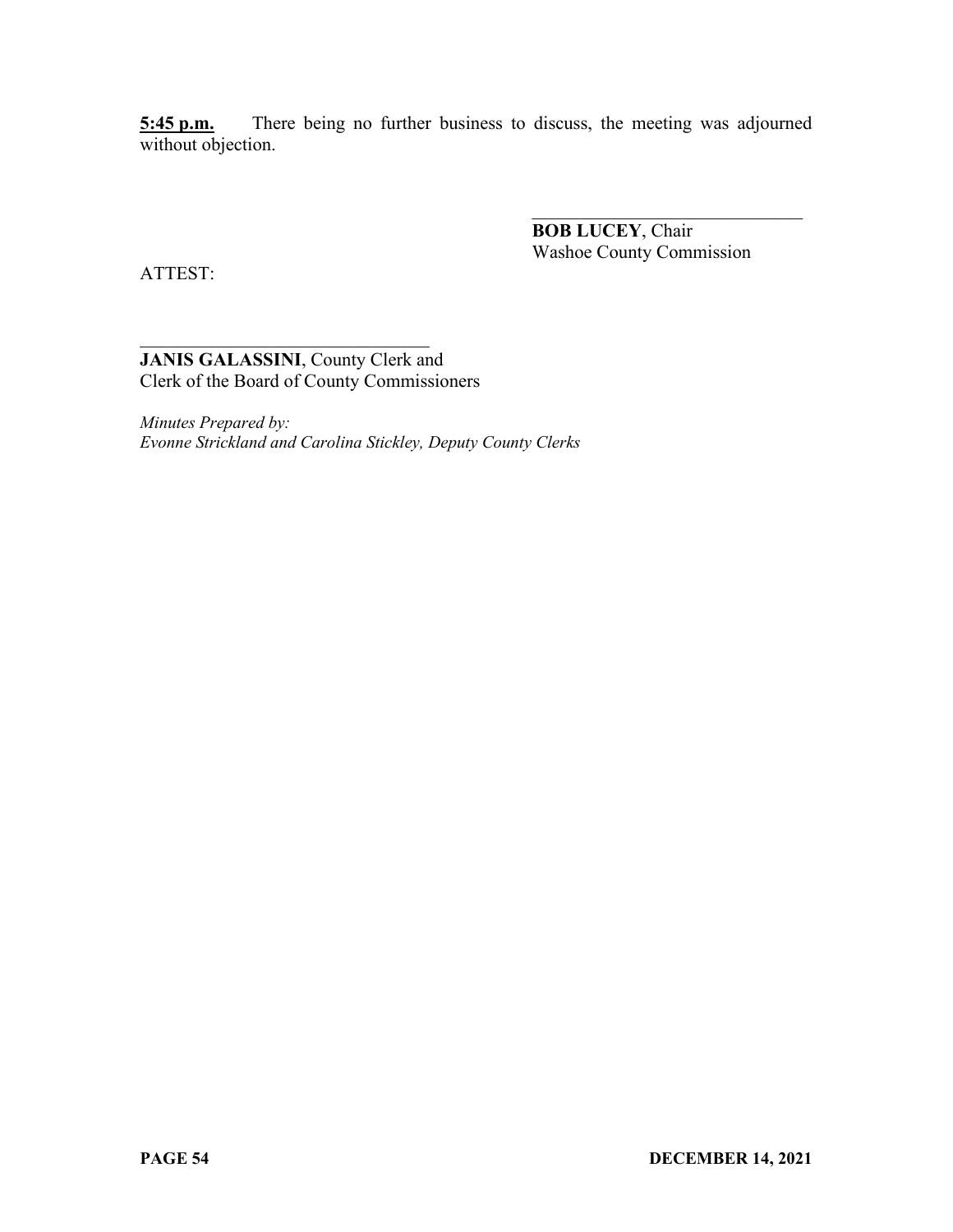**<u>5:45 p.m.</u>** There being no further business to discuss, the meeting was adjourned without objection.

\_\_\_\_\_\_\_\_\_\_\_\_\_\_\_\_\_\_\_\_\_\_\_\_\_\_\_\_\_\_
**BOB LUCEY**, Chair
Washoe County Commission

ATTEST:

\_\_\_\_\_\_\_\_\_\_\_\_\_\_\_\_\_\_\_\_\_\_\_\_\_\_\_\_\_\_
**JANIS GALASSINI**, County Clerk and
Clerk of the Board of County Commissioners

*Minutes Prepared by:*
*Evonne Strickland and Carolina Stickley, Deputy County Clerks*